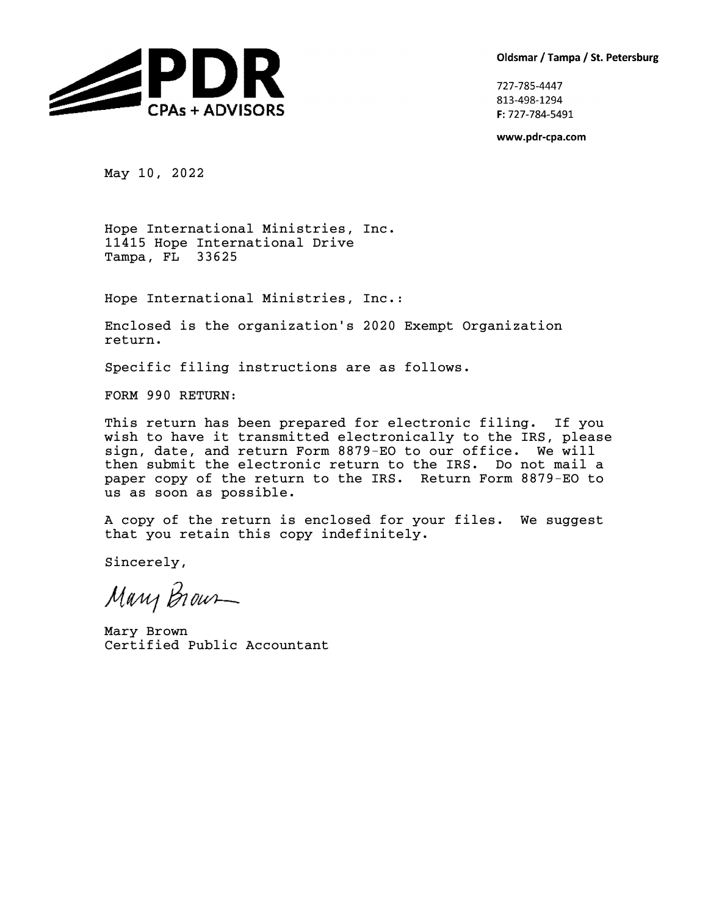**PDR CPAs + ADVISORS**

**Oldsmar / Tampa / St. Petersburg**

727-785-4447
813-498-1294
**F:** 727-784-5491

**www.pdr-cpa.com**

May 10, 2022

Hope International Ministries, Inc.
11415 Hope International Drive
Tampa, FL 33625

Hope International Ministries, Inc.:

Enclosed is the organization's 2020 Exempt Organization return.

Specific filing instructions are as follows.

FORM 990 RETURN:

This return has been prepared for electronic filing. If you wish to have it transmitted electronically to the IRS, please sign, date, and return Form 8879-EO to our office. We will then submit the electronic return to the IRS. Do not mail a paper copy of the return to the IRS. Return Form 8879-EO to us as soon as possible.

A copy of the return is enclosed for your files. We suggest that you retain this copy indefinitely.

Sincerely,

Mary Brown

Mary Brown
Certified Public Accountant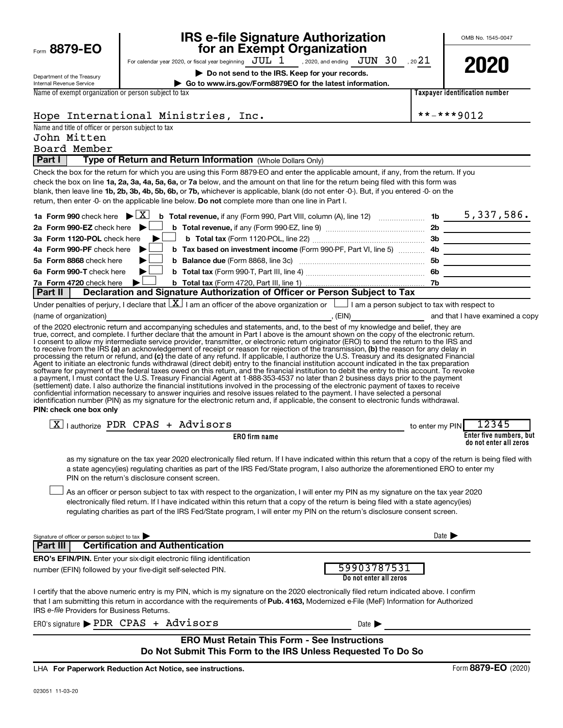Form **8879-EO**

Department of the Treasury
Internal Revenue Service

# IRS e-file Signature Authorization for an Exempt Organization

For calendar year 2020, or fiscal year beginning JUL 1, 2020, and ending JUN 30, 2021

▶ **Do not send to the IRS. Keep for your records.**

▶ **Go to www.irs.gov/Form8879EO for the latest information.**

OMB No. 1545-0047

**2020**

Name of exempt organization or person subject to tax: Hope International Ministries, Inc.

Taxpayer identification number: **-***9012

Name and title of officer or person subject to tax:
John Mitten
Board Member

## Part I — Type of Return and Return Information (Whole Dollars Only)

Check the box for the return for which you are using this Form 8879-EO and enter the applicable amount, if any, from the return. If you check the box on line **1a, 2a, 3a, 4a, 5a, 6a,** or **7a** below, and the amount on that line for the return being filed with this form was blank, then leave line **1b, 2b, 3b, 4b, 5b, 6b,** or **7b,** whichever is applicable, blank (do not enter -0-). But, if you entered -0- on the return, then enter -0- on the applicable line below. **Do not** complete more than one line in Part I.

| | | | |
|---|---|---|---|
| **1a Form 990** check here ▶ [X] | **b Total revenue,** if any (Form 990, Part VIII, column (A), line 12) | 1b | 5,337,586. |
| **2a Form 990-EZ** check here ▶ [ ] | **b Total revenue,** if any (Form 990-EZ, line 9) | 2b | |
| **3a Form 1120-POL** check here ▶ [ ] | **b Total tax** (Form 1120-POL, line 22) | 3b | |
| **4a Form 990-PF** check here ▶ [ ] | **b Tax based on investment income** (Form 990-PF, Part VI, line 5) | 4b | |
| **5a Form 8868** check here ▶ [ ] | **b Balance due** (Form 8868, line 3c) | 5b | |
| **6a Form 990-T** check here ▶ [ ] | **b Total tax** (Form 990-T, Part III, line 4) | 6b | |
| **7a Form 4720** check here ▶ [ ] | **b Total tax** (Form 4720, Part III, line 1) | 7b | |

## Part II — Declaration and Signature Authorization of Officer or Person Subject to Tax

Under penalties of perjury, I declare that [X] I am an officer of the above organization or [ ] I am a person subject to tax with respect to (name of organization) ____________, (EIN) ____________ and that I have examined a copy of the 2020 electronic return and accompanying schedules and statements, and, to the best of my knowledge and belief, they are true, correct, and complete. I further declare that the amount in Part I above is the amount shown on the copy of the electronic return. I consent to allow my intermediate service provider, transmitter, or electronic return originator (ERO) to send the return to the IRS and to receive from the IRS **(a)** an acknowledgement of receipt or reason for rejection of the transmission, **(b)** the reason for any delay in processing the return or refund, and **(c)** the date of any refund. If applicable, I authorize the U.S. Treasury and its designated Financial Agent to initiate an electronic funds withdrawal (direct debit) entry to the financial institution account indicated in the tax preparation software for payment of the federal taxes owed on this return, and the financial institution to debit the entry to this account. To revoke a payment, I must contact the U.S. Treasury Financial Agent at 1-888-353-4537 no later than 2 business days prior to the payment (settlement) date. I also authorize the financial institutions involved in the processing of the electronic payment of taxes to receive confidential information necessary to answer inquiries and resolve issues related to the payment. I have selected a personal identification number (PIN) as my signature for the electronic return and, if applicable, the consent to electronic funds withdrawal.

**PIN: check one box only**

[X] I authorize PDR CPAS + Advisors (ERO firm name) to enter my PIN 12345 (Enter five numbers, but do not enter all zeros) as my signature on the tax year 2020 electronically filed return. If I have indicated within this return that a copy of the return is being filed with a state agency(ies) regulating charities as part of the IRS Fed/State program, I also authorize the aforementioned ERO to enter my PIN on the return's disclosure consent screen.

[ ] As an officer or person subject to tax with respect to the organization, I will enter my PIN as my signature on the tax year 2020 electronically filed return. If I have indicated within this return that a copy of the return is being filed with a state agency(ies) regulating charities as part of the IRS Fed/State program, I will enter my PIN on the return's disclosure consent screen.

Signature of officer or person subject to tax ▶ ____________ Date ▶ ____________

## Part III — Certification and Authentication

**ERO's EFIN/PIN.** Enter your six-digit electronic filing identification number (EFIN) followed by your five-digit self-selected PIN. 59903787531 (Do not enter all zeros)

I certify that the above numeric entry is my PIN, which is my signature on the 2020 electronically filed return indicated above. I confirm that I am submitting this return in accordance with the requirements of **Pub. 4163,** Modernized e-File (MeF) Information for Authorized IRS *e-file* Providers for Business Returns.

ERO's signature ▶ PDR CPAS + Advisors Date ▶ ____________

**ERO Must Retain This Form - See Instructions**
**Do Not Submit This Form to the IRS Unless Requested To Do So**

LHA **For Paperwork Reduction Act Notice, see instructions.** Form **8879-EO** (2020)

023051 11-03-20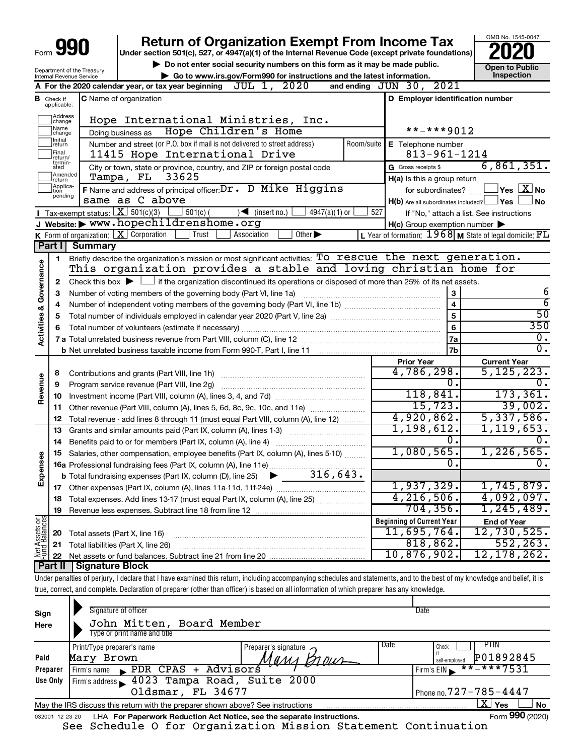# Form 990 — Return of Organization Exempt From Income Tax (2020)

Under section 501(c), 527, or 4947(a)(1) of the Internal Revenue Code (except private foundations)

▶ Do not enter social security numbers on this form as it may be made public.

▶ Go to www.irs.gov/Form990 for instructions and the latest information.

Department of the Treasury, Internal Revenue Service

OMB No. 1545-0047 — **2020** — Open to Public Inspection

**A** For the 2020 calendar year, or tax year beginning JUL 1, 2020 and ending JUN 30, 2021

**B** Check if applicable: Address change, Name change, Initial return, Final return/terminated, Amended return, Application pending

**C** Name of organization: Hope International Ministries, Inc.

Doing business as: Hope Children's Home

Number and street (or P.O. box if mail is not delivered to street address): 11415 Hope International Drive

City or town, state or province, country, and ZIP or foreign postal code: Tampa, FL 33625

**D** Employer identification number: **-***9012

**E** Telephone number: 813-961-1214

**G** Gross receipts $ 6,861,351.

**F** Name and address of principal officer: Dr. D Mike Higgins, same as C above

**H(a)** Is this a group return for subordinates? Yes [ ] No [X]

**H(b)** Are all subordinates included? Yes [ ] No [ ]

If "No," attach a list. See instructions

**H(c)** Group exemption number ▶

**I** Tax-exempt status: [X] 501(c)(3) [ ] 501(c) ( ) ◀ (insert no.) [ ] 4947(a)(1) or [ ] 527

**J** Website: ▶ www.hopechildrenshome.org

**K** Form of organization: [X] Corporation [ ] Trust [ ] Association [ ] Other ▶

**L** Year of formation: 1968 **M** State of legal domicile: FL

## Part I Summary

### Activities & Governance

1. Briefly describe the organization's mission or most significant activities: To rescue the next generation. This organization provides a stable and loving christian home for
2. Check this box ▶ [ ] if the organization discontinued its operations or disposed of more than 25% of its net assets.

| Line | Description | No. | Value |
|---|---|---|---|
| 3 | Number of voting members of the governing body (Part VI, line 1a) | 3 | 6 |
| 4 | Number of independent voting members of the governing body (Part VI, line 1b) | 4 | 6 |
| 5 | Total number of individuals employed in calendar year 2020 (Part V, line 2a) | 5 | 50 |
| 6 | Total number of volunteers (estimate if necessary) | 6 | 350 |
| 7a | Total unrelated business revenue from Part VIII, column (C), line 12 | 7a | 0. |
| 7b | Net unrelated business taxable income from Form 990-T, Part I, line 11 | 7b | 0. |

### Revenue / Expenses

| Line | Description | Prior Year | Current Year |
|---|---|---|---|
| 8 | Contributions and grants (Part VIII, line 1h) | 4,786,298. | 5,125,223. |
| 9 | Program service revenue (Part VIII, line 2g) | 0. | 0. |
| 10 | Investment income (Part VIII, column (A), lines 3, 4, and 7d) | 118,841. | 173,361. |
| 11 | Other revenue (Part VIII, column (A), lines 5, 6d, 8c, 9c, 10c, and 11e) | 15,723. | 39,002. |
| 12 | Total revenue - add lines 8 through 11 (must equal Part VIII, column (A), line 12) | 4,920,862. | 5,337,586. |
| 13 | Grants and similar amounts paid (Part IX, column (A), lines 1-3) | 1,198,612. | 1,119,653. |
| 14 | Benefits paid to or for members (Part IX, column (A), line 4) | 0. | 0. |
| 15 | Salaries, other compensation, employee benefits (Part IX, column (A), lines 5-10) | 1,080,565. | 1,226,565. |
| 16a | Professional fundraising fees (Part IX, column (A), line 11e) | 0. | 0. |
| 16b | Total fundraising expenses (Part IX, column (D), line 25) ▶ 316,643. | | |
| 17 | Other expenses (Part IX, column (A), lines 11a-11d, 11f-24e) | 1,937,329. | 1,745,879. |
| 18 | Total expenses. Add lines 13-17 (must equal Part IX, column (A), line 25) | 4,216,506. | 4,092,097. |
| 19 | Revenue less expenses. Subtract line 18 from line 12 | 704,356. | 1,245,489. |

### Net Assets or Fund Balances

| Line | Description | Beginning of Current Year | End of Year |
|---|---|---|---|
| 20 | Total assets (Part X, line 16) | 11,695,764. | 12,730,525. |
| 21 | Total liabilities (Part X, line 26) | 818,862. | 552,263. |
| 22 | Net assets or fund balances. Subtract line 21 from line 20 | 10,876,902. | 12,178,262. |

## Part II Signature Block

Under penalties of perjury, I declare that I have examined this return, including accompanying schedules and statements, and to the best of my knowledge and belief, it is true, correct, and complete. Declaration of preparer (other than officer) is based on all information of which preparer has any knowledge.

**Sign Here**

Signature of officer — Date

John Mitten, Board Member

Type or print name and title

**Paid Preparer Use Only**

| Print/Type preparer's name | Preparer's signature | Date | Check if self-employed | PTIN |
|---|---|---|---|---|
| Mary Brown | Mary Brown | | [ ] | P01892845 |

Firm's name ▶ PDR CPAS + Advisors — Firm's EIN ▶ **-***7531

Firm's address ▶ 4023 Tampa Road, Suite 2000, Oldsmar, FL 34677 — Phone no. 727-785-4447

May the IRS discuss this return with the preparer shown above? See instructions [X] Yes [ ] No

032001 12-23-20 LHA For Paperwork Reduction Act Notice, see the separate instructions. Form **990** (2020)

See Schedule O for Organization Mission Statement Continuation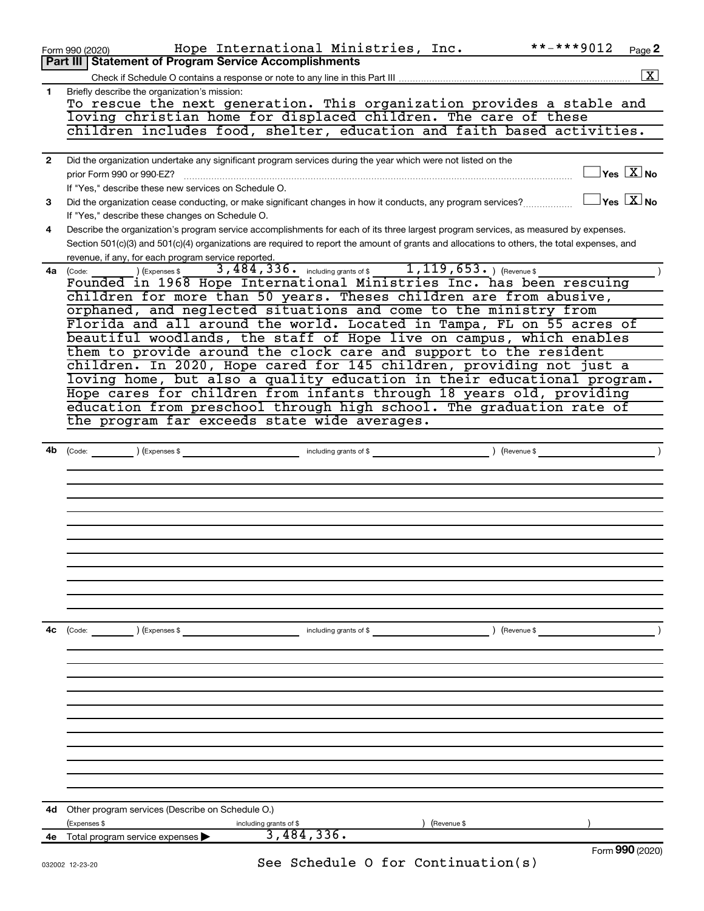Form 990 (2020) Hope International Ministries, Inc. **-***9012 Page 2

## Part III Statement of Program Service Accomplishments

Check if Schedule O contains a response or note to any line in this Part III .......... [X]

**1** Briefly describe the organization's mission:

To rescue the next generation. This organization provides a stable and loving christian home for displaced children. The care of these children includes food, shelter, education and faith based activities.

**2** Did the organization undertake any significant program services during the year which were not listed on the prior Form 990 or 990-EZ? .......... [ ] Yes [X] No

If "Yes," describe these new services on Schedule O.

**3** Did the organization cease conducting, or make significant changes in how it conducts, any program services? .......... [ ] Yes [X] No

If "Yes," describe these changes on Schedule O.

**4** Describe the organization's program service accomplishments for each of its three largest program services, as measured by expenses. Section 501(c)(3) and 501(c)(4) organizations are required to report the amount of grants and allocations to others, the total expenses, and revenue, if any, for each program service reported.

**4a** (Code: ) (Expenses $ 3,484,336. including grants of $ 1,119,653. ) (Revenue $ )

Founded in 1968 Hope International Ministries Inc. has been rescuing children for more than 50 years. Theses children are from abusive, orphaned, and neglected situations and come to the ministry from Florida and all around the world. Located in Tampa, FL on 55 acres of beautiful woodlands, the staff of Hope live on campus, which enables them to provide around the clock care and support to the resident children. In 2020, Hope cared for 145 children, providing not just a loving home, but also a quality education in their educational program. Hope cares for children from infants through 18 years old, providing education from preschool through high school. The graduation rate of the program far exceeds state wide averages.

**4b** (Code: ) (Expenses $ including grants of $ ) (Revenue $ )

**4c** (Code: ) (Expenses $ including grants of $ ) (Revenue $ )

**4d** Other program services (Describe on Schedule O.)

(Expenses $ including grants of $ ) (Revenue $ )

**4e** Total program service expenses ▶ 3,484,336.

See Schedule O for Continuation(s)

Form **990** (2020)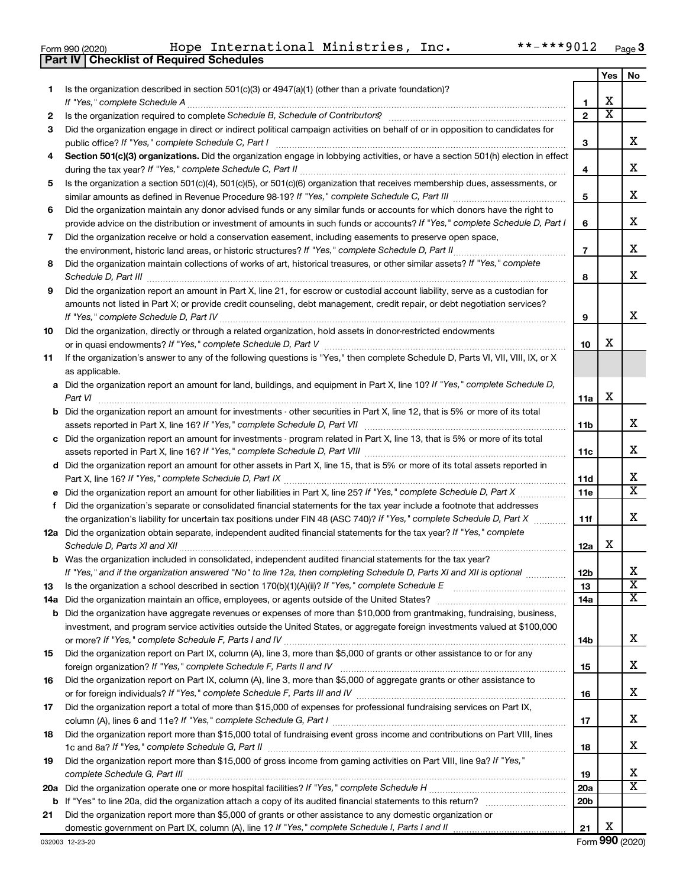Form 990 (2020) Hope International Ministries, Inc. **-***9012 Page 3

## Part IV | Checklist of Required Schedules

| | | | Yes | No |
|---|---|---|---|---|
| 1 | Is the organization described in section 501(c)(3) or 4947(a)(1) (other than a private foundation)? *If "Yes," complete Schedule A* | 1 | X | |
| 2 | Is the organization required to complete *Schedule B, Schedule of Contributors*? | 2 | X | |
| 3 | Did the organization engage in direct or indirect political campaign activities on behalf of or in opposition to candidates for public office? *If "Yes," complete Schedule C, Part I* | 3 | | X |
| 4 | **Section 501(c)(3) organizations.** Did the organization engage in lobbying activities, or have a section 501(h) election in effect during the tax year? *If "Yes," complete Schedule C, Part II* | 4 | | X |
| 5 | Is the organization a section 501(c)(4), 501(c)(5), or 501(c)(6) organization that receives membership dues, assessments, or similar amounts as defined in Revenue Procedure 98-19? *If "Yes," complete Schedule C, Part III* | 5 | | X |
| 6 | Did the organization maintain any donor advised funds or any similar funds or accounts for which donors have the right to provide advice on the distribution or investment of amounts in such funds or accounts? *If "Yes," complete Schedule D, Part I* | 6 | | X |
| 7 | Did the organization receive or hold a conservation easement, including easements to preserve open space, the environment, historic land areas, or historic structures? *If "Yes," complete Schedule D, Part II* | 7 | | X |
| 8 | Did the organization maintain collections of works of art, historical treasures, or other similar assets? *If "Yes," complete Schedule D, Part III* | 8 | | X |
| 9 | Did the organization report an amount in Part X, line 21, for escrow or custodial account liability, serve as a custodian for amounts not listed in Part X; or provide credit counseling, debt management, credit repair, or debt negotiation services? *If "Yes," complete Schedule D, Part IV* | 9 | | X |
| 10 | Did the organization, directly or through a related organization, hold assets in donor-restricted endowments or in quasi endowments? *If "Yes," complete Schedule D, Part V* | 10 | X | |
| 11 | If the organization's answer to any of the following questions is "Yes," then complete Schedule D, Parts VI, VII, VIII, IX, or X as applicable. | | | |
| a | Did the organization report an amount for land, buildings, and equipment in Part X, line 10? *If "Yes," complete Schedule D, Part VI* | 11a | X | |
| b | Did the organization report an amount for investments - other securities in Part X, line 12, that is 5% or more of its total assets reported in Part X, line 16? *If "Yes," complete Schedule D, Part VII* | 11b | | X |
| c | Did the organization report an amount for investments - program related in Part X, line 13, that is 5% or more of its total assets reported in Part X, line 16? *If "Yes," complete Schedule D, Part VIII* | 11c | | X |
| d | Did the organization report an amount for other assets in Part X, line 15, that is 5% or more of its total assets reported in Part X, line 16? *If "Yes," complete Schedule D, Part IX* | 11d | | X |
| e | Did the organization report an amount for other liabilities in Part X, line 25? *If "Yes," complete Schedule D, Part X* | 11e | | X |
| f | Did the organization's separate or consolidated financial statements for the tax year include a footnote that addresses the organization's liability for uncertain tax positions under FIN 48 (ASC 740)? *If "Yes," complete Schedule D, Part X* | 11f | | X |
| 12a | Did the organization obtain separate, independent audited financial statements for the tax year? *If "Yes," complete Schedule D, Parts XI and XII* | 12a | X | |
| b | Was the organization included in consolidated, independent audited financial statements for the tax year? *If "Yes," and if the organization answered "No" to line 12a, then completing Schedule D, Parts XI and XII is optional* | 12b | | X |
| 13 | Is the organization a school described in section 170(b)(1)(A)(ii)? *If "Yes," complete Schedule E* | 13 | | X |
| 14a | Did the organization maintain an office, employees, or agents outside of the United States? | 14a | | X |
| b | Did the organization have aggregate revenues or expenses of more than $10,000 from grantmaking, fundraising, business, investment, and program service activities outside the United States, or aggregate foreign investments valued at $100,000 or more? *If "Yes," complete Schedule F, Parts I and IV* | 14b | | X |
| 15 | Did the organization report on Part IX, column (A), line 3, more than $5,000 of grants or other assistance to or for any foreign organization? *If "Yes," complete Schedule F, Parts II and IV* | 15 | | X |
| 16 | Did the organization report on Part IX, column (A), line 3, more than $5,000 of aggregate grants or other assistance to or for foreign individuals? *If "Yes," complete Schedule F, Parts III and IV* | 16 | | X |
| 17 | Did the organization report a total of more than $15,000 of expenses for professional fundraising services on Part IX, column (A), lines 6 and 11e? *If "Yes," complete Schedule G, Part I* | 17 | | X |
| 18 | Did the organization report more than $15,000 total of fundraising event gross income and contributions on Part VIII, lines 1c and 8a? *If "Yes," complete Schedule G, Part II* | 18 | | X |
| 19 | Did the organization report more than $15,000 of gross income from gaming activities on Part VIII, line 9a? *If "Yes," complete Schedule G, Part III* | 19 | | X |
| 20a | Did the organization operate one or more hospital facilities? *If "Yes," complete Schedule H* | 20a | | X |
| b | If "Yes" to line 20a, did the organization attach a copy of its audited financial statements to this return? | 20b | | |
| 21 | Did the organization report more than $5,000 of grants or other assistance to any domestic organization or domestic government on Part IX, column (A), line 1? *If "Yes," complete Schedule I, Parts I and II* | 21 | X | |

032003 12-23-20 Form **990** (2020)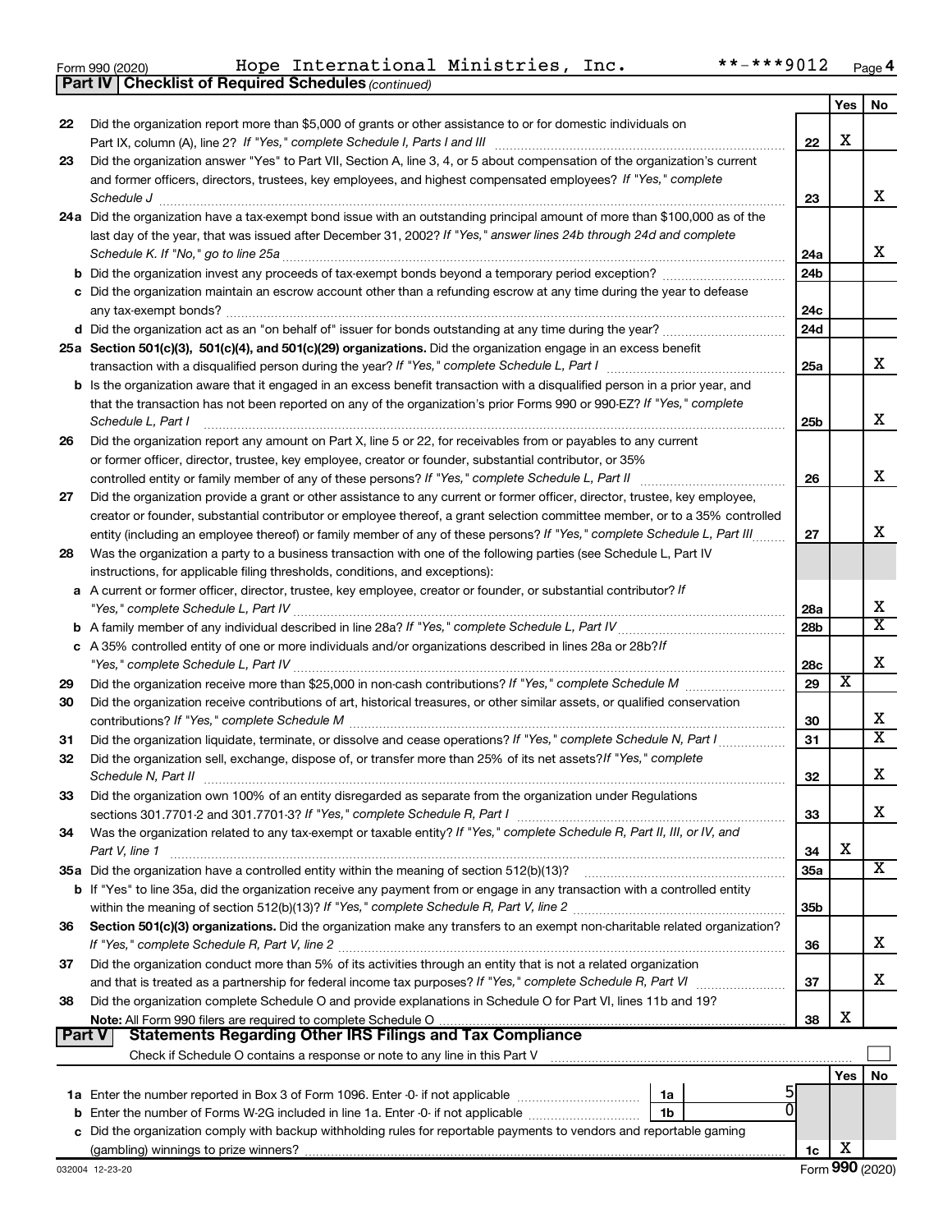Form 990 (2020) Hope International Ministries, Inc. **-***9012 Page 4

**Part IV | Checklist of Required Schedules** *(continued)*

| | | | Yes | No |
|---|---|---|---|---|
| 22 | Did the organization report more than $5,000 of grants or other assistance to or for domestic individuals on Part IX, column (A), line 2? *If "Yes," complete Schedule I, Parts I and III* | 22 | X | |
| 23 | Did the organization answer "Yes" to Part VII, Section A, line 3, 4, or 5 about compensation of the organization's current and former officers, directors, trustees, key employees, and highest compensated employees? *If "Yes," complete Schedule J* | 23 | | X |
| 24a | Did the organization have a tax-exempt bond issue with an outstanding principal amount of more than $100,000 as of the last day of the year, that was issued after December 31, 2002? *If "Yes," answer lines 24b through 24d and complete Schedule K. If "No," go to line 25a* | 24a | | X |
| b | Did the organization invest any proceeds of tax-exempt bonds beyond a temporary period exception? | 24b | | |
| c | Did the organization maintain an escrow account other than a refunding escrow at any time during the year to defease any tax-exempt bonds? | 24c | | |
| d | Did the organization act as an "on behalf of" issuer for bonds outstanding at any time during the year? | 24d | | |
| 25a | **Section 501(c)(3), 501(c)(4), and 501(c)(29) organizations.** Did the organization engage in an excess benefit transaction with a disqualified person during the year? *If "Yes," complete Schedule L, Part I* | 25a | | X |
| b | Is the organization aware that it engaged in an excess benefit transaction with a disqualified person in a prior year, and that the transaction has not been reported on any of the organization's prior Forms 990 or 990-EZ? *If "Yes," complete Schedule L, Part I* | 25b | | X |
| 26 | Did the organization report any amount on Part X, line 5 or 22, for receivables from or payables to any current or former officer, director, trustee, key employee, creator or founder, substantial contributor, or 35% controlled entity or family member of any of these persons? *If "Yes," complete Schedule L, Part II* | 26 | | X |
| 27 | Did the organization provide a grant or other assistance to any current or former officer, director, trustee, key employee, creator or founder, substantial contributor or employee thereof, a grant selection committee member, or to a 35% controlled entity (including an employee thereof) or family member of any of these persons? *If "Yes," complete Schedule L, Part III* | 27 | | X |
| 28 | Was the organization a party to a business transaction with one of the following parties (see Schedule L, Part IV instructions, for applicable filing thresholds, conditions, and exceptions): | | | |
| a | A current or former officer, director, trustee, key employee, creator or founder, or substantial contributor? *If "Yes," complete Schedule L, Part IV* | 28a | | X |
| b | A family member of any individual described in line 28a? *If "Yes," complete Schedule L, Part IV* | 28b | | X |
| c | A 35% controlled entity of one or more individuals and/or organizations described in lines 28a or 28b? *If "Yes," complete Schedule L, Part IV* | 28c | | X |
| 29 | Did the organization receive more than $25,000 in non-cash contributions? *If "Yes," complete Schedule M* | 29 | X | |
| 30 | Did the organization receive contributions of art, historical treasures, or other similar assets, or qualified conservation contributions? *If "Yes," complete Schedule M* | 30 | | X |
| 31 | Did the organization liquidate, terminate, or dissolve and cease operations? *If "Yes," complete Schedule N, Part I* | 31 | | X |
| 32 | Did the organization sell, exchange, dispose of, or transfer more than 25% of its net assets? *If "Yes," complete Schedule N, Part II* | 32 | | X |
| 33 | Did the organization own 100% of an entity disregarded as separate from the organization under Regulations sections 301.7701-2 and 301.7701-3? *If "Yes," complete Schedule R, Part I* | 33 | | X |
| 34 | Was the organization related to any tax-exempt or taxable entity? *If "Yes," complete Schedule R, Part II, III, or IV, and Part V, line 1* | 34 | X | |
| 35a | Did the organization have a controlled entity within the meaning of section 512(b)(13)? | 35a | | X |
| b | If "Yes" to line 35a, did the organization receive any payment from or engage in any transaction with a controlled entity within the meaning of section 512(b)(13)? *If "Yes," complete Schedule R, Part V, line 2* | 35b | | |
| 36 | **Section 501(c)(3) organizations.** Did the organization make any transfers to an exempt non-charitable related organization? *If "Yes," complete Schedule R, Part V, line 2* | 36 | | X |
| 37 | Did the organization conduct more than 5% of its activities through an entity that is not a related organization and that is treated as a partnership for federal income tax purposes? *If "Yes," complete Schedule R, Part VI* | 37 | | X |
| 38 | Did the organization complete Schedule O and provide explanations in Schedule O for Part VI, lines 11b and 19? **Note:** All Form 990 filers are required to complete Schedule O | 38 | X | |

**Part V | Statements Regarding Other IRS Filings and Tax Compliance**

Check if Schedule O contains a response or note to any line in this Part V ☐

| | | | | | Yes | No |
|---|---|---|---|---|---|---|
| 1a | Enter the number reported in Box 3 of Form 1096. Enter -0- if not applicable | 1a | 5 | | | |
| b | Enter the number of Forms W-2G included in line 1a. Enter -0- if not applicable | 1b | 0 | | | |
| c | Did the organization comply with backup withholding rules for reportable payments to vendors and reportable gaming (gambling) winnings to prize winners? | | | 1c | X | |

032004 12-23-20 Form **990** (2020)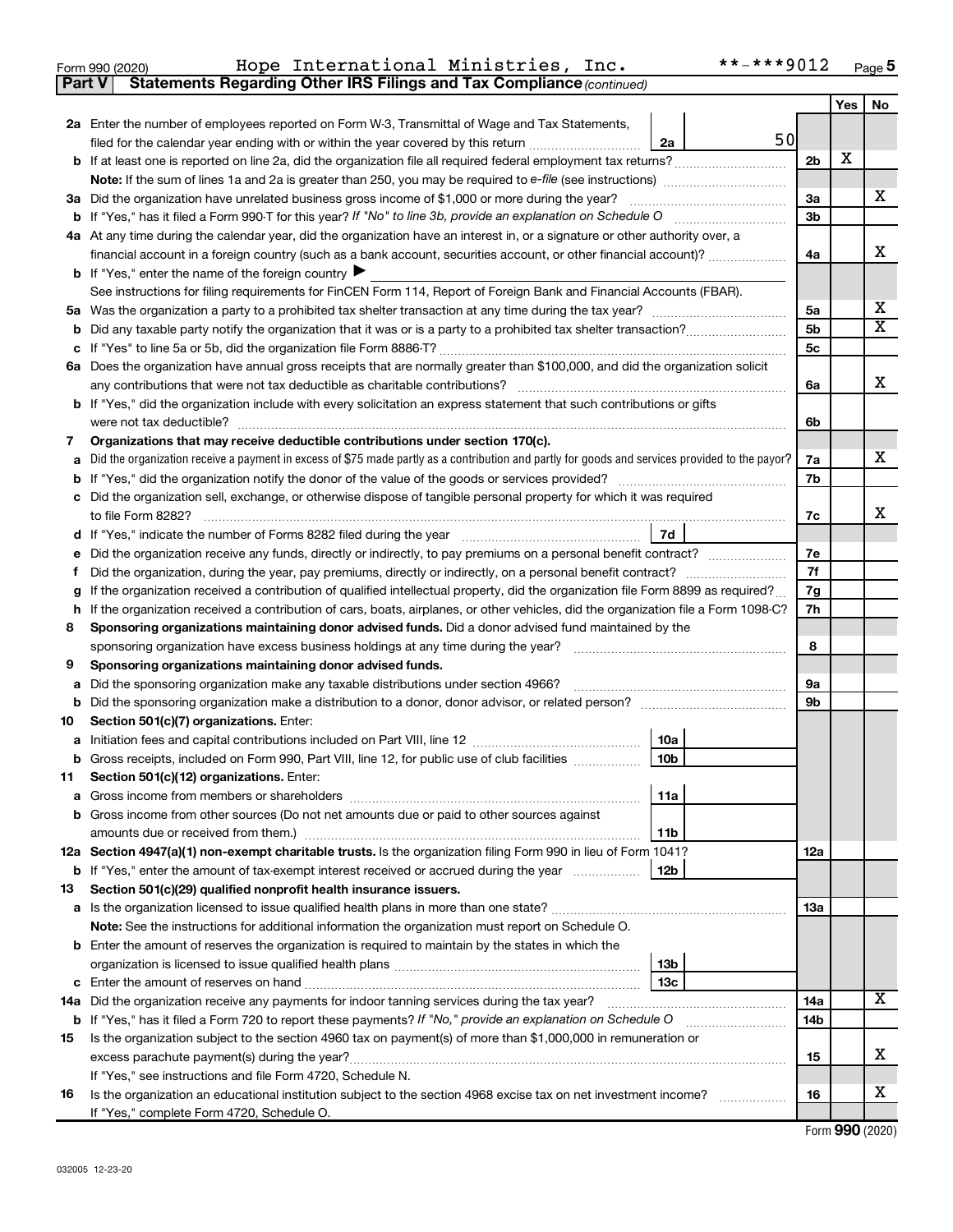Form 990 (2020) Hope International Ministries, Inc. **-***9012 Page 5

**Part V Statements Regarding Other IRS Filings and Tax Compliance** *(continued)*

| | | | | Yes | No |
|---|---|---|---|---|---|
| **2a** | Enter the number of employees reported on Form W-3, Transmittal of Wage and Tax Statements, filed for the calendar year ending with or within the year covered by this return | 2a | 50 | | |
| **b** | If at least one is reported on line 2a, did the organization file all required federal employment tax returns? | | 2b | X | |
| | **Note:** If the sum of lines 1a and 2a is greater than 250, you may be required to *e-file* (see instructions) | | | | |
| **3a** | Did the organization have unrelated business gross income of $1,000 or more during the year? | | 3a | | X |
| **b** | If "Yes," has it filed a Form 990-T for this year? *If "No" to line 3b, provide an explanation on Schedule O* | | 3b | | |
| **4a** | At any time during the calendar year, did the organization have an interest in, or a signature or other authority over, a financial account in a foreign country (such as a bank account, securities account, or other financial account)? | | 4a | | X |
| **b** | If "Yes," enter the name of the foreign country ▶ | | | | |
| | See instructions for filing requirements for FinCEN Form 114, Report of Foreign Bank and Financial Accounts (FBAR). | | | | |
| **5a** | Was the organization a party to a prohibited tax shelter transaction at any time during the tax year? | | 5a | | X |
| **b** | Did any taxable party notify the organization that it was or is a party to a prohibited tax shelter transaction? | | 5b | | X |
| **c** | If "Yes" to line 5a or 5b, did the organization file Form 8886-T? | | 5c | | |
| **6a** | Does the organization have annual gross receipts that are normally greater than $100,000, and did the organization solicit any contributions that were not tax deductible as charitable contributions? | | 6a | | X |
| **b** | If "Yes," did the organization include with every solicitation an express statement that such contributions or gifts were not tax deductible? | | 6b | | |
| **7** | **Organizations that may receive deductible contributions under section 170(c).** | | | | |
| **a** | Did the organization receive a payment in excess of $75 made partly as a contribution and partly for goods and services provided to the payor? | | 7a | | X |
| **b** | If "Yes," did the organization notify the donor of the value of the goods or services provided? | | 7b | | |
| **c** | Did the organization sell, exchange, or otherwise dispose of tangible personal property for which it was required to file Form 8282? | | 7c | | X |
| **d** | If "Yes," indicate the number of Forms 8282 filed during the year | 7d | | | |
| **e** | Did the organization receive any funds, directly or indirectly, to pay premiums on a personal benefit contract? | | 7e | | |
| **f** | Did the organization, during the year, pay premiums, directly or indirectly, on a personal benefit contract? | | 7f | | |
| **g** | If the organization received a contribution of qualified intellectual property, did the organization file Form 8899 as required? | | 7g | | |
| **h** | If the organization received a contribution of cars, boats, airplanes, or other vehicles, did the organization file a Form 1098-C? | | 7h | | |
| **8** | **Sponsoring organizations maintaining donor advised funds.** Did a donor advised fund maintained by the sponsoring organization have excess business holdings at any time during the year? | | 8 | | |
| **9** | **Sponsoring organizations maintaining donor advised funds.** | | | | |
| **a** | Did the sponsoring organization make any taxable distributions under section 4966? | | 9a | | |
| **b** | Did the sponsoring organization make a distribution to a donor, donor advisor, or related person? | | 9b | | |
| **10** | **Section 501(c)(7) organizations.** Enter: | | | | |
| **a** | Initiation fees and capital contributions included on Part VIII, line 12 | 10a | | | |
| **b** | Gross receipts, included on Form 990, Part VIII, line 12, for public use of club facilities | 10b | | | |
| **11** | **Section 501(c)(12) organizations.** Enter: | | | | |
| **a** | Gross income from members or shareholders | 11a | | | |
| **b** | Gross income from other sources (Do not net amounts due or paid to other sources against amounts due or received from them.) | 11b | | | |
| **12a** | **Section 4947(a)(1) non-exempt charitable trusts.** Is the organization filing Form 990 in lieu of Form 1041? | | 12a | | |
| **b** | If "Yes," enter the amount of tax-exempt interest received or accrued during the year | 12b | | | |
| **13** | **Section 501(c)(29) qualified nonprofit health insurance issuers.** | | | | |
| **a** | Is the organization licensed to issue qualified health plans in more than one state? | | 13a | | |
| | **Note:** See the instructions for additional information the organization must report on Schedule O. | | | | |
| **b** | Enter the amount of reserves the organization is required to maintain by the states in which the organization is licensed to issue qualified health plans | 13b | | | |
| **c** | Enter the amount of reserves on hand | 13c | | | |
| **14a** | Did the organization receive any payments for indoor tanning services during the tax year? | | 14a | | X |
| **b** | If "Yes," has it filed a Form 720 to report these payments? *If "No," provide an explanation on Schedule O* | | 14b | | |
| **15** | Is the organization subject to the section 4960 tax on payment(s) of more than $1,000,000 in remuneration or excess parachute payment(s) during the year? | | 15 | | X |
| | If "Yes," see instructions and file Form 4720, Schedule N. | | | | |
| **16** | Is the organization an educational institution subject to the section 4968 excise tax on net investment income? | | 16 | | X |
| | If "Yes," complete Form 4720, Schedule O. | | | | |

Form **990** (2020)

032005 12-23-20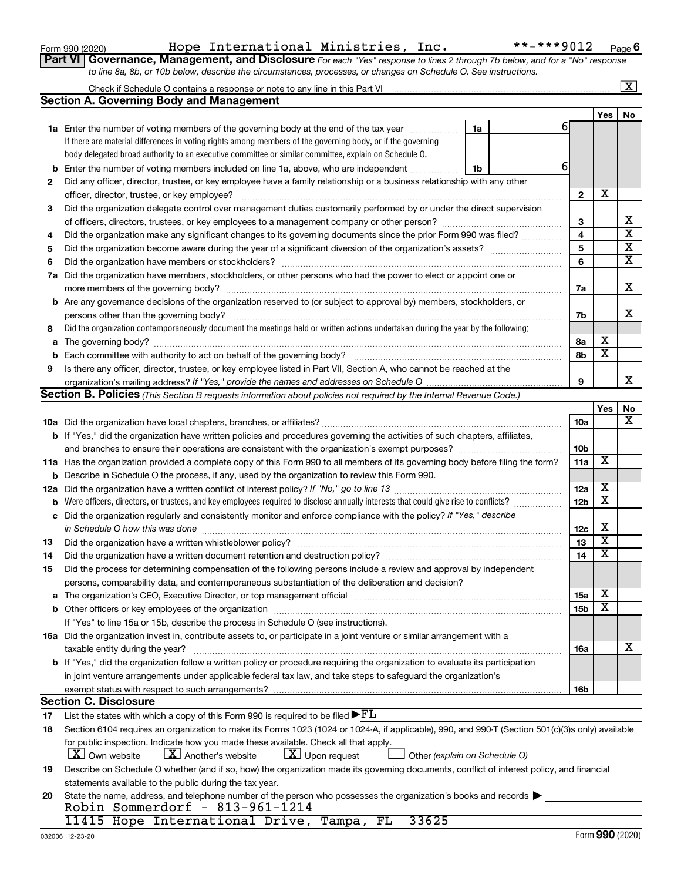Form 990 (2020) Hope International Ministries, Inc. **-***9012 Page 6

## Part VI Governance, Management, and Disclosure

*For each "Yes" response to lines 2 through 7b below, and for a "No" response to line 8a, 8b, or 10b below, describe the circumstances, processes, or changes on Schedule O. See instructions.*

Check if Schedule O contains a response or note to any line in this Part VI ..... [X]

### Section A. Governing Body and Management

| | | | Yes | No |
|---|---|---|---|---|
| **1a** | Enter the number of voting members of the governing body at the end of the tax year ..... 1a: 6 <br> If there are material differences in voting rights among members of the governing body, or if the governing body delegated broad authority to an executive committee or similar committee, explain on Schedule O. | | | |
| **b** | Enter the number of voting members included on line 1a, above, who are independent ..... 1b: 6 | | | |
| **2** | Did any officer, director, trustee, or key employee have a family relationship or a business relationship with any other officer, director, trustee, or key employee? | 2 | X | |
| **3** | Did the organization delegate control over management duties customarily performed by or under the direct supervision of officers, directors, trustees, or key employees to a management company or other person? | 3 | | X |
| **4** | Did the organization make any significant changes to its governing documents since the prior Form 990 was filed? | 4 | | X |
| **5** | Did the organization become aware during the year of a significant diversion of the organization's assets? | 5 | | X |
| **6** | Did the organization have members or stockholders? | 6 | | X |
| **7a** | Did the organization have members, stockholders, or other persons who had the power to elect or appoint one or more members of the governing body? | 7a | | X |
| **b** | Are any governance decisions of the organization reserved to (or subject to approval by) members, stockholders, or persons other than the governing body? | 7b | | X |
| **8** | Did the organization contemporaneously document the meetings held or written actions undertaken during the year by the following: | | | |
| **a** | The governing body? | 8a | X | |
| **b** | Each committee with authority to act on behalf of the governing body? | 8b | X | |
| **9** | Is there any officer, director, trustee, or key employee listed in Part VII, Section A, who cannot be reached at the organization's mailing address? *If "Yes," provide the names and addresses on Schedule O* | 9 | | X |

### Section B. Policies *(This Section B requests information about policies not required by the Internal Revenue Code.)*

| | | | Yes | No |
|---|---|---|---|---|
| **10a** | Did the organization have local chapters, branches, or affiliates? | 10a | | X |
| **b** | If "Yes," did the organization have written policies and procedures governing the activities of such chapters, affiliates, and branches to ensure their operations are consistent with the organization's exempt purposes? | 10b | | |
| **11a** | Has the organization provided a complete copy of this Form 990 to all members of its governing body before filing the form? | 11a | X | |
| **b** | Describe in Schedule O the process, if any, used by the organization to review this Form 990. | | | |
| **12a** | Did the organization have a written conflict of interest policy? *If "No," go to line 13* | 12a | X | |
| **b** | Were officers, directors, or trustees, and key employees required to disclose annually interests that could give rise to conflicts? | 12b | X | |
| **c** | Did the organization regularly and consistently monitor and enforce compliance with the policy? *If "Yes," describe in Schedule O how this was done* | 12c | X | |
| **13** | Did the organization have a written whistleblower policy? | 13 | X | |
| **14** | Did the organization have a written document retention and destruction policy? | 14 | X | |
| **15** | Did the process for determining compensation of the following persons include a review and approval by independent persons, comparability data, and contemporaneous substantiation of the deliberation and decision? | | | |
| **a** | The organization's CEO, Executive Director, or top management official | 15a | X | |
| **b** | Other officers or key employees of the organization <br> If "Yes" to line 15a or 15b, describe the process in Schedule O (see instructions). | 15b | X | |
| **16a** | Did the organization invest in, contribute assets to, or participate in a joint venture or similar arrangement with a taxable entity during the year? | 16a | | X |
| **b** | If "Yes," did the organization follow a written policy or procedure requiring the organization to evaluate its participation in joint venture arrangements under applicable federal tax law, and take steps to safeguard the organization's exempt status with respect to such arrangements? | 16b | | |

### Section C. Disclosure

**17** List the states with which a copy of this Form 990 is required to be filed ▶ FL

**18** Section 6104 requires an organization to make its Forms 1023 (1024 or 1024-A, if applicable), 990, and 990-T (Section 501(c)(3)s only) available for public inspection. Indicate how you made these available. Check all that apply.

[X] Own website [X] Another's website [X] Upon request [ ] Other *(explain on Schedule O)*

**19** Describe on Schedule O whether (and if so, how) the organization made its governing documents, conflict of interest policy, and financial statements available to the public during the tax year.

**20** State the name, address, and telephone number of the person who possesses the organization's books and records ▶
Robin Sommerdorf - 813-961-1214
11415 Hope International Drive, Tampa, FL 33625

032006 12-23-20 Form **990** (2020)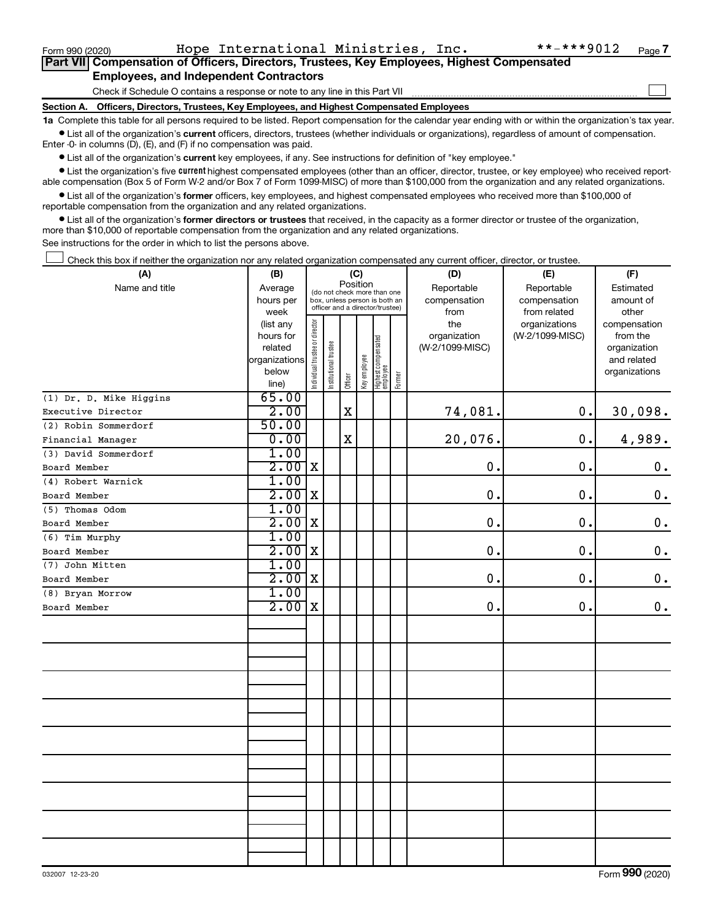Form 990 (2020) Hope International Ministries, Inc. **-***9012 Page 7

**Part VII Compensation of Officers, Directors, Trustees, Key Employees, Highest Compensated Employees, and Independent Contractors**

Check if Schedule O contains a response or note to any line in this Part VII ☐

**Section A. Officers, Directors, Trustees, Key Employees, and Highest Compensated Employees**

**1a** Complete this table for all persons required to be listed. Report compensation for the calendar year ending with or within the organization's tax year.

- List all of the organization's **current** officers, directors, trustees (whether individuals or organizations), regardless of amount of compensation. Enter -0- in columns (D), (E), and (F) if no compensation was paid.
- List all of the organization's **current** key employees, if any. See instructions for definition of "key employee."
- List the organization's five **current** highest compensated employees (other than an officer, director, trustee, or key employee) who received reportable compensation (Box 5 of Form W-2 and/or Box 7 of Form 1099-MISC) of more than $100,000 from the organization and any related organizations.
- List all of the organization's **former** officers, key employees, and highest compensated employees who received more than $100,000 of reportable compensation from the organization and any related organizations.
- List all of the organization's **former directors or trustees** that received, in the capacity as a former director or trustee of the organization, more than $10,000 of reportable compensation from the organization and any related organizations.

See instructions for the order in which to list the persons above.

☐ Check this box if neither the organization nor any related organization compensated any current officer, director, or trustee.

| (A) Name and title | (B) Average hours per week (list any hours for related organizations below line) | (C) Position: Individual trustee or director | Institutional trustee | Officer | Key employee | Highest compensated employee | Former | (D) Reportable compensation from the organization (W-2/1099-MISC) | (E) Reportable compensation from related organizations (W-2/1099-MISC) | (F) Estimated amount of other compensation from the organization and related organizations |
|---|---|---|---|---|---|---|---|---|---|---|
| (1) Dr. D. Mike Higgins<br>Executive Director | 65.00<br>2.00 | | | X | | | | 74,081. | 0. | 30,098. |
| (2) Robin Sommerdorf<br>Financial Manager | 50.00<br>0.00 | | | X | | | | 20,076. | 0. | 4,989. |
| (3) David Sommerdorf<br>Board Member | 1.00<br>2.00 | X | | | | | | 0. | 0. | 0. |
| (4) Robert Warnick<br>Board Member | 1.00<br>2.00 | X | | | | | | 0. | 0. | 0. |
| (5) Thomas Odom<br>Board Member | 1.00<br>2.00 | X | | | | | | 0. | 0. | 0. |
| (6) Tim Murphy<br>Board Member | 1.00<br>2.00 | X | | | | | | 0. | 0. | 0. |
| (7) John Mitten<br>Board Member | 1.00<br>2.00 | X | | | | | | 0. | 0. | 0. |
| (8) Bryan Morrow<br>Board Member | 1.00<br>2.00 | X | | | | | | 0. | 0. | 0. |

032007 12-23-20 Form **990** (2020)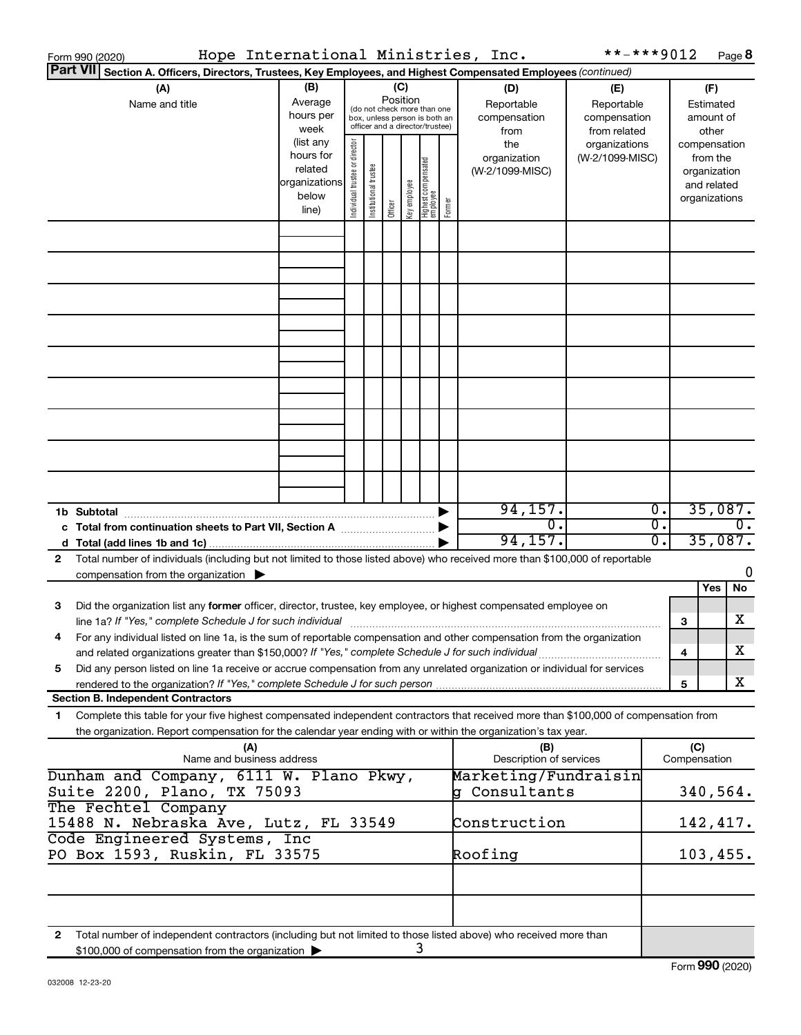Form 990 (2020) Hope International Ministries, Inc. **-***9012 Page 8

**Part VII** **Section A. Officers, Directors, Trustees, Key Employees, and Highest Compensated Employees** *(continued)*

| (A) Name and title | (B) Average hours per week (list any hours for related organizations below line) | (C) Position (do not check more than one box, unless person is both an officer and a director/trustee): Individual trustee or director | Institutional trustee | Officer | Key employee | Highest compensated employee | Former | (D) Reportable compensation from the organization (W-2/1099-MISC) | (E) Reportable compensation from related organizations (W-2/1099-MISC) | (F) Estimated amount of other compensation from the organization and related organizations |
|---|---|---|---|---|---|---|---|---|---|---|
| | | | | | | | | | | |
| | | | | | | | | | | |
| | | | | | | | | | | |
| | | | | | | | | | | |
| | | | | | | | | | | |
| | | | | | | | | | | |
| | | | | | | | | | | |
| | | | | | | | | | | |
| | | | | | | | | | | |
| **1b Subtotal** | | | | | | | | 94,157. | 0. | 35,087. |
| **c Total from continuation sheets to Part VII, Section A** | | | | | | | | 0. | 0. | 0. |
| **d Total (add lines 1b and 1c)** | | | | | | | | 94,157. | 0. | 35,087. |

**2** Total number of individuals (including but not limited to those listed above) who received more than $100,000 of reportable compensation from the organization ▶ 0

| | | | Yes | No |
|---|---|---|---|---|
| **3** | Did the organization list any **former** officer, director, trustee, key employee, or highest compensated employee on line 1a? *If "Yes," complete Schedule J for such individual* | 3 | | X |
| **4** | For any individual listed on line 1a, is the sum of reportable compensation and other compensation from the organization and related organizations greater than $150,000? *If "Yes," complete Schedule J for such individual* | 4 | | X |
| **5** | Did any person listed on line 1a receive or accrue compensation from any unrelated organization or individual for services rendered to the organization? *If "Yes," complete Schedule J for such person* | 5 | | X |

**Section B. Independent Contractors**

**1** Complete this table for your five highest compensated independent contractors that received more than $100,000 of compensation from the organization. Report compensation for the calendar year ending with or within the organization's tax year.

| (A) Name and business address | (B) Description of services | (C) Compensation |
|---|---|---|
| Dunham and Company, 6111 W. Plano Pkwy, Suite 2200, Plano, TX 75093 | Marketing/Fundraising Consultants | 340,564. |
| The Fechtel Company 15488 N. Nebraska Ave, Lutz, FL 33549 | Construction | 142,417. |
| Code Engineered Systems, Inc PO Box 1593, Ruskin, FL 33575 | Roofing | 103,455. |
| | | |
| | | |

**2** Total number of independent contractors (including but not limited to those listed above) who received more than $100,000 of compensation from the organization ▶ 3

032008 12-23-20 Form **990** (2020)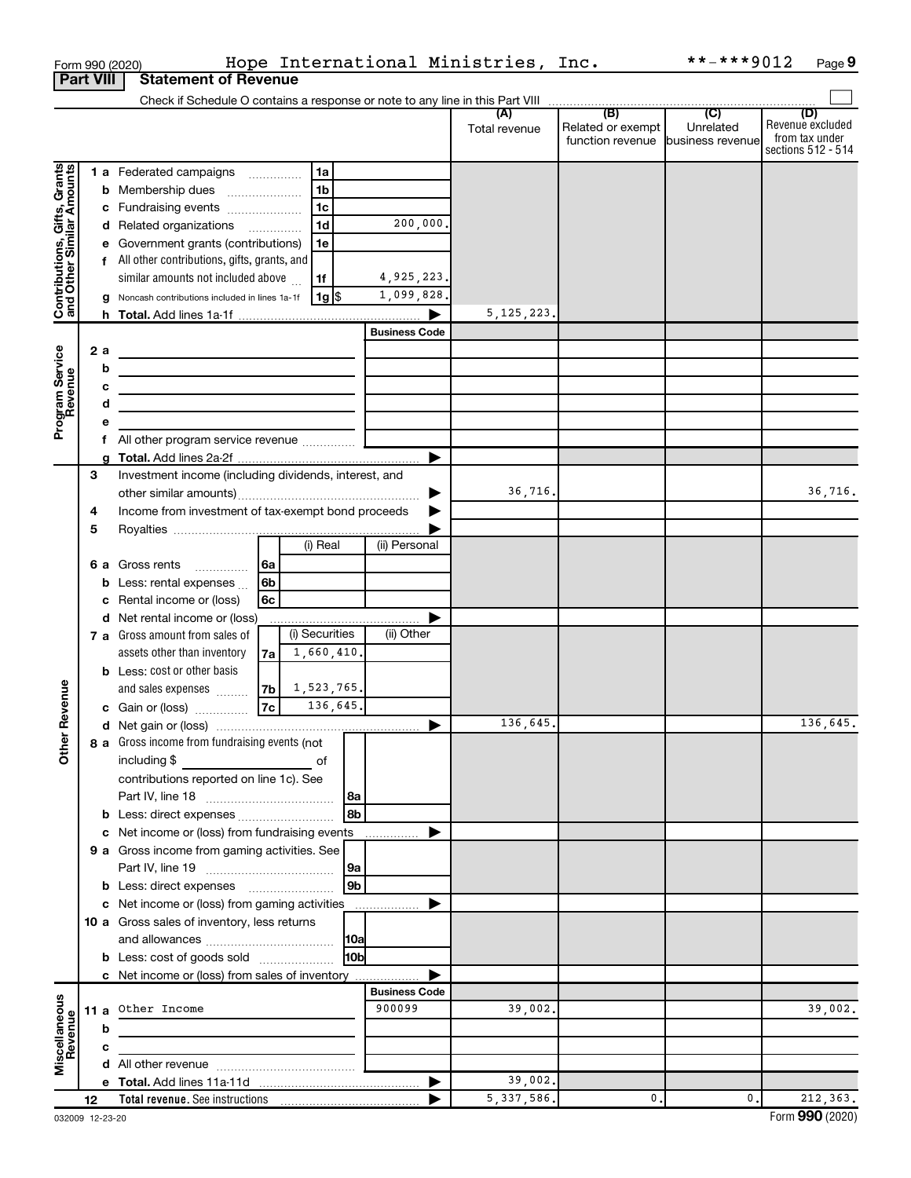Form 990 (2020) Hope International Ministries, Inc. \*\*-\*\*\*9012 Page 9

## Part VIII Statement of Revenue

Check if Schedule O contains a response or note to any line in this Part VIII

| | | | (A) Total revenue | (B) Related or exempt function revenue | (C) Unrelated business revenue | (D) Revenue excluded from tax under sections 512 - 514 |
|---|---|---|---|---|---|---|
| **Contributions, Gifts, Grants and Other Similar Amounts** | 1a Federated campaigns | 1a | | | | |
| | b Membership dues | 1b | | | | |
| | c Fundraising events | 1c | | | | |
| | d Related organizations | 1d 200,000. | | | | |
| | e Government grants (contributions) | 1e | | | | |
| | f All other contributions, gifts, grants, and similar amounts not included above | 1f 4,925,223. | | | | |
| | g Noncash contributions included in lines 1a-1f | 1g $ 1,099,828. | | | | |
| | h **Total.** Add lines 1a-1f | | 5,125,223. | | | |
| | | **Business Code** | | | | |
| **Program Service Revenue** | 2a | | | | | |
| | b | | | | | |
| | c | | | | | |
| | d | | | | | |
| | e | | | | | |
| | f All other program service revenue | | | | | |
| | g **Total.** Add lines 2a-2f | | | | | |
| **Other Revenue** | 3 Investment income (including dividends, interest, and other similar amounts) | | 36,716. | | | 36,716. |
| | 4 Income from investment of tax-exempt bond proceeds | | | | | |
| | 5 Royalties | | | | | |
| | 6a Gross rents — 6a (i) Real / (ii) Personal | | | | | |
| | b Less: rental expenses — 6b | | | | | |
| | c Rental income or (loss) — 6c | | | | | |
| | d Net rental income or (loss) | | | | | |
| | 7a Gross amount from sales of assets other than inventory — 7a (i) Securities 1,660,410. / (ii) Other | | | | | |
| | b Less: cost or other basis and sales expenses — 7b (i) Securities 1,523,765. | | | | | |
| | c Gain or (loss) — 7c (i) Securities 136,645. | | | | | |
| | d Net gain or (loss) | | 136,645. | | | 136,645. |
| | 8a Gross income from fundraising events (not including $ ____ of contributions reported on line 1c). See Part IV, line 18 | 8a | | | | |
| | b Less: direct expenses | 8b | | | | |
| | c Net income or (loss) from fundraising events | | | | | |
| | 9a Gross income from gaming activities. See Part IV, line 19 | 9a | | | | |
| | b Less: direct expenses | 9b | | | | |
| | c Net income or (loss) from gaming activities | | | | | |
| | 10a Gross sales of inventory, less returns and allowances | 10a | | | | |
| | b Less: cost of goods sold | 10b | | | | |
| | c Net income or (loss) from sales of inventory | | | | | |
| | | **Business Code** | | | | |
| **Miscellaneous Revenue** | 11a Other Income | 900099 | 39,002. | | | 39,002. |
| | b | | | | | |
| | c | | | | | |
| | d All other revenue | | | | | |
| | e **Total.** Add lines 11a-11d | | 39,002. | | | |
| | 12 **Total revenue.** See instructions | | 5,337,586. | 0. | 0. | 212,363. |

032009 12-23-20 Form **990** (2020)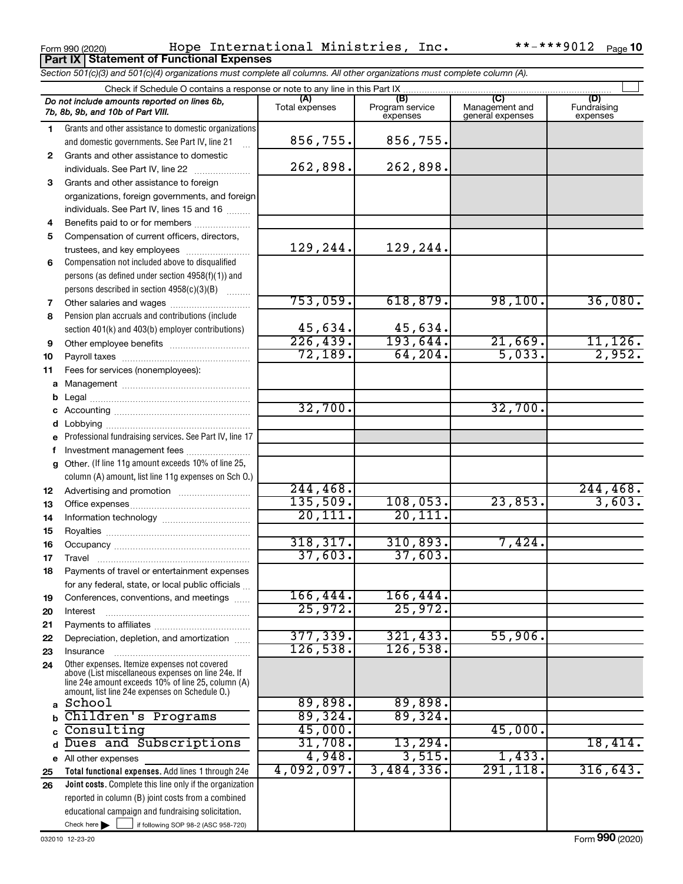Form 990 (2020) Hope International Ministries, Inc. **-***9012 Page 10

**Part IX | Statement of Functional Expenses**

*Section 501(c)(3) and 501(c)(4) organizations must complete all columns. All other organizations must complete column (A).*

Check if Schedule O contains a response or note to any line in this Part IX ☐

| *Do not include amounts reported on lines 6b, 7b, 8b, 9b, and 10b of Part VIII.* | (A) Total expenses | (B) Program service expenses | (C) Management and general expenses | (D) Fundraising expenses |
|---|---|---|---|---|
| **1** Grants and other assistance to domestic organizations and domestic governments. See Part IV, line 21 | 856,755. | 856,755. | | |
| **2** Grants and other assistance to domestic individuals. See Part IV, line 22 | 262,898. | 262,898. | | |
| **3** Grants and other assistance to foreign organizations, foreign governments, and foreign individuals. See Part IV, lines 15 and 16 | | | | |
| **4** Benefits paid to or for members | | | | |
| **5** Compensation of current officers, directors, trustees, and key employees | 129,244. | 129,244. | | |
| **6** Compensation not included above to disqualified persons (as defined under section 4958(f)(1)) and persons described in section 4958(c)(3)(B) | | | | |
| **7** Other salaries and wages | 753,059. | 618,879. | 98,100. | 36,080. |
| **8** Pension plan accruals and contributions (include section 401(k) and 403(b) employer contributions) | 45,634. | 45,634. | | |
| **9** Other employee benefits | 226,439. | 193,644. | 21,669. | 11,126. |
| **10** Payroll taxes | 72,189. | 64,204. | 5,033. | 2,952. |
| **11** Fees for services (nonemployees): | | | | |
| **a** Management | | | | |
| **b** Legal | | | | |
| **c** Accounting | 32,700. | | 32,700. | |
| **d** Lobbying | | | | |
| **e** Professional fundraising services. See Part IV, line 17 | | | | |
| **f** Investment management fees | | | | |
| **g** Other. (If line 11g amount exceeds 10% of line 25, column (A) amount, list line 11g expenses on Sch O.) | | | | |
| **12** Advertising and promotion | 244,468. | | | 244,468. |
| **13** Office expenses | 135,509. | 108,053. | 23,853. | 3,603. |
| **14** Information technology | 20,111. | 20,111. | | |
| **15** Royalties | | | | |
| **16** Occupancy | 318,317. | 310,893. | 7,424. | |
| **17** Travel | 37,603. | 37,603. | | |
| **18** Payments of travel or entertainment expenses for any federal, state, or local public officials | | | | |
| **19** Conferences, conventions, and meetings | 166,444. | 166,444. | | |
| **20** Interest | 25,972. | 25,972. | | |
| **21** Payments to affiliates | | | | |
| **22** Depreciation, depletion, and amortization | 377,339. | 321,433. | 55,906. | |
| **23** Insurance | 126,538. | 126,538. | | |
| **24** Other expenses. Itemize expenses not covered above (List miscellaneous expenses on line 24e. If line 24e amount exceeds 10% of line 25, column (A) amount, list line 24e expenses on Schedule O.) | | | | |
| **a** School | 89,898. | 89,898. | | |
| **b** Children's Programs | 89,324. | 89,324. | | |
| **c** Consulting | 45,000. | | 45,000. | |
| **d** Dues and Subscriptions | 31,708. | 13,294. | | 18,414. |
| **e** All other expenses | 4,948. | 3,515. | 1,433. | |
| **25** **Total functional expenses.** Add lines 1 through 24e | 4,092,097. | 3,484,336. | 291,118. | 316,643. |
| **26** **Joint costs.** Complete this line only if the organization reported in column (B) joint costs from a combined educational campaign and fundraising solicitation. Check here ☐ if following SOP 98-2 (ASC 958-720) | | | | |

032010 12-23-20 Form **990** (2020)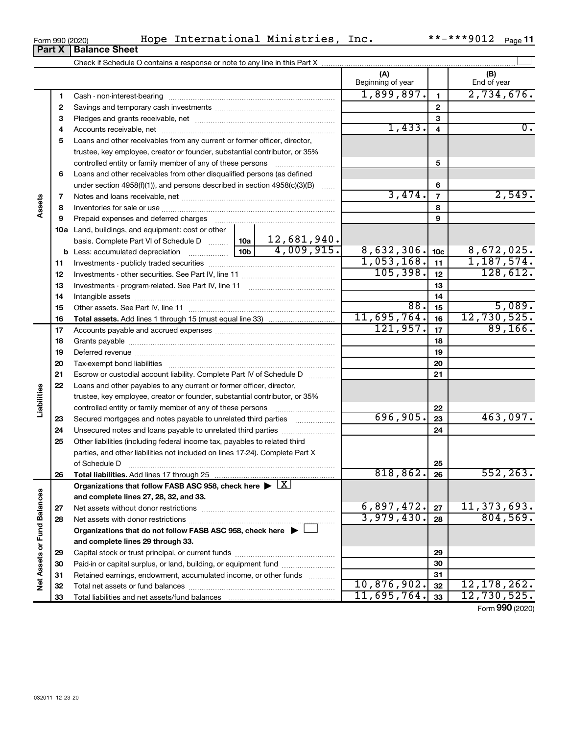Form 990 (2020) Hope International Ministries, Inc. **-***9012

## Part X | Balance Sheet

Check if Schedule O contains a response or note to any line in this Part X

| | | | (A) Beginning of year | | (B) End of year |
|---|---|---|---|---|---|
| Assets | 1 | Cash - non-interest-bearing | 1,899,897. | 1 | 2,734,676. |
| | 2 | Savings and temporary cash investments | | 2 | |
| | 3 | Pledges and grants receivable, net | | 3 | |
| | 4 | Accounts receivable, net | 1,433. | 4 | 0. |
| | 5 | Loans and other receivables from any current or former officer, director, trustee, key employee, creator or founder, substantial contributor, or 35% controlled entity or family member of any of these persons | | 5 | |
| | 6 | Loans and other receivables from other disqualified persons (as defined under section 4958(f)(1)), and persons described in section 4958(c)(3)(B) | | 6 | |
| | 7 | Notes and loans receivable, net | 3,474. | 7 | 2,549. |
| | 8 | Inventories for sale or use | | 8 | |
| | 9 | Prepaid expenses and deferred charges | | 9 | |
| | 10a | Land, buildings, and equipment: cost or other basis. Complete Part VI of Schedule D — 10a: 12,681,940. | | | |
| | b | Less: accumulated depreciation — 10b: 4,009,915. | 8,632,306. | 10c | 8,672,025. |
| | 11 | Investments - publicly traded securities | 1,053,168. | 11 | 1,187,574. |
| | 12 | Investments - other securities. See Part IV, line 11 | 105,398. | 12 | 128,612. |
| | 13 | Investments - program-related. See Part IV, line 11 | | 13 | |
| | 14 | Intangible assets | | 14 | |
| | 15 | Other assets. See Part IV, line 11 | 88. | 15 | 5,089. |
| | 16 | **Total assets.** Add lines 1 through 15 (must equal line 33) | 11,695,764. | 16 | 12,730,525. |
| Liabilities | 17 | Accounts payable and accrued expenses | 121,957. | 17 | 89,166. |
| | 18 | Grants payable | | 18 | |
| | 19 | Deferred revenue | | 19 | |
| | 20 | Tax-exempt bond liabilities | | 20 | |
| | 21 | Escrow or custodial account liability. Complete Part IV of Schedule D | | 21 | |
| | 22 | Loans and other payables to any current or former officer, director, trustee, key employee, creator or founder, substantial contributor, or 35% controlled entity or family member of any of these persons | | 22 | |
| | 23 | Secured mortgages and notes payable to unrelated third parties | 696,905. | 23 | 463,097. |
| | 24 | Unsecured notes and loans payable to unrelated third parties | | 24 | |
| | 25 | Other liabilities (including federal income tax, payables to related third parties, and other liabilities not included on lines 17-24). Complete Part X of Schedule D | | 25 | |
| | 26 | **Total liabilities.** Add lines 17 through 25 | 818,862. | 26 | 552,263. |
| Net Assets or Fund Balances | | **Organizations that follow FASB ASC 958, check here** ▶ [X] **and complete lines 27, 28, 32, and 33.** | | | |
| | 27 | Net assets without donor restrictions | 6,897,472. | 27 | 11,373,693. |
| | 28 | Net assets with donor restrictions | 3,979,430. | 28 | 804,569. |
| | | **Organizations that do not follow FASB ASC 958, check here** ▶ [ ] **and complete lines 29 through 33.** | | | |
| | 29 | Capital stock or trust principal, or current funds | | 29 | |
| | 30 | Paid-in or capital surplus, or land, building, or equipment fund | | 30 | |
| | 31 | Retained earnings, endowment, accumulated income, or other funds | | 31 | |
| | 32 | Total net assets or fund balances | 10,876,902. | 32 | 12,178,262. |
| | 33 | Total liabilities and net assets/fund balances | 11,695,764. | 33 | 12,730,525. |

Form **990** (2020)

032011 12-23-20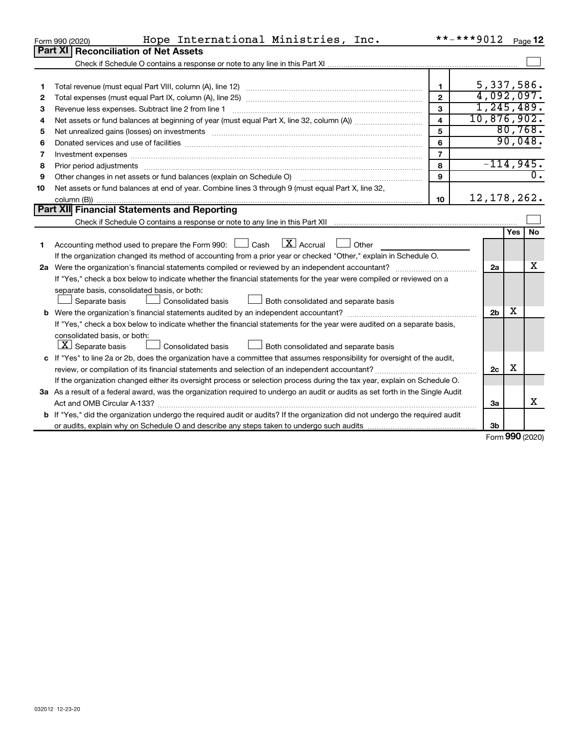Form 990 (2020) Hope International Ministries, Inc. **-***9012 Page 12

## Part XI Reconciliation of Net Assets

Check if Schedule O contains a response or note to any line in this Part XI ☐

| | | | |
|---|---|---|---|
| 1 | Total revenue (must equal Part VIII, column (A), line 12) | 1 | 5,337,586. |
| 2 | Total expenses (must equal Part IX, column (A), line 25) | 2 | 4,092,097. |
| 3 | Revenue less expenses. Subtract line 2 from line 1 | 3 | 1,245,489. |
| 4 | Net assets or fund balances at beginning of year (must equal Part X, line 32, column (A)) | 4 | 10,876,902. |
| 5 | Net unrealized gains (losses) on investments | 5 | 80,768. |
| 6 | Donated services and use of facilities | 6 | 90,048. |
| 7 | Investment expenses | 7 | |
| 8 | Prior period adjustments | 8 | -114,945. |
| 9 | Other changes in net assets or fund balances (explain on Schedule O) | 9 | 0. |
| 10 | Net assets or fund balances at end of year. Combine lines 3 through 9 (must equal Part X, line 32, column (B)) | 10 | 12,178,262. |

## Part XII Financial Statements and Reporting

Check if Schedule O contains a response or note to any line in this Part XII ☐

| | | | Yes | No |
|---|---|---|---|---|
| 1 | Accounting method used to prepare the Form 990: ☐ Cash ☒ Accrual ☐ Other<br>If the organization changed its method of accounting from a prior year or checked "Other," explain in Schedule O. | | | |
| 2a | Were the organization's financial statements compiled or reviewed by an independent accountant?<br>If "Yes," check a box below to indicate whether the financial statements for the year were compiled or reviewed on a separate basis, consolidated basis, or both:<br>☐ Separate basis ☐ Consolidated basis ☐ Both consolidated and separate basis | 2a | | X |
| b | Were the organization's financial statements audited by an independent accountant?<br>If "Yes," check a box below to indicate whether the financial statements for the year were audited on a separate basis, consolidated basis, or both:<br>☒ Separate basis ☐ Consolidated basis ☐ Both consolidated and separate basis | 2b | X | |
| c | If "Yes" to line 2a or 2b, does the organization have a committee that assumes responsibility for oversight of the audit, review, or compilation of its financial statements and selection of an independent accountant?<br>If the organization changed either its oversight process or selection process during the tax year, explain on Schedule O. | 2c | X | |
| 3a | As a result of a federal award, was the organization required to undergo an audit or audits as set forth in the Single Audit Act and OMB Circular A-133? | 3a | | X |
| b | If "Yes," did the organization undergo the required audit or audits? If the organization did not undergo the required audit or audits, explain why on Schedule O and describe any steps taken to undergo such audits | 3b | | |

Form **990** (2020)

032012 12-23-20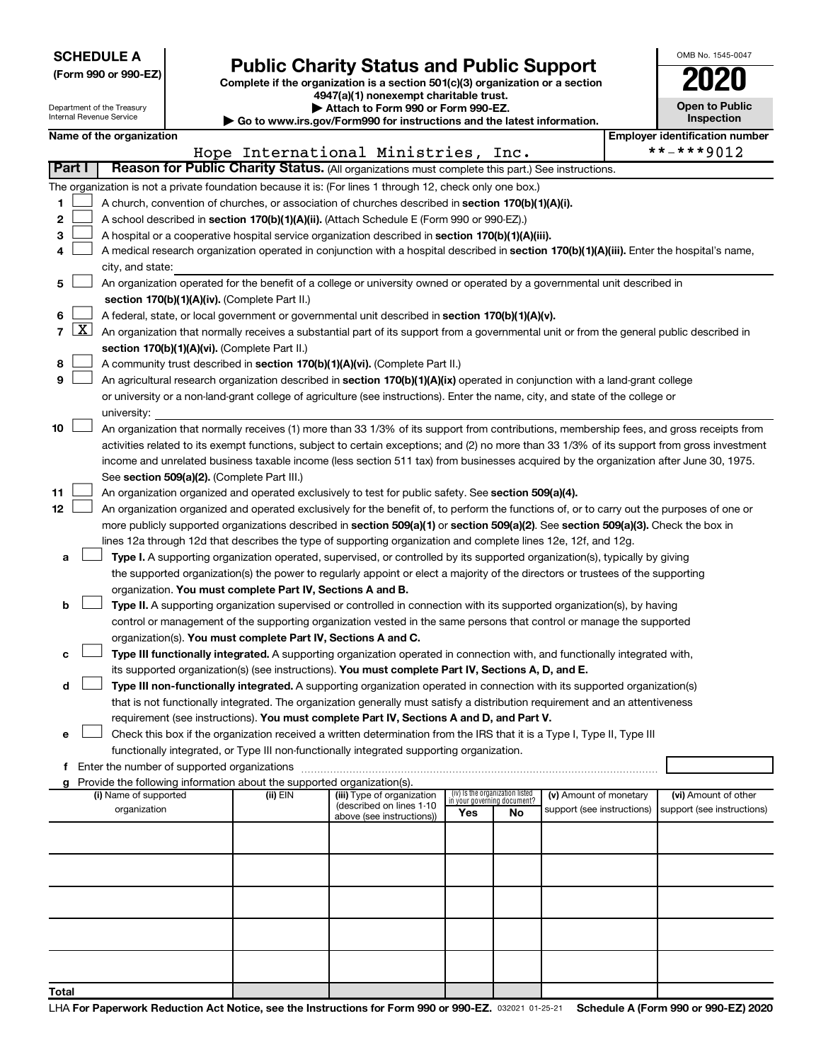**SCHEDULE A**
**(Form 990 or 990-EZ)**

Department of the Treasury
Internal Revenue Service

# Public Charity Status and Public Support

**Complete if the organization is a section 501(c)(3) organization or a section 4947(a)(1) nonexempt charitable trust.**
**▶ Attach to Form 990 or Form 990-EZ.**
**▶ Go to www.irs.gov/Form990 for instructions and the latest information.**

OMB No. 1545-0047
**2020**
**Open to Public Inspection**

**Name of the organization:** Hope International Ministries, Inc.
**Employer identification number:** **-***9012

**Part I — Reason for Public Charity Status.** (All organizations must complete this part.) See instructions.

The organization is not a private foundation because it is: (For lines 1 through 12, check only one box.)

1. [ ] A church, convention of churches, or association of churches described in **section 170(b)(1)(A)(i).**
2. [ ] A school described in **section 170(b)(1)(A)(ii).** (Attach Schedule E (Form 990 or 990-EZ).)
3. [ ] A hospital or a cooperative hospital service organization described in **section 170(b)(1)(A)(iii).**
4. [ ] A medical research organization operated in conjunction with a hospital described in **section 170(b)(1)(A)(iii).** Enter the hospital's name, city, and state:
5. [ ] An organization operated for the benefit of a college or university owned or operated by a governmental unit described in **section 170(b)(1)(A)(iv).** (Complete Part II.)
6. [ ] A federal, state, or local government or governmental unit described in **section 170(b)(1)(A)(v).**
7. [X] An organization that normally receives a substantial part of its support from a governmental unit or from the general public described in **section 170(b)(1)(A)(vi).** (Complete Part II.)
8. [ ] A community trust described in **section 170(b)(1)(A)(vi).** (Complete Part II.)
9. [ ] An agricultural research organization described in **section 170(b)(1)(A)(ix)** operated in conjunction with a land-grant college or university or a non-land-grant college of agriculture (see instructions). Enter the name, city, and state of the college or university:
10. [ ] An organization that normally receives (1) more than 33 1/3% of its support from contributions, membership fees, and gross receipts from activities related to its exempt functions, subject to certain exceptions; and (2) no more than 33 1/3% of its support from gross investment income and unrelated business taxable income (less section 511 tax) from businesses acquired by the organization after June 30, 1975. See **section 509(a)(2).** (Complete Part III.)
11. [ ] An organization organized and operated exclusively to test for public safety. See **section 509(a)(4).**
12. [ ] An organization organized and operated exclusively for the benefit of, to perform the functions of, or to carry out the purposes of one or more publicly supported organizations described in **section 509(a)(1)** or **section 509(a)(2)**. See **section 509(a)(3).** Check the box in lines 12a through 12d that describes the type of supporting organization and complete lines 12e, 12f, and 12g.
   - **a** [ ] **Type I.** A supporting organization operated, supervised, or controlled by its supported organization(s), typically by giving the supported organization(s) the power to regularly appoint or elect a majority of the directors or trustees of the supporting organization. **You must complete Part IV, Sections A and B.**
   - **b** [ ] **Type II.** A supporting organization supervised or controlled in connection with its supported organization(s), by having control or management of the supporting organization vested in the same persons that control or manage the supported organization(s). **You must complete Part IV, Sections A and C.**
   - **c** [ ] **Type III functionally integrated.** A supporting organization operated in connection with, and functionally integrated with, its supported organization(s) (see instructions). **You must complete Part IV, Sections A, D, and E.**
   - **d** [ ] **Type III non-functionally integrated.** A supporting organization operated in connection with its supported organization(s) that is not functionally integrated. The organization generally must satisfy a distribution requirement and an attentiveness requirement (see instructions). **You must complete Part IV, Sections A and D, and Part V.**
   - **e** [ ] Check this box if the organization received a written determination from the IRS that it is a Type I, Type II, Type III functionally integrated, or Type III non-functionally integrated supporting organization.
   - **f** Enter the number of supported organizations
   - **g** Provide the following information about the supported organization(s).

| (i) Name of supported organization | (ii) EIN | (iii) Type of organization (described on lines 1-10 above (see instructions)) | (iv) Is the organization listed in your governing document? Yes | No | (v) Amount of monetary support (see instructions) | (vi) Amount of other support (see instructions) |
|---|---|---|---|---|---|---|
| | | | | | | |
| | | | | | | |
| | | | | | | |
| | | | | | | |
| | | | | | | |
| Total | | | | | | |

LHA **For Paperwork Reduction Act Notice, see the Instructions for Form 990 or 990-EZ.** 032021 01-25-21 **Schedule A (Form 990 or 990-EZ) 2020**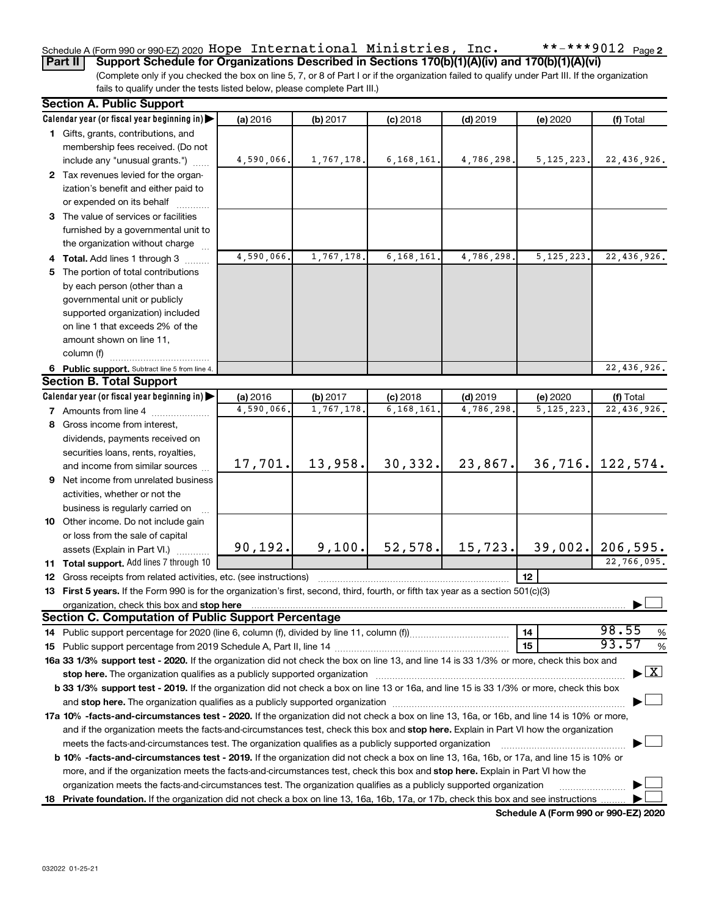Schedule A (Form 990 or 990-EZ) 2020 Hope International Ministries, Inc. **-***9012 Page 2

**Part II** **Support Schedule for Organizations Described in Sections 170(b)(1)(A)(iv) and 170(b)(1)(A)(vi)**

(Complete only if you checked the box on line 5, 7, or 8 of Part I or if the organization failed to qualify under Part III. If the organization fails to qualify under the tests listed below, please complete Part III.)

## Section A. Public Support

| Calendar year (or fiscal year beginning in) | (a) 2016 | (b) 2017 | (c) 2018 | (d) 2019 | (e) 2020 | (f) Total |
|---|---|---|---|---|---|---|
| **1** Gifts, grants, contributions, and membership fees received. (Do not include any "unusual grants.") | 4,590,066. | 1,767,178. | 6,168,161. | 4,786,298. | 5,125,223. | 22,436,926. |
| **2** Tax revenues levied for the organization's benefit and either paid to or expended on its behalf | | | | | | |
| **3** The value of services or facilities furnished by a governmental unit to the organization without charge | | | | | | |
| **4 Total.** Add lines 1 through 3 | 4,590,066. | 1,767,178. | 6,168,161. | 4,786,298. | 5,125,223. | 22,436,926. |
| **5** The portion of total contributions by each person (other than a governmental unit or publicly supported organization) included on line 1 that exceeds 2% of the amount shown on line 11, column (f) | | | | | | |
| **6 Public support.** Subtract line 5 from line 4. | | | | | | 22,436,926. |

## Section B. Total Support

| Calendar year (or fiscal year beginning in) | (a) 2016 | (b) 2017 | (c) 2018 | (d) 2019 | (e) 2020 | (f) Total |
|---|---|---|---|---|---|---|
| **7** Amounts from line 4 | 4,590,066. | 1,767,178. | 6,168,161. | 4,786,298. | 5,125,223. | 22,436,926. |
| **8** Gross income from interest, dividends, payments received on securities loans, rents, royalties, and income from similar sources | 17,701. | 13,958. | 30,332. | 23,867. | 36,716. | 122,574. |
| **9** Net income from unrelated business activities, whether or not the business is regularly carried on | | | | | | |
| **10** Other income. Do not include gain or loss from the sale of capital assets (Explain in Part VI.) | 90,192. | 9,100. | 52,578. | 15,723. | 39,002. | 206,595. |
| **11 Total support.** Add lines 7 through 10 | | | | | | 22,766,095. |

**12** Gross receipts from related activities, etc. (see instructions) | **12** |

**13 First 5 years.** If the Form 990 is for the organization's first, second, third, fourth, or fifth tax year as a section 501(c)(3) organization, check this box and **stop here** ☐

## Section C. Computation of Public Support Percentage

**14** Public support percentage for 2020 (line 6, column (f), divided by line 11, column (f)) | **14** | 98.55 %

**15** Public support percentage from 2019 Schedule A, Part II, line 14 | **15** | 93.57 %

**16a 33 1/3% support test - 2020.** If the organization did not check the box on line 13, and line 14 is 33 1/3% or more, check this box and **stop here.** The organization qualifies as a publicly supported organization ☒

**b 33 1/3% support test - 2019.** If the organization did not check a box on line 13 or 16a, and line 15 is 33 1/3% or more, check this box and **stop here.** The organization qualifies as a publicly supported organization ☐

**17a 10% -facts-and-circumstances test - 2020.** If the organization did not check a box on line 13, 16a, or 16b, and line 14 is 10% or more, and if the organization meets the facts-and-circumstances test, check this box and **stop here.** Explain in Part VI how the organization meets the facts-and-circumstances test. The organization qualifies as a publicly supported organization ☐

**b 10% -facts-and-circumstances test - 2019.** If the organization did not check a box on line 13, 16a, 16b, or 17a, and line 15 is 10% or more, and if the organization meets the facts-and-circumstances test, check this box and **stop here.** Explain in Part VI how the organization meets the facts-and-circumstances test. The organization qualifies as a publicly supported organization ☐

**18 Private foundation.** If the organization did not check a box on line 13, 16a, 16b, 17a, or 17b, check this box and see instructions ☐

**Schedule A (Form 990 or 990-EZ) 2020**

032022 01-25-21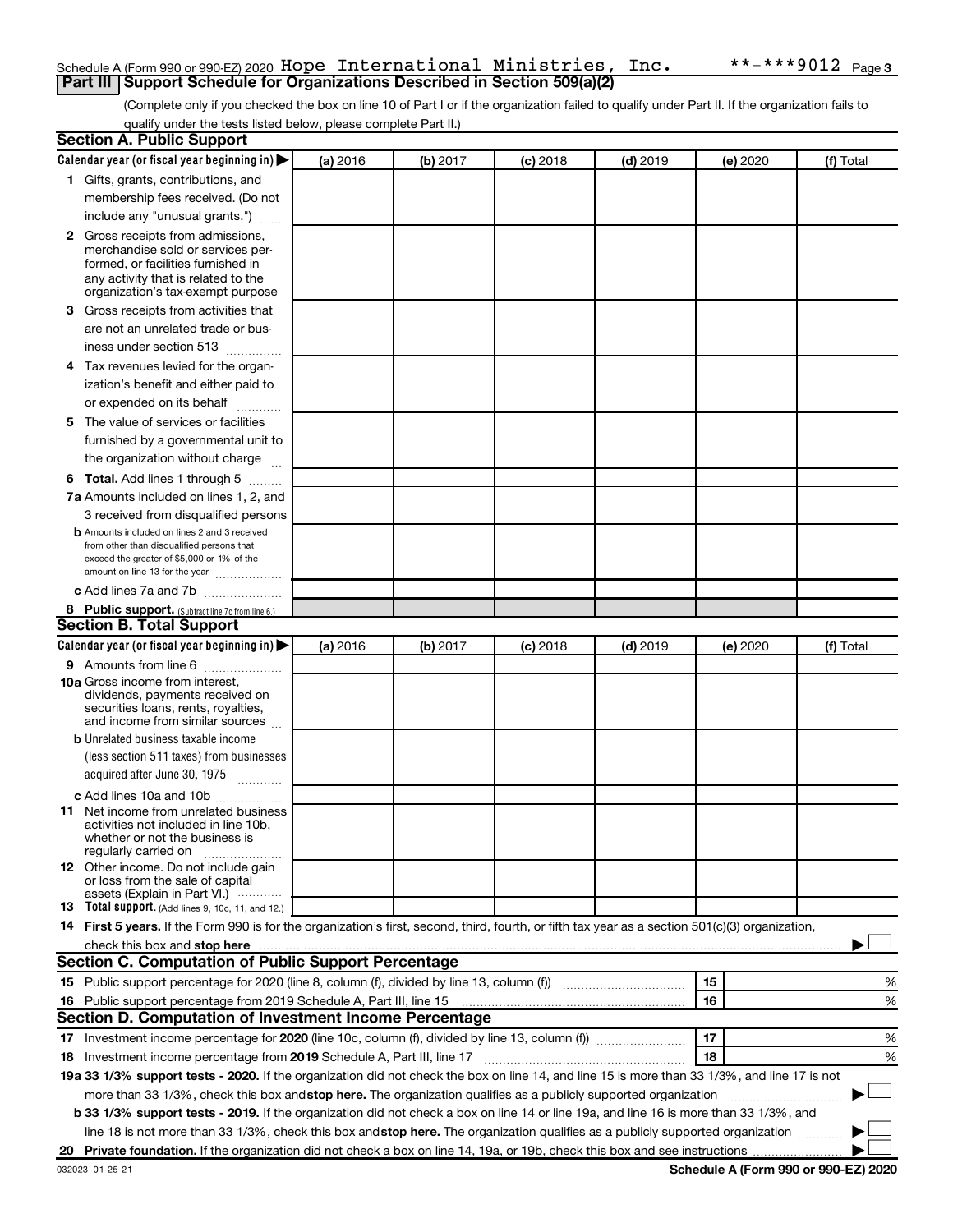Schedule A (Form 990 or 990-EZ) 2020 Hope International Ministries, Inc. **-***9012 Page 3

## Part III Support Schedule for Organizations Described in Section 509(a)(2)

(Complete only if you checked the box on line 10 of Part I or if the organization failed to qualify under Part II. If the organization fails to qualify under the tests listed below, please complete Part II.)

### Section A. Public Support

| Calendar year (or fiscal year beginning in) ▶ | (a) 2016 | (b) 2017 | (c) 2018 | (d) 2019 | (e) 2020 | (f) Total |
|---|---|---|---|---|---|---|
| 1 Gifts, grants, contributions, and membership fees received. (Do not include any "unusual grants.") | | | | | | |
| 2 Gross receipts from admissions, merchandise sold or services performed, or facilities furnished in any activity that is related to the organization's tax-exempt purpose | | | | | | |
| 3 Gross receipts from activities that are not an unrelated trade or business under section 513 | | | | | | |
| 4 Tax revenues levied for the organization's benefit and either paid to or expended on its behalf | | | | | | |
| 5 The value of services or facilities furnished by a governmental unit to the organization without charge | | | | | | |
| 6 **Total.** Add lines 1 through 5 | | | | | | |
| 7a Amounts included on lines 1, 2, and 3 received from disqualified persons | | | | | | |
| b Amounts included on lines 2 and 3 received from other than disqualified persons that exceed the greater of $5,000 or 1% of the amount on line 13 for the year | | | | | | |
| c Add lines 7a and 7b | | | | | | |
| 8 **Public support.** (Subtract line 7c from line 6.) | | | | | | |

### Section B. Total Support

| Calendar year (or fiscal year beginning in) ▶ | (a) 2016 | (b) 2017 | (c) 2018 | (d) 2019 | (e) 2020 | (f) Total |
|---|---|---|---|---|---|---|
| 9 Amounts from line 6 | | | | | | |
| 10a Gross income from interest, dividends, payments received on securities loans, rents, royalties, and income from similar sources | | | | | | |
| b Unrelated business taxable income (less section 511 taxes) from businesses acquired after June 30, 1975 | | | | | | |
| c Add lines 10a and 10b | | | | | | |
| 11 Net income from unrelated business activities not included in line 10b, whether or not the business is regularly carried on | | | | | | |
| 12 Other income. Do not include gain or loss from the sale of capital assets (Explain in Part VI.) | | | | | | |
| 13 **Total support.** (Add lines 9, 10c, 11, and 12.) | | | | | | |

14 **First 5 years.** If the Form 990 is for the organization's first, second, third, fourth, or fifth tax year as a section 501(c)(3) organization, check this box and **stop here** ▶ ☐

### Section C. Computation of Public Support Percentage

| | | | |
|---|---|---|---|
| 15 | Public support percentage for 2020 (line 8, column (f), divided by line 13, column (f)) | 15 | % |
| 16 | Public support percentage from 2019 Schedule A, Part III, line 15 | 16 | % |

### Section D. Computation of Investment Income Percentage

| | | | |
|---|---|---|---|
| 17 | Investment income percentage for **2020** (line 10c, column (f), divided by line 13, column (f)) | 17 | % |
| 18 | Investment income percentage from **2019** Schedule A, Part III, line 17 | 18 | % |

**19a 33 1/3% support tests - 2020.** If the organization did not check the box on line 14, and line 15 is more than 33 1/3%, and line 17 is not more than 33 1/3%, check this box and **stop here.** The organization qualifies as a publicly supported organization ▶ ☐

**b 33 1/3% support tests - 2019.** If the organization did not check a box on line 14 or line 19a, and line 16 is more than 33 1/3%, and line 18 is not more than 33 1/3%, check this box and **stop here.** The organization qualifies as a publicly supported organization ▶ ☐

**20 Private foundation.** If the organization did not check a box on line 14, 19a, or 19b, check this box and see instructions ▶ ☐

032023 01-25-21 **Schedule A (Form 990 or 990-EZ) 2020**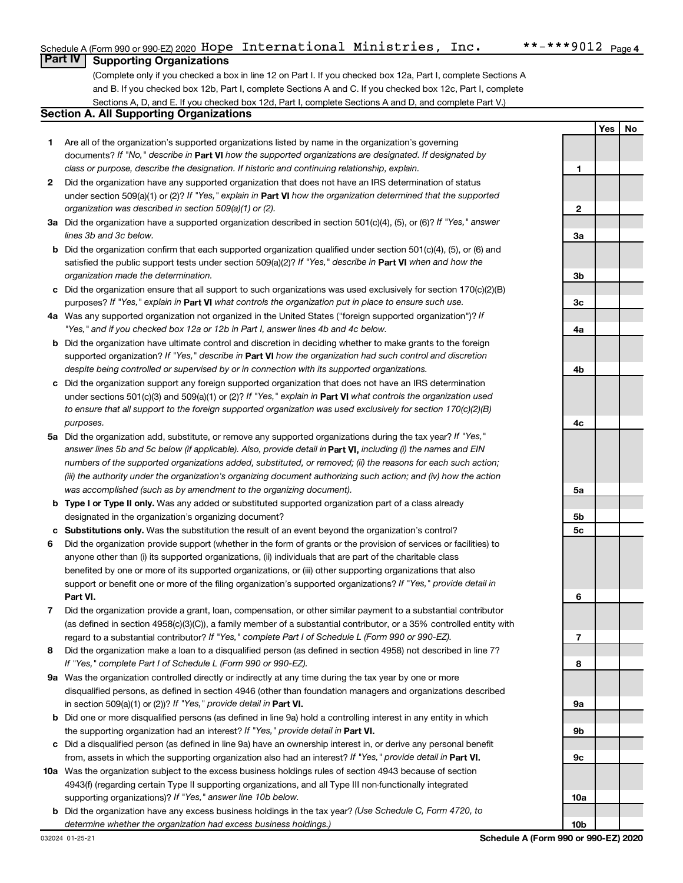Schedule A (Form 990 or 990-EZ) 2020 Hope International Ministries, Inc. **-***9012 Page 4

## Part IV Supporting Organizations

(Complete only if you checked a box in line 12 on Part I. If you checked box 12a, Part I, complete Sections A and B. If you checked box 12b, Part I, complete Sections A and C. If you checked box 12c, Part I, complete Sections A, D, and E. If you checked box 12d, Part I, complete Sections A and D, and complete Part V.)

### Section A. All Supporting Organizations

| | | | Yes | No |
|---|---|---|---|---|
| **1** | Are all of the organization's supported organizations listed by name in the organization's governing documents? *If "No," describe in* **Part VI** *how the supported organizations are designated. If designated by class or purpose, describe the designation. If historic and continuing relationship, explain.* | 1 | | |
| **2** | Did the organization have any supported organization that does not have an IRS determination of status under section 509(a)(1) or (2)? *If "Yes," explain in* **Part VI** *how the organization determined that the supported organization was described in section 509(a)(1) or (2).* | 2 | | |
| **3a** | Did the organization have a supported organization described in section 501(c)(4), (5), or (6)? *If "Yes," answer lines 3b and 3c below.* | 3a | | |
| **b** | Did the organization confirm that each supported organization qualified under section 501(c)(4), (5), or (6) and satisfied the public support tests under section 509(a)(2)? *If "Yes," describe in* **Part VI** *when and how the organization made the determination.* | 3b | | |
| **c** | Did the organization ensure that all support to such organizations was used exclusively for section 170(c)(2)(B) purposes? *If "Yes," explain in* **Part VI** *what controls the organization put in place to ensure such use.* | 3c | | |
| **4a** | Was any supported organization not organized in the United States ("foreign supported organization")? *If "Yes," and if you checked box 12a or 12b in Part I, answer lines 4b and 4c below.* | 4a | | |
| **b** | Did the organization have ultimate control and discretion in deciding whether to make grants to the foreign supported organization? *If "Yes," describe in* **Part VI** *how the organization had such control and discretion despite being controlled or supervised by or in connection with its supported organizations.* | 4b | | |
| **c** | Did the organization support any foreign supported organization that does not have an IRS determination under sections 501(c)(3) and 509(a)(1) or (2)? *If "Yes," explain in* **Part VI** *what controls the organization used to ensure that all support to the foreign supported organization was used exclusively for section 170(c)(2)(B) purposes.* | 4c | | |
| **5a** | Did the organization add, substitute, or remove any supported organizations during the tax year? *If "Yes," answer lines 5b and 5c below (if applicable). Also, provide detail in* **Part VI,** *including (i) the names and EIN numbers of the supported organizations added, substituted, or removed; (ii) the reasons for each such action; (iii) the authority under the organization's organizing document authorizing such action; and (iv) how the action was accomplished (such as by amendment to the organizing document).* | 5a | | |
| **b** | **Type I or Type II only.** Was any added or substituted supported organization part of a class already designated in the organization's organizing document? | 5b | | |
| **c** | **Substitutions only.** Was the substitution the result of an event beyond the organization's control? | 5c | | |
| **6** | Did the organization provide support (whether in the form of grants or the provision of services or facilities) to anyone other than (i) its supported organizations, (ii) individuals that are part of the charitable class benefited by one or more of its supported organizations, or (iii) other supporting organizations that also support or benefit one or more of the filing organization's supported organizations? *If "Yes," provide detail in* **Part VI.** | 6 | | |
| **7** | Did the organization provide a grant, loan, compensation, or other similar payment to a substantial contributor (as defined in section 4958(c)(3)(C)), a family member of a substantial contributor, or a 35% controlled entity with regard to a substantial contributor? *If "Yes," complete Part I of Schedule L (Form 990 or 990-EZ).* | 7 | | |
| **8** | Did the organization make a loan to a disqualified person (as defined in section 4958) not described in line 7? *If "Yes," complete Part I of Schedule L (Form 990 or 990-EZ).* | 8 | | |
| **9a** | Was the organization controlled directly or indirectly at any time during the tax year by one or more disqualified persons, as defined in section 4946 (other than foundation managers and organizations described in section 509(a)(1) or (2))? *If "Yes," provide detail in* **Part VI.** | 9a | | |
| **b** | Did one or more disqualified persons (as defined in line 9a) hold a controlling interest in any entity in which the supporting organization had an interest? *If "Yes," provide detail in* **Part VI.** | 9b | | |
| **c** | Did a disqualified person (as defined in line 9a) have an ownership interest in, or derive any personal benefit from, assets in which the supporting organization also had an interest? *If "Yes," provide detail in* **Part VI.** | 9c | | |
| **10a** | Was the organization subject to the excess business holdings rules of section 4943 because of section 4943(f) (regarding certain Type II supporting organizations, and all Type III non-functionally integrated supporting organizations)? *If "Yes," answer line 10b below.* | 10a | | |
| **b** | Did the organization have any excess business holdings in the tax year? *(Use Schedule C, Form 4720, to determine whether the organization had excess business holdings.)* | 10b | | |

032024 01-25-21 **Schedule A (Form 990 or 990-EZ) 2020**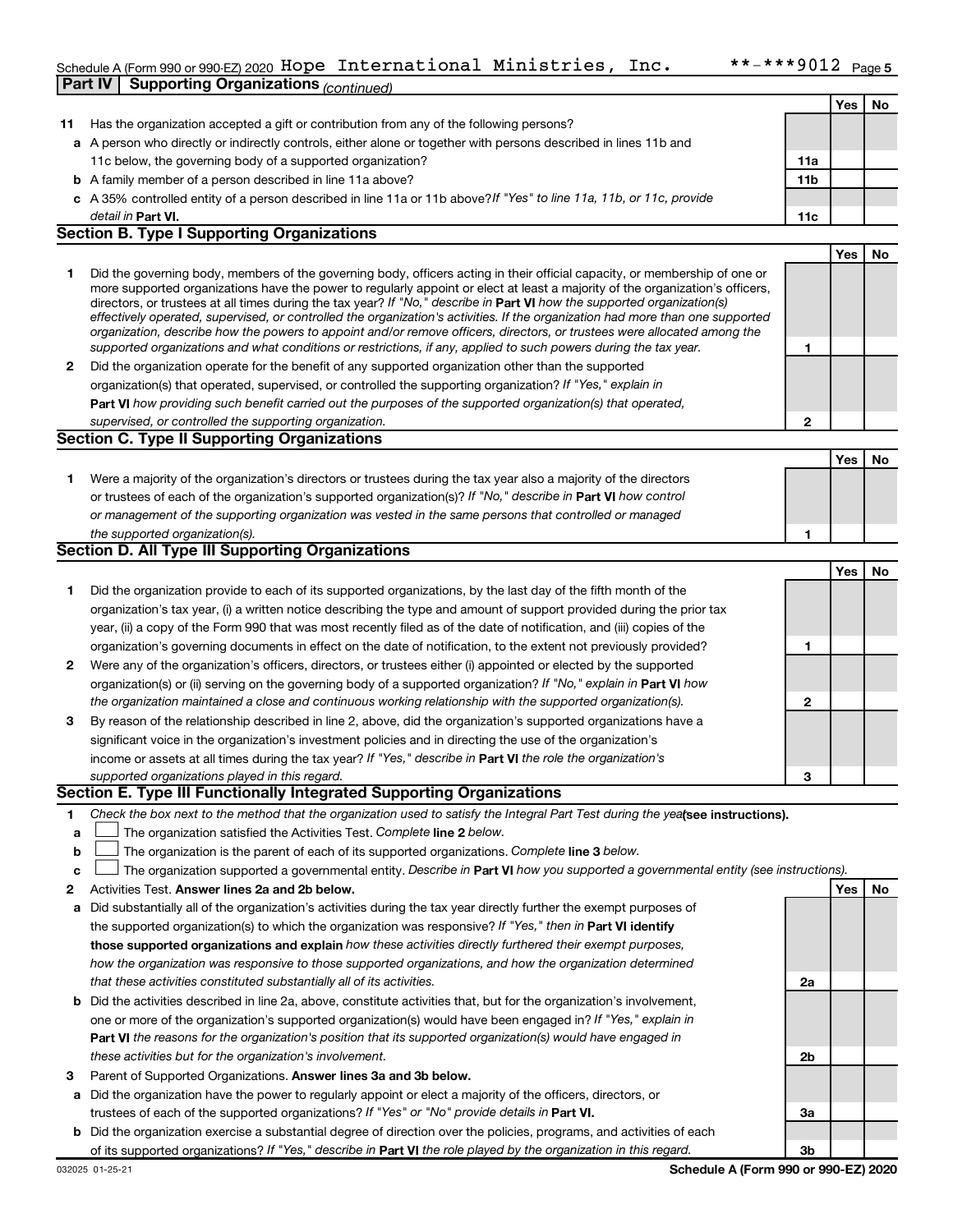Schedule A (Form 990 or 990-EZ) 2020 Hope International Ministries, Inc. **-***9012 Page 5

## Part IV Supporting Organizations *(continued)*

| | | | Yes | No |
|---|---|---|---|---|
| **11** | Has the organization accepted a gift or contribution from any of the following persons? | | | |
| **a** | A person who directly or indirectly controls, either alone or together with persons described in lines 11b and 11c below, the governing body of a supported organization? | **11a** | | |
| **b** | A family member of a person described in line 11a above? | **11b** | | |
| **c** | A 35% controlled entity of a person described in line 11a or 11b above? *If "Yes" to line 11a, 11b, or 11c, provide detail in* **Part VI.** | **11c** | | |

### Section B. Type I Supporting Organizations

| | | | Yes | No |
|---|---|---|---|---|
| **1** | Did the governing body, members of the governing body, officers acting in their official capacity, or membership of one or more supported organizations have the power to regularly appoint or elect at least a majority of the organization's officers, directors, or trustees at all times during the tax year? *If "No," describe in* **Part VI** *how the supported organization(s) effectively operated, supervised, or controlled the organization's activities. If the organization had more than one supported organization, describe how the powers to appoint and/or remove officers, directors, or trustees were allocated among the supported organizations and what conditions or restrictions, if any, applied to such powers during the tax year.* | **1** | | |
| **2** | Did the organization operate for the benefit of any supported organization other than the supported organization(s) that operated, supervised, or controlled the supporting organization? *If "Yes," explain in* **Part VI** *how providing such benefit carried out the purposes of the supported organization(s) that operated, supervised, or controlled the supporting organization.* | **2** | | |

### Section C. Type II Supporting Organizations

| | | | Yes | No |
|---|---|---|---|---|
| **1** | Were a majority of the organization's directors or trustees during the tax year also a majority of the directors or trustees of each of the organization's supported organization(s)? *If "No," describe in* **Part VI** *how control or management of the supporting organization was vested in the same persons that controlled or managed the supported organization(s).* | **1** | | |

### Section D. All Type III Supporting Organizations

| | | | Yes | No |
|---|---|---|---|---|
| **1** | Did the organization provide to each of its supported organizations, by the last day of the fifth month of the organization's tax year, (i) a written notice describing the type and amount of support provided during the prior tax year, (ii) a copy of the Form 990 that was most recently filed as of the date of notification, and (iii) copies of the organization's governing documents in effect on the date of notification, to the extent not previously provided? | **1** | | |
| **2** | Were any of the organization's officers, directors, or trustees either (i) appointed or elected by the supported organization(s) or (ii) serving on the governing body of a supported organization? *If "No," explain in* **Part VI** *how the organization maintained a close and continuous working relationship with the supported organization(s).* | **2** | | |
| **3** | By reason of the relationship described in line 2, above, did the organization's supported organizations have a significant voice in the organization's investment policies and in directing the use of the organization's income or assets at all times during the tax year? *If "Yes," describe in* **Part VI** *the role the organization's supported organizations played in this regard.* | **3** | | |

### Section E. Type III Functionally Integrated Supporting Organizations

**1** *Check the box next to the method that the organization used to satisfy the Integral Part Test during the year* **(see instructions).**

- **a** ☐ The organization satisfied the Activities Test. *Complete* **line 2** *below.*
- **b** ☐ The organization is the parent of each of its supported organizations. *Complete* **line 3** *below.*
- **c** ☐ The organization supported a governmental entity. *Describe in* **Part VI** *how you supported a governmental entity (see instructions).*

| | | | Yes | No |
|---|---|---|---|---|
| **2** | Activities Test. **Answer lines 2a and 2b below.** | | | |
| **a** | Did substantially all of the organization's activities during the tax year directly further the exempt purposes of the supported organization(s) to which the organization was responsive? *If "Yes," then in* **Part VI identify those supported organizations and explain** *how these activities directly furthered their exempt purposes, how the organization was responsive to those supported organizations, and how the organization determined that these activities constituted substantially all of its activities.* | **2a** | | |
| **b** | Did the activities described in line 2a, above, constitute activities that, but for the organization's involvement, one or more of the organization's supported organization(s) would have been engaged in? *If "Yes," explain in* **Part VI** *the reasons for the organization's position that its supported organization(s) would have engaged in these activities but for the organization's involvement.* | **2b** | | |
| **3** | Parent of Supported Organizations. **Answer lines 3a and 3b below.** | | | |
| **a** | Did the organization have the power to regularly appoint or elect a majority of the officers, directors, or trustees of each of the supported organizations? *If "Yes" or "No" provide details in* **Part VI.** | **3a** | | |
| **b** | Did the organization exercise a substantial degree of direction over the policies, programs, and activities of each of its supported organizations? *If "Yes," describe in* **Part VI** *the role played by the organization in this regard.* | **3b** | | |

032025 01-25-21 **Schedule A (Form 990 or 990-EZ) 2020**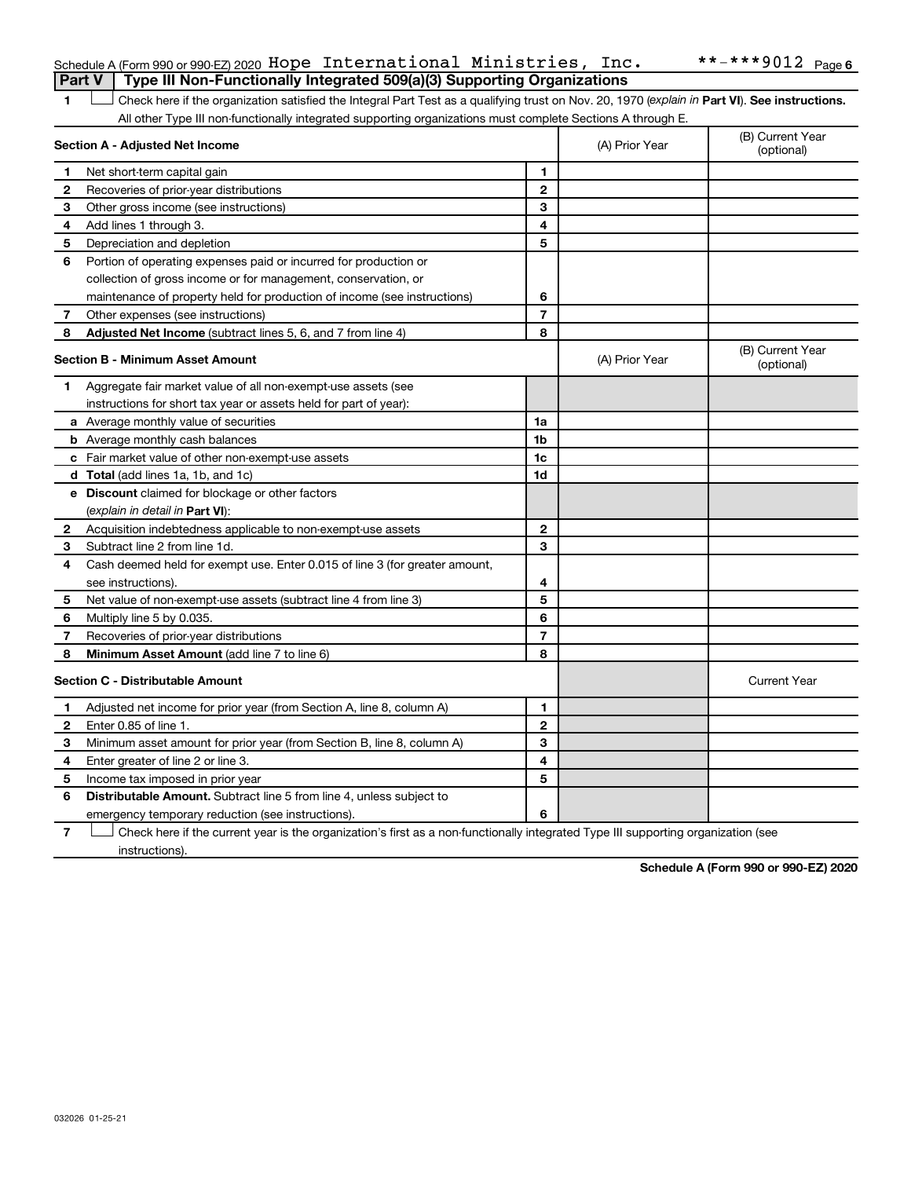Schedule A (Form 990 or 990-EZ) 2020 Hope International Ministries, Inc. **-***9012 Page 6

## Part V | Type III Non-Functionally Integrated 509(a)(3) Supporting Organizations

1 ☐ Check here if the organization satisfied the Integral Part Test as a qualifying trust on Nov. 20, 1970 (*explain in* **Part VI**). **See instructions.** All other Type III non-functionally integrated supporting organizations must complete Sections A through E.

| **Section A - Adjusted Net Income** | | | (A) Prior Year | (B) Current Year (optional) |
|---|---|---|---|---|
| 1 | Net short-term capital gain | 1 | | |
| 2 | Recoveries of prior-year distributions | 2 | | |
| 3 | Other gross income (see instructions) | 3 | | |
| 4 | Add lines 1 through 3. | 4 | | |
| 5 | Depreciation and depletion | 5 | | |
| 6 | Portion of operating expenses paid or incurred for production or collection of gross income or for management, conservation, or maintenance of property held for production of income (see instructions) | 6 | | |
| 7 | Other expenses (see instructions) | 7 | | |
| 8 | **Adjusted Net Income** (subtract lines 5, 6, and 7 from line 4) | 8 | | |

| **Section B - Minimum Asset Amount** | | | (A) Prior Year | (B) Current Year (optional) |
|---|---|---|---|---|
| 1 | Aggregate fair market value of all non-exempt-use assets (see instructions for short tax year or assets held for part of year): | | | |
| a | Average monthly value of securities | 1a | | |
| b | Average monthly cash balances | 1b | | |
| c | Fair market value of other non-exempt-use assets | 1c | | |
| d | **Total** (add lines 1a, 1b, and 1c) | 1d | | |
| e | **Discount** claimed for blockage or other factors (*explain in detail in* **Part VI**): | | | |
| 2 | Acquisition indebtedness applicable to non-exempt-use assets | 2 | | |
| 3 | Subtract line 2 from line 1d. | 3 | | |
| 4 | Cash deemed held for exempt use. Enter 0.015 of line 3 (for greater amount, see instructions). | 4 | | |
| 5 | Net value of non-exempt-use assets (subtract line 4 from line 3) | 5 | | |
| 6 | Multiply line 5 by 0.035. | 6 | | |
| 7 | Recoveries of prior-year distributions | 7 | | |
| 8 | **Minimum Asset Amount** (add line 7 to line 6) | 8 | | |

| **Section C - Distributable Amount** | | | | Current Year |
|---|---|---|---|---|
| 1 | Adjusted net income for prior year (from Section A, line 8, column A) | 1 | | |
| 2 | Enter 0.85 of line 1. | 2 | | |
| 3 | Minimum asset amount for prior year (from Section B, line 8, column A) | 3 | | |
| 4 | Enter greater of line 2 or line 3. | 4 | | |
| 5 | Income tax imposed in prior year | 5 | | |
| 6 | **Distributable Amount.** Subtract line 5 from line 4, unless subject to emergency temporary reduction (see instructions). | 6 | | |

7 ☐ Check here if the current year is the organization's first as a non-functionally integrated Type III supporting organization (see instructions).

**Schedule A (Form 990 or 990-EZ) 2020**

032026 01-25-21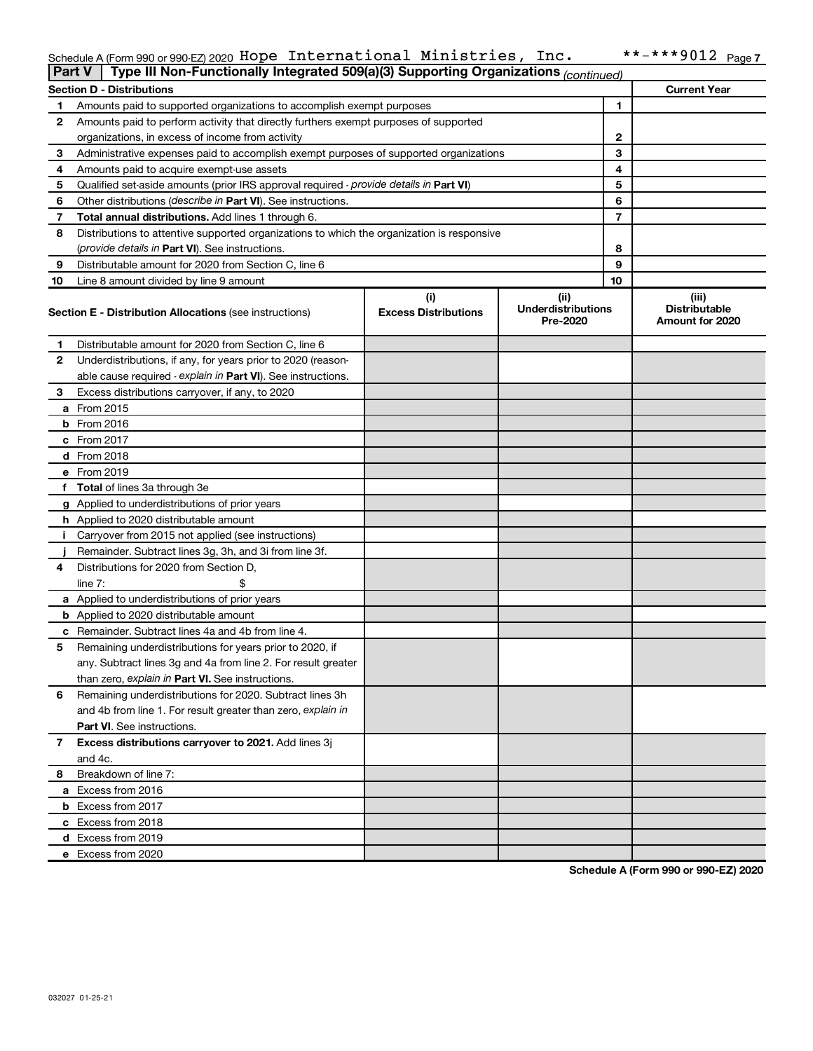Schedule A (Form 990 or 990-EZ) 2020 Hope International Ministries, Inc. **-***9012 Page 7

**Part V | Type III Non-Functionally Integrated 509(a)(3) Supporting Organizations** *(continued)*

| **Section D - Distributions** | | | **Current Year** |
|---|---|---|---|
| 1 | Amounts paid to supported organizations to accomplish exempt purposes | 1 | |
| 2 | Amounts paid to perform activity that directly furthers exempt purposes of supported organizations, in excess of income from activity | 2 | |
| 3 | Administrative expenses paid to accomplish exempt purposes of supported organizations | 3 | |
| 4 | Amounts paid to acquire exempt-use assets | 4 | |
| 5 | Qualified set-aside amounts (prior IRS approval required - *provide details in* **Part VI**) | 5 | |
| 6 | Other distributions (*describe in* **Part VI**). See instructions. | 6 | |
| 7 | **Total annual distributions.** Add lines 1 through 6. | 7 | |
| 8 | Distributions to attentive supported organizations to which the organization is responsive (*provide details in* **Part VI**). See instructions. | 8 | |
| 9 | Distributable amount for 2020 from Section C, line 6 | 9 | |
| 10 | Line 8 amount divided by line 9 amount | 10 | |

| | **Section E - Distribution Allocations** (see instructions) | **(i) Excess Distributions** | **(ii) Underdistributions Pre-2020** | **(iii) Distributable Amount for 2020** |
|---|---|---|---|---|
| 1 | Distributable amount for 2020 from Section C, line 6 | | | |
| 2 | Underdistributions, if any, for years prior to 2020 (reasonable cause required - *explain in* **Part VI**). See instructions. | | | |
| 3 | Excess distributions carryover, if any, to 2020 | | | |
| a | From 2015 | | | |
| b | From 2016 | | | |
| c | From 2017 | | | |
| d | From 2018 | | | |
| e | From 2019 | | | |
| f | **Total** of lines 3a through 3e | | | |
| g | Applied to underdistributions of prior years | | | |
| h | Applied to 2020 distributable amount | | | |
| i | Carryover from 2015 not applied (see instructions) | | | |
| j | Remainder. Subtract lines 3g, 3h, and 3i from line 3f. | | | |
| 4 | Distributions for 2020 from Section D, line 7: $ | | | |
| a | Applied to underdistributions of prior years | | | |
| b | Applied to 2020 distributable amount | | | |
| c | Remainder. Subtract lines 4a and 4b from line 4. | | | |
| 5 | Remaining underdistributions for years prior to 2020, if any. Subtract lines 3g and 4a from line 2. For result greater than zero, *explain in* **Part VI.** See instructions. | | | |
| 6 | Remaining underdistributions for 2020. Subtract lines 3h and 4b from line 1. For result greater than zero, *explain in* **Part VI**. See instructions. | | | |
| 7 | **Excess distributions carryover to 2021.** Add lines 3j and 4c. | | | |
| 8 | Breakdown of line 7: | | | |
| a | Excess from 2016 | | | |
| b | Excess from 2017 | | | |
| c | Excess from 2018 | | | |
| d | Excess from 2019 | | | |
| e | Excess from 2020 | | | |

**Schedule A (Form 990 or 990-EZ) 2020**

032027 01-25-21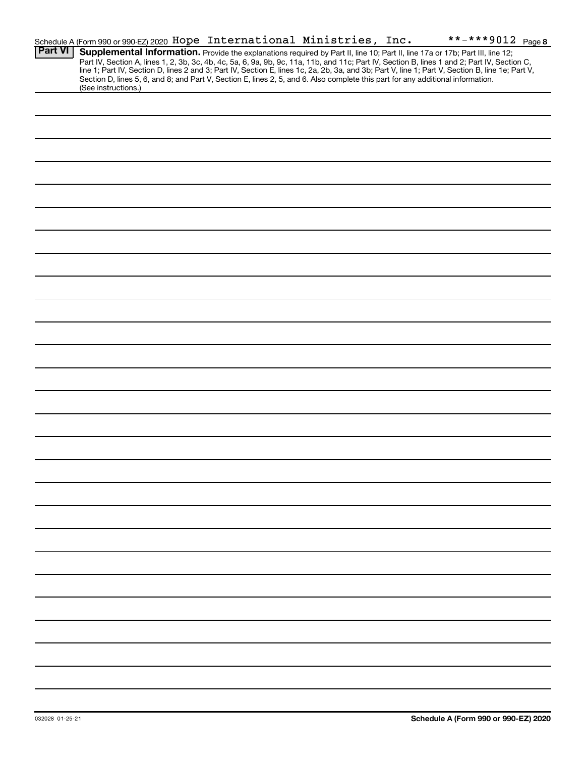Schedule A (Form 990 or 990-EZ) 2020 Hope International Ministries, Inc. **-***9012 Page 8

**Part VI** **Supplemental Information.** Provide the explanations required by Part II, line 10; Part II, line 17a or 17b; Part III, line 12; Part IV, Section A, lines 1, 2, 3b, 3c, 4b, 4c, 5a, 6, 9a, 9b, 9c, 11a, 11b, and 11c; Part IV, Section B, lines 1 and 2; Part IV, Section C, line 1; Part IV, Section D, lines 2 and 3; Part IV, Section E, lines 1c, 2a, 2b, 3a, and 3b; Part V, line 1; Part V, Section B, line 1e; Part V, Section D, lines 5, 6, and 8; and Part V, Section E, lines 2, 5, and 6. Also complete this part for any additional information. (See instructions.)

032028 01-25-21 **Schedule A (Form 990 or 990-EZ) 2020**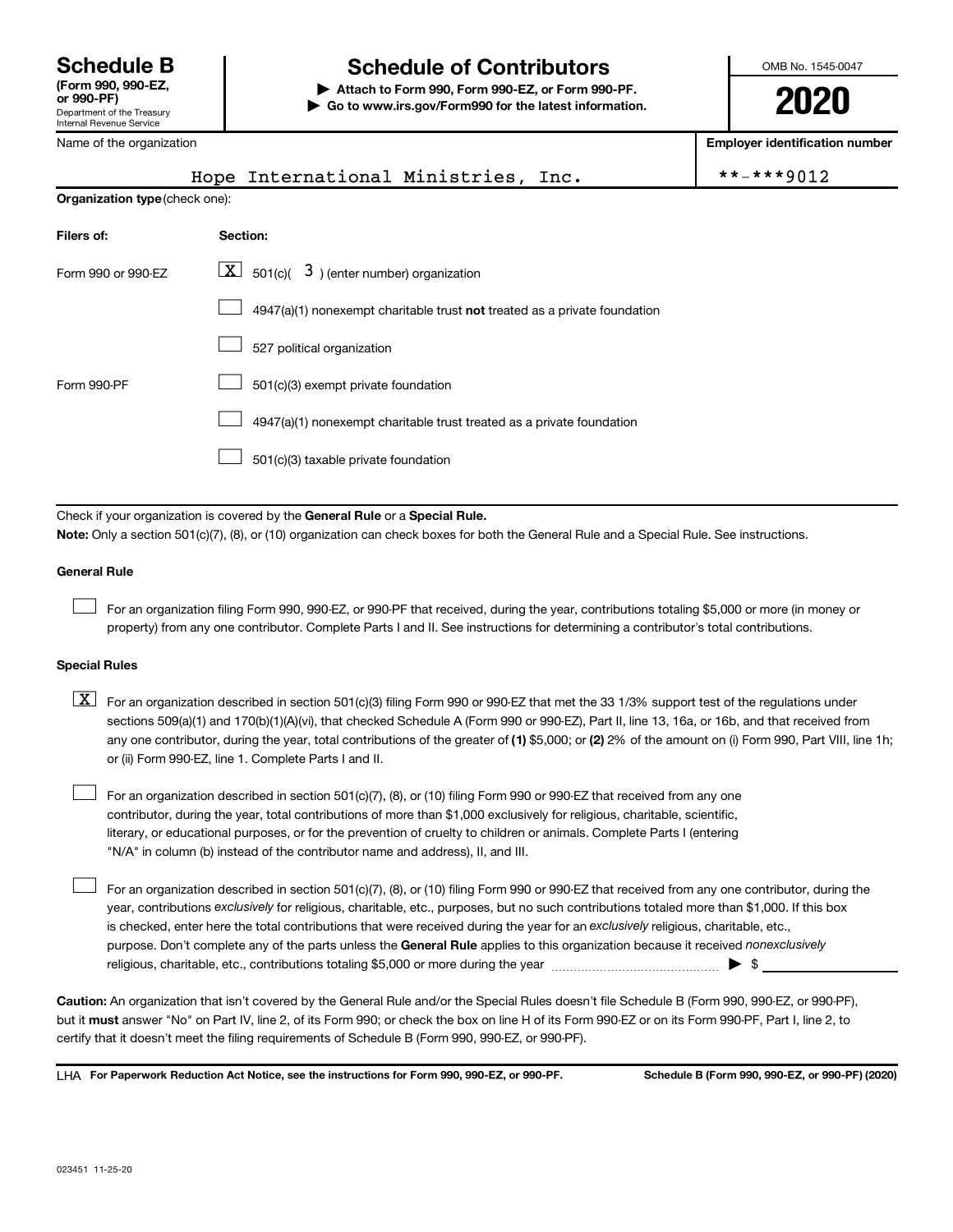# Schedule B

**(Form 990, 990-EZ, or 990-PF)**
Department of the Treasury
Internal Revenue Service

## Schedule of Contributors

**▶ Attach to Form 990, Form 990-EZ, or Form 990-PF.**
**▶ Go to www.irs.gov/Form990 for the latest information.**

OMB No. 1545-0047

**2020**

Name of the organization: Hope International Ministries, Inc.

**Employer identification number:** **-***9012

**Organization type** (check one):

| Filers of: | Section: |
|---|---|
| Form 990 or 990-EZ | [X] 501(c)( 3 ) (enter number) organization |
| | [ ] 4947(a)(1) nonexempt charitable trust **not** treated as a private foundation |
| | [ ] 527 political organization |
| Form 990-PF | [ ] 501(c)(3) exempt private foundation |
| | [ ] 4947(a)(1) nonexempt charitable trust treated as a private foundation |
| | [ ] 501(c)(3) taxable private foundation |

Check if your organization is covered by the **General Rule** or a **Special Rule.**

**Note:** Only a section 501(c)(7), (8), or (10) organization can check boxes for both the General Rule and a Special Rule. See instructions.

### General Rule

[ ] For an organization filing Form 990, 990-EZ, or 990-PF that received, during the year, contributions totaling $5,000 or more (in money or property) from any one contributor. Complete Parts I and II. See instructions for determining a contributor's total contributions.

### Special Rules

[X] For an organization described in section 501(c)(3) filing Form 990 or 990-EZ that met the 33 1/3% support test of the regulations under sections 509(a)(1) and 170(b)(1)(A)(vi), that checked Schedule A (Form 990 or 990-EZ), Part II, line 13, 16a, or 16b, and that received from any one contributor, during the year, total contributions of the greater of **(1)** $5,000; or **(2)** 2% of the amount on (i) Form 990, Part VIII, line 1h; or (ii) Form 990-EZ, line 1. Complete Parts I and II.

[ ] For an organization described in section 501(c)(7), (8), or (10) filing Form 990 or 990-EZ that received from any one contributor, during the year, total contributions of more than $1,000 exclusively for religious, charitable, scientific, literary, or educational purposes, or for the prevention of cruelty to children or animals. Complete Parts I (entering "N/A" in column (b) instead of the contributor name and address), II, and III.

[ ] For an organization described in section 501(c)(7), (8), or (10) filing Form 990 or 990-EZ that received from any one contributor, during the year, contributions *exclusively* for religious, charitable, etc., purposes, but no such contributions totaled more than $1,000. If this box is checked, enter here the total contributions that were received during the year for an *exclusively* religious, charitable, etc., purpose. Don't complete any of the parts unless the **General Rule** applies to this organization because it received *nonexclusively* religious, charitable, etc., contributions totaling $5,000 or more during the year ▶ $ ______

**Caution:** An organization that isn't covered by the General Rule and/or the Special Rules doesn't file Schedule B (Form 990, 990-EZ, or 990-PF), but it **must** answer "No" on Part IV, line 2, of its Form 990; or check the box on line H of its Form 990-EZ or on its Form 990-PF, Part I, line 2, to certify that it doesn't meet the filing requirements of Schedule B (Form 990, 990-EZ, or 990-PF).

LHA **For Paperwork Reduction Act Notice, see the instructions for Form 990, 990-EZ, or 990-PF.** **Schedule B (Form 990, 990-EZ, or 990-PF) (2020)**

023451 11-25-20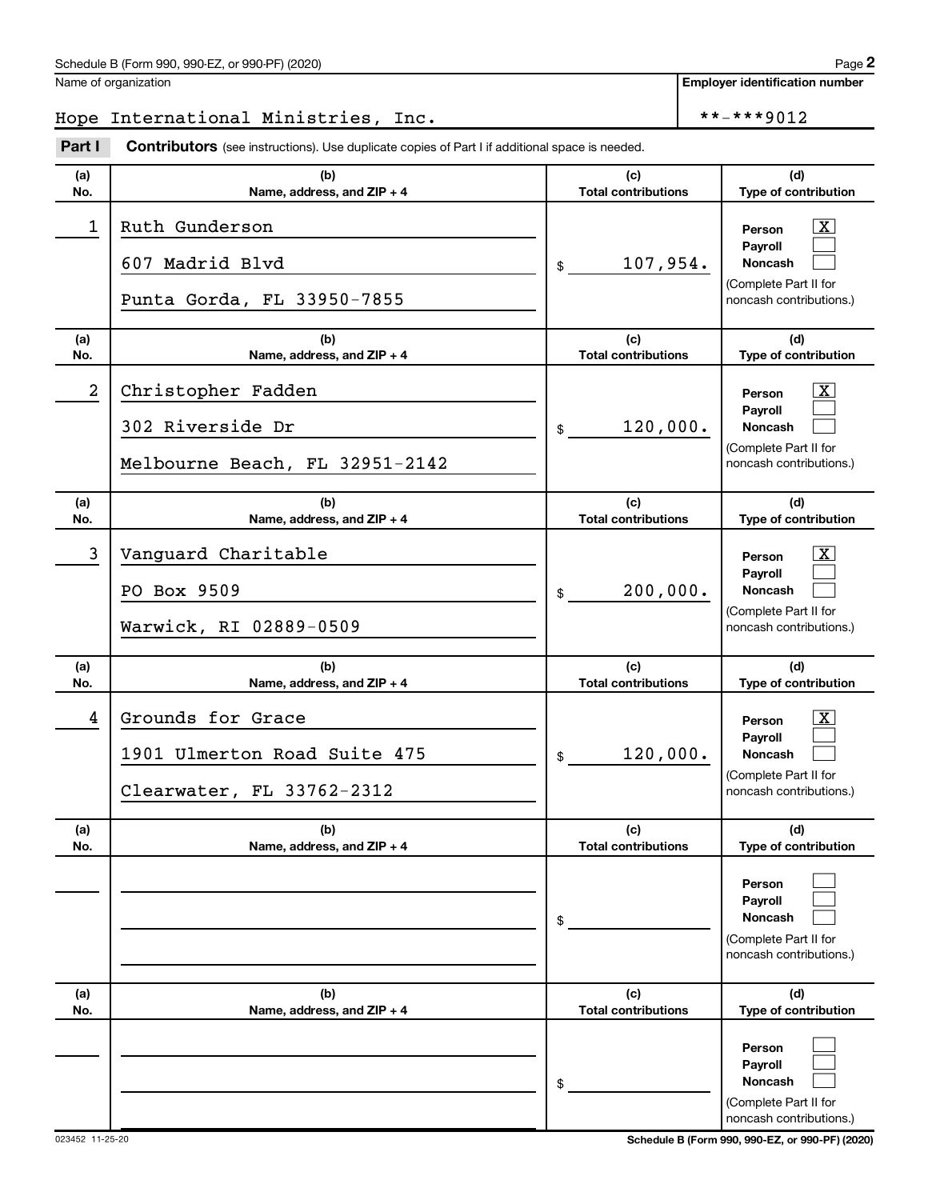Name of organization

Hope International Ministries, Inc.

**Employer identification number**

**-***9012

**Part I** **Contributors** (see instructions). Use duplicate copies of Part I if additional space is needed.

| (a) No. | (b) Name, address, and ZIP + 4 | (c) Total contributions | (d) Type of contribution |
|---|---|---|---|
| 1 | Ruth Gunderson<br>607 Madrid Blvd<br>Punta Gorda, FL 33950-7855 | $ 107,954. | Person [X]<br>Payroll [ ]<br>Noncash [ ]<br>(Complete Part II for noncash contributions.) |
| 2 | Christopher Fadden<br>302 Riverside Dr<br>Melbourne Beach, FL 32951-2142 | $ 120,000. | Person [X]<br>Payroll [ ]<br>Noncash [ ]<br>(Complete Part II for noncash contributions.) |
| 3 | Vanguard Charitable<br>PO Box 9509<br>Warwick, RI 02889-0509 | $ 200,000. | Person [X]<br>Payroll [ ]<br>Noncash [ ]<br>(Complete Part II for noncash contributions.) |
| 4 | Grounds for Grace<br>1901 Ulmerton Road Suite 475<br>Clearwater, FL 33762-2312 | $ 120,000. | Person [X]<br>Payroll [ ]<br>Noncash [ ]<br>(Complete Part II for noncash contributions.) |
| | | $ | Person [ ]<br>Payroll [ ]<br>Noncash [ ]<br>(Complete Part II for noncash contributions.) |
| | | $ | Person [ ]<br>Payroll [ ]<br>Noncash [ ]<br>(Complete Part II for noncash contributions.) |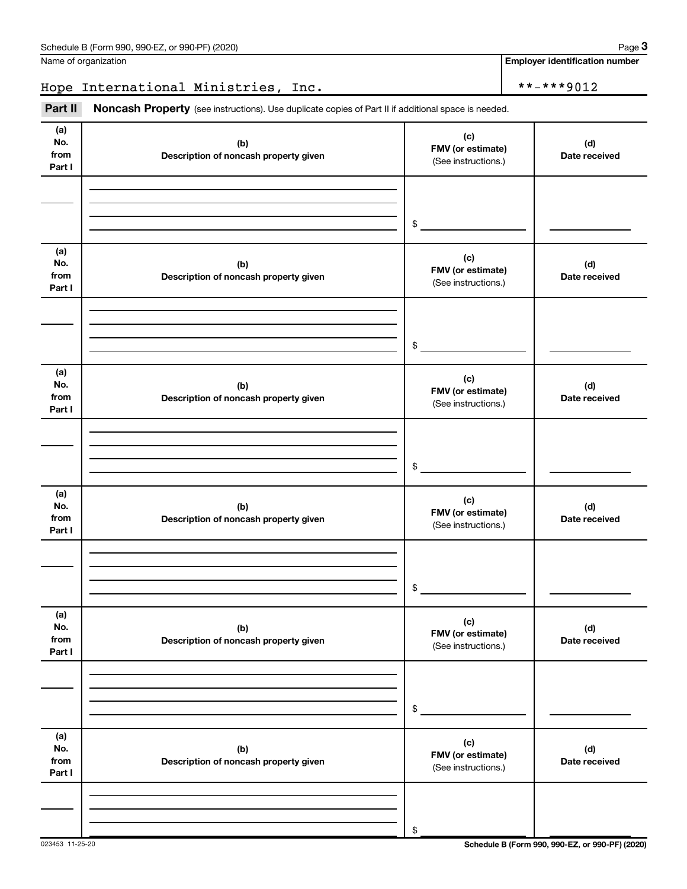Name of organization

Hope International Ministries, Inc.

**Employer identification number**

**-***9012

**Part II** **Noncash Property** (see instructions). Use duplicate copies of Part II if additional space is needed.

| (a) No. from Part I | (b) Description of noncash property given | (c) FMV (or estimate) (See instructions.) | (d) Date received |
|---|---|---|---|
| | | $ | |

| (a) No. from Part I | (b) Description of noncash property given | (c) FMV (or estimate) (See instructions.) | (d) Date received |
|---|---|---|---|
| | | $ | |

| (a) No. from Part I | (b) Description of noncash property given | (c) FMV (or estimate) (See instructions.) | (d) Date received |
|---|---|---|---|
| | | $ | |

| (a) No. from Part I | (b) Description of noncash property given | (c) FMV (or estimate) (See instructions.) | (d) Date received |
|---|---|---|---|
| | | $ | |

| (a) No. from Part I | (b) Description of noncash property given | (c) FMV (or estimate) (See instructions.) | (d) Date received |
|---|---|---|---|
| | | $ | |

| (a) No. from Part I | (b) Description of noncash property given | (c) FMV (or estimate) (See instructions.) | (d) Date received |
|---|---|---|---|
| | | $ | |

023453 11-25-20

**Schedule B (Form 990, 990-EZ, or 990-PF) (2020)**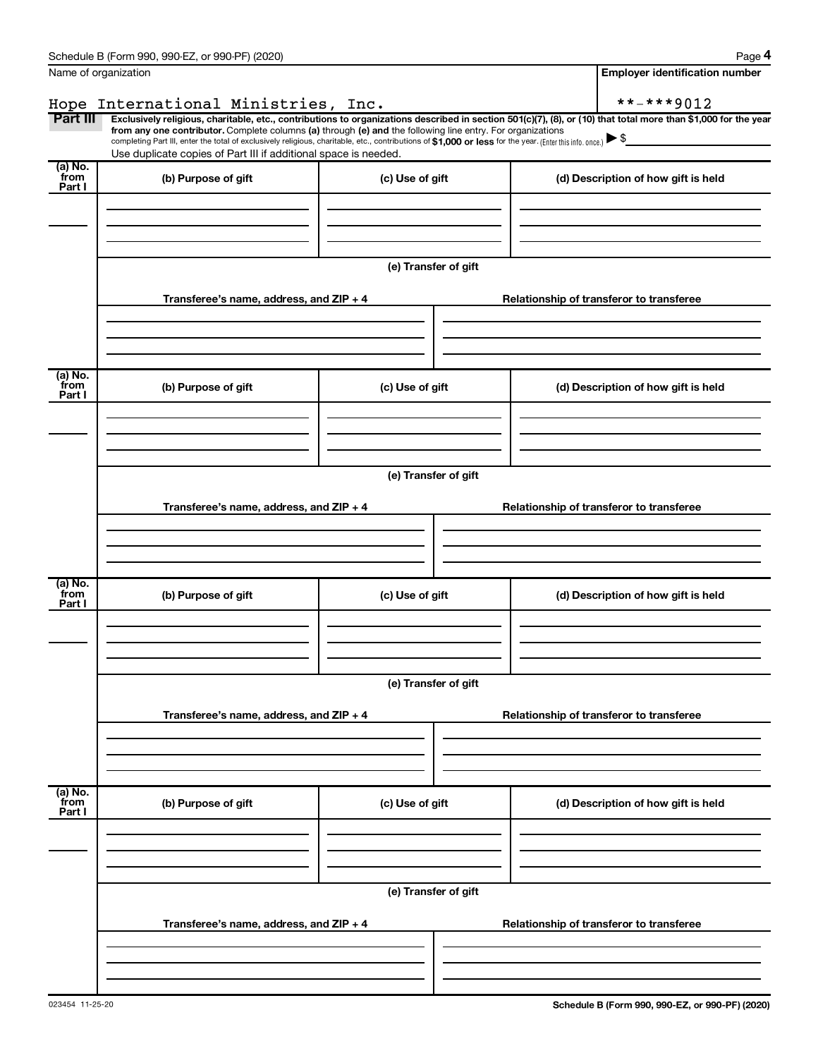Name of organization

Employer identification number

Hope International Ministries, Inc.

**-***9012

**Part III** **Exclusively religious, charitable, etc., contributions to organizations described in section 501(c)(7), (8), or (10) that total more than $1,000 for the year from any one contributor.** Complete columns **(a)** through **(e) and** the following line entry. For organizations completing Part III, enter the total of exclusively religious, charitable, etc., contributions of **$1,000 or less** for the year. (Enter this info. once.) ▶ $

Use duplicate copies of Part III if additional space is needed.

| (a) No. from Part I | (b) Purpose of gift | (c) Use of gift | (d) Description of how gift is held |
|---|---|---|---|
| | | | |

**(e) Transfer of gift**

| Transferee's name, address, and ZIP + 4 | Relationship of transferor to transferee |
|---|---|
| | |

| (a) No. from Part I | (b) Purpose of gift | (c) Use of gift | (d) Description of how gift is held |
|---|---|---|---|
| | | | |

**(e) Transfer of gift**

| Transferee's name, address, and ZIP + 4 | Relationship of transferor to transferee |
|---|---|
| | |

| (a) No. from Part I | (b) Purpose of gift | (c) Use of gift | (d) Description of how gift is held |
|---|---|---|---|
| | | | |

**(e) Transfer of gift**

| Transferee's name, address, and ZIP + 4 | Relationship of transferor to transferee |
|---|---|
| | |

| (a) No. from Part I | (b) Purpose of gift | (c) Use of gift | (d) Description of how gift is held |
|---|---|---|---|
| | | | |

**(e) Transfer of gift**

| Transferee's name, address, and ZIP + 4 | Relationship of transferor to transferee |
|---|---|
| | |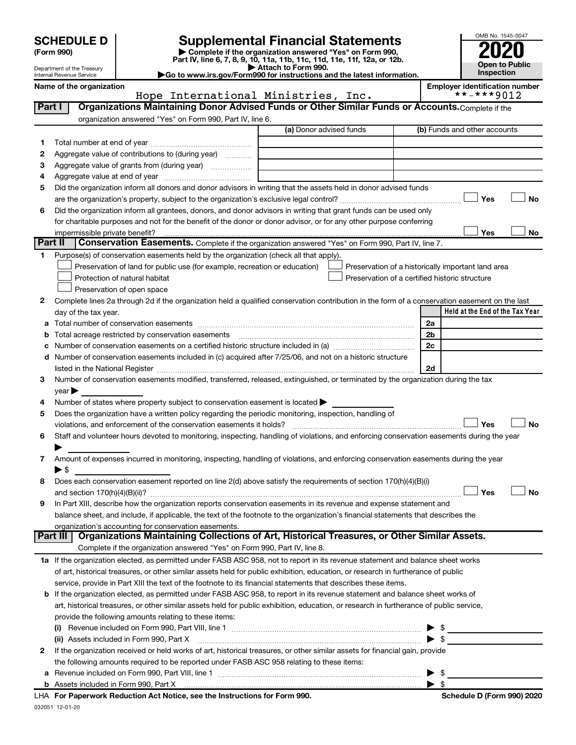# SCHEDULE D (Form 990)

Department of the Treasury
Internal Revenue Service

## Supplemental Financial Statements

▶ Complete if the organization answered "Yes" on Form 990, Part IV, line 6, 7, 8, 9, 10, 11a, 11b, 11c, 11d, 11e, 11f, 12a, or 12b.
▶ Attach to Form 990.
▶ Go to www.irs.gov/Form990 for instructions and the latest information.

OMB No. 1545-0047

**2020**

**Open to Public Inspection**

Name of the organization: Hope International Ministries, Inc.

Employer identification number: **-***9012

### Part I — Organizations Maintaining Donor Advised Funds or Other Similar Funds or Accounts.

Complete if the organization answered "Yes" on Form 990, Part IV, line 6.

| | | (a) Donor advised funds | (b) Funds and other accounts |
|---|---|---|---|
| 1 | Total number at end of year | | |
| 2 | Aggregate value of contributions to (during year) | | |
| 3 | Aggregate value of grants from (during year) | | |
| 4 | Aggregate value at end of year | | |

5 Did the organization inform all donors and donor advisors in writing that the assets held in donor advised funds are the organization's property, subject to the organization's exclusive legal control? ☐ Yes ☐ No

6 Did the organization inform all grantees, donors, and donor advisors in writing that grant funds can be used only for charitable purposes and not for the benefit of the donor or donor advisor, or for any other purpose conferring impermissible private benefit? ☐ Yes ☐ No

### Part II — Conservation Easements.

Complete if the organization answered "Yes" on Form 990, Part IV, line 7.

1 Purpose(s) of conservation easements held by the organization (check all that apply).

- ☐ Preservation of land for public use (for example, recreation or education)
- ☐ Protection of natural habitat
- ☐ Preservation of open space
- ☐ Preservation of a historically important land area
- ☐ Preservation of a certified historic structure

2 Complete lines 2a through 2d if the organization held a qualified conservation contribution in the form of a conservation easement on the last day of the tax year.

| | | | Held at the End of the Tax Year |
|---|---|---|---|
| a | Total number of conservation easements | 2a | |
| b | Total acreage restricted by conservation easements | 2b | |
| c | Number of conservation easements on a certified historic structure included in (a) | 2c | |
| d | Number of conservation easements included in (c) acquired after 7/25/06, and not on a historic structure listed in the National Register | 2d | |

3 Number of conservation easements modified, transferred, released, extinguished, or terminated by the organization during the tax year ▶

4 Number of states where property subject to conservation easement is located ▶

5 Does the organization have a written policy regarding the periodic monitoring, inspection, handling of violations, and enforcement of the conservation easements it holds? ☐ Yes ☐ No

6 Staff and volunteer hours devoted to monitoring, inspecting, handling of violations, and enforcing conservation easements during the year ▶

7 Amount of expenses incurred in monitoring, inspecting, handling of violations, and enforcing conservation easements during the year ▶ $

8 Does each conservation easement reported on line 2(d) above satisfy the requirements of section 170(h)(4)(B)(i) and section 170(h)(4)(B)(ii)? ☐ Yes ☐ No

9 In Part XIII, describe how the organization reports conservation easements in its revenue and expense statement and balance sheet, and include, if applicable, the text of the footnote to the organization's financial statements that describes the organization's accounting for conservation easements.

### Part III — Organizations Maintaining Collections of Art, Historical Treasures, or Other Similar Assets.

Complete if the organization answered "Yes" on Form 990, Part IV, line 8.

1a If the organization elected, as permitted under FASB ASC 958, not to report in its revenue statement and balance sheet works of art, historical treasures, or other similar assets held for public exhibition, education, or research in furtherance of public service, provide in Part XIII the text of the footnote to its financial statements that describes these items.

b If the organization elected, as permitted under FASB ASC 958, to report in its revenue statement and balance sheet works of art, historical treasures, or other similar assets held for public exhibition, education, or research in furtherance of public service, provide the following amounts relating to these items:

(i) Revenue included on Form 990, Part VIII, line 1 ▶ $

(ii) Assets included in Form 990, Part X ▶ $

2 If the organization received or held works of art, historical treasures, or other similar assets for financial gain, provide the following amounts required to be reported under FASB ASC 958 relating to these items:

a Revenue included on Form 990, Part VIII, line 1 ▶ $

b Assets included in Form 990, Part X ▶ $

LHA For Paperwork Reduction Act Notice, see the Instructions for Form 990. Schedule D (Form 990) 2020

032051 12-01-20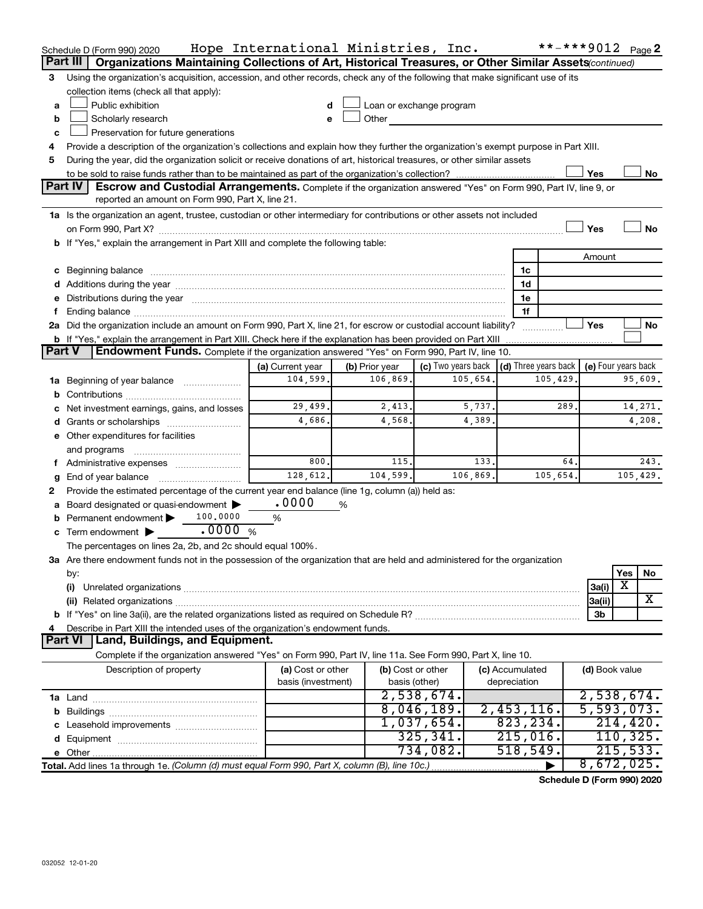Schedule D (Form 990) 2020 Hope International Ministries, Inc. **-***9012 Page 2

## Part III Organizations Maintaining Collections of Art, Historical Treasures, or Other Similar Assets *(continued)*

3 Using the organization's acquisition, accession, and other records, check any of the following that make significant use of its collection items (check all that apply):

- a ☐ Public exhibition
- b ☐ Scholarly research
- c ☐ Preservation for future generations
- d ☐ Loan or exchange program
- e ☐ Other

4 Provide a description of the organization's collections and explain how they further the organization's exempt purpose in Part XIII.

5 During the year, did the organization solicit or receive donations of art, historical treasures, or other similar assets to be sold to raise funds rather than to be maintained as part of the organization's collection? ☐ Yes ☐ No

## Part IV Escrow and Custodial Arrangements.

Complete if the organization answered "Yes" on Form 990, Part IV, line 9, or reported an amount on Form 990, Part X, line 21.

1a Is the organization an agent, trustee, custodian or other intermediary for contributions or other assets not included on Form 990, Part X? ☐ Yes ☐ No

b If "Yes," explain the arrangement in Part XIII and complete the following table:

| | | Amount |
|---|---|---|
| c Beginning balance | 1c | |
| d Additions during the year | 1d | |
| e Distributions during the year | 1e | |
| f Ending balance | 1f | |

2a Did the organization include an amount on Form 990, Part X, line 21, for escrow or custodial account liability? ☐ Yes ☐ No

b If "Yes," explain the arrangement in Part XIII. Check here if the explanation has been provided on Part XIII ☐

## Part V Endowment Funds.

Complete if the organization answered "Yes" on Form 990, Part IV, line 10.

| | (a) Current year | (b) Prior year | (c) Two years back | (d) Three years back | (e) Four years back |
|---|---|---|---|---|---|
| 1a Beginning of year balance | 104,599. | 106,869. | 105,654. | 105,429. | 95,609. |
| b Contributions | | | | | |
| c Net investment earnings, gains, and losses | 29,499. | 2,413. | 5,737. | 289. | 14,271. |
| d Grants or scholarships | 4,686. | 4,568. | 4,389. | | 4,208. |
| e Other expenditures for facilities and programs | | | | | |
| f Administrative expenses | 800. | 115. | 133. | 64. | 243. |
| g End of year balance | 128,612. | 104,599. | 106,869. | 105,654. | 105,429. |

2 Provide the estimated percentage of the current year end balance (line 1g, column (a)) held as:

- a Board designated or quasi-endowment ▶ .0000 %
- b Permanent endowment ▶ 100.0000 %
- c Term endowment ▶ .0000 %

The percentages on lines 2a, 2b, and 2c should equal 100%.

3a Are there endowment funds not in the possession of the organization that are held and administered for the organization by:

| | | Yes | No |
|---|---|---|---|
| (i) Unrelated organizations | 3a(i) | X | |
| (ii) Related organizations | 3a(ii) | | X |
| b If "Yes" on line 3a(ii), are the related organizations listed as required on Schedule R? | 3b | | |

4 Describe in Part XIII the intended uses of the organization's endowment funds.

## Part VI Land, Buildings, and Equipment.

Complete if the organization answered "Yes" on Form 990, Part IV, line 11a. See Form 990, Part X, line 10.

| Description of property | (a) Cost or other basis (investment) | (b) Cost or other basis (other) | (c) Accumulated depreciation | (d) Book value |
|---|---|---|---|---|
| 1a Land | | 2,538,674. | | 2,538,674. |
| b Buildings | | 8,046,189. | 2,453,116. | 5,593,073. |
| c Leasehold improvements | | 1,037,654. | 823,234. | 214,420. |
| d Equipment | | 325,341. | 215,016. | 110,325. |
| e Other | | 734,082. | 518,549. | 215,533. |
| **Total.** Add lines 1a through 1e. *(Column (d) must equal Form 990, Part X, column (B), line 10c.)* | | | ▶ | 8,672,025. |

Schedule D (Form 990) 2020

032052 12-01-20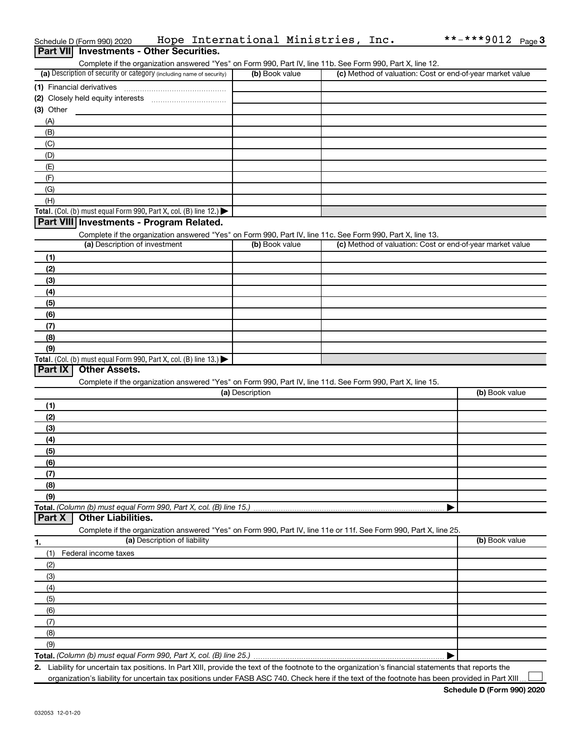Schedule D (Form 990) 2020 Hope International Ministries, Inc. **-***9012

## Part VII Investments - Other Securities.

Complete if the organization answered "Yes" on Form 990, Part IV, line 11b. See Form 990, Part X, line 12.

| (a) Description of security or category (including name of security) | (b) Book value | (c) Method of valuation: Cost or end-of-year market value |
|---|---|---|
| (1) Financial derivatives | | |
| (2) Closely held equity interests | | |
| (3) Other | | |
| (A) | | |
| (B) | | |
| (C) | | |
| (D) | | |
| (E) | | |
| (F) | | |
| (G) | | |
| (H) | | |
| **Total.** (Col. (b) must equal Form 990, Part X, col. (B) line 12.) ▶ | | |

## Part VIII Investments - Program Related.

Complete if the organization answered "Yes" on Form 990, Part IV, line 11c. See Form 990, Part X, line 13.

| (a) Description of investment | (b) Book value | (c) Method of valuation: Cost or end-of-year market value |
|---|---|---|
| (1) | | |
| (2) | | |
| (3) | | |
| (4) | | |
| (5) | | |
| (6) | | |
| (7) | | |
| (8) | | |
| (9) | | |
| **Total.** (Col. (b) must equal Form 990, Part X, col. (B) line 13.) ▶ | | |

## Part IX Other Assets.

Complete if the organization answered "Yes" on Form 990, Part IV, line 11d. See Form 990, Part X, line 15.

| (a) Description | (b) Book value |
|---|---|
| (1) | |
| (2) | |
| (3) | |
| (4) | |
| (5) | |
| (6) | |
| (7) | |
| (8) | |
| (9) | |
| **Total.** *(Column (b) must equal Form 990, Part X, col. (B) line 15.)* ▶ | |

## Part X Other Liabilities.

Complete if the organization answered "Yes" on Form 990, Part IV, line 11e or 11f. See Form 990, Part X, line 25.

| 1. (a) Description of liability | (b) Book value |
|---|---|
| (1) Federal income taxes | |
| (2) | |
| (3) | |
| (4) | |
| (5) | |
| (6) | |
| (7) | |
| (8) | |
| (9) | |
| **Total.** *(Column (b) must equal Form 990, Part X, col. (B) line 25.)* ▶ | |

2. Liability for uncertain tax positions. In Part XIII, provide the text of the footnote to the organization's financial statements that reports the organization's liability for uncertain tax positions under FASB ASC 740. Check here if the text of the footnote has been provided in Part XIII ☐

Schedule D (Form 990) 2020

032053 12-01-20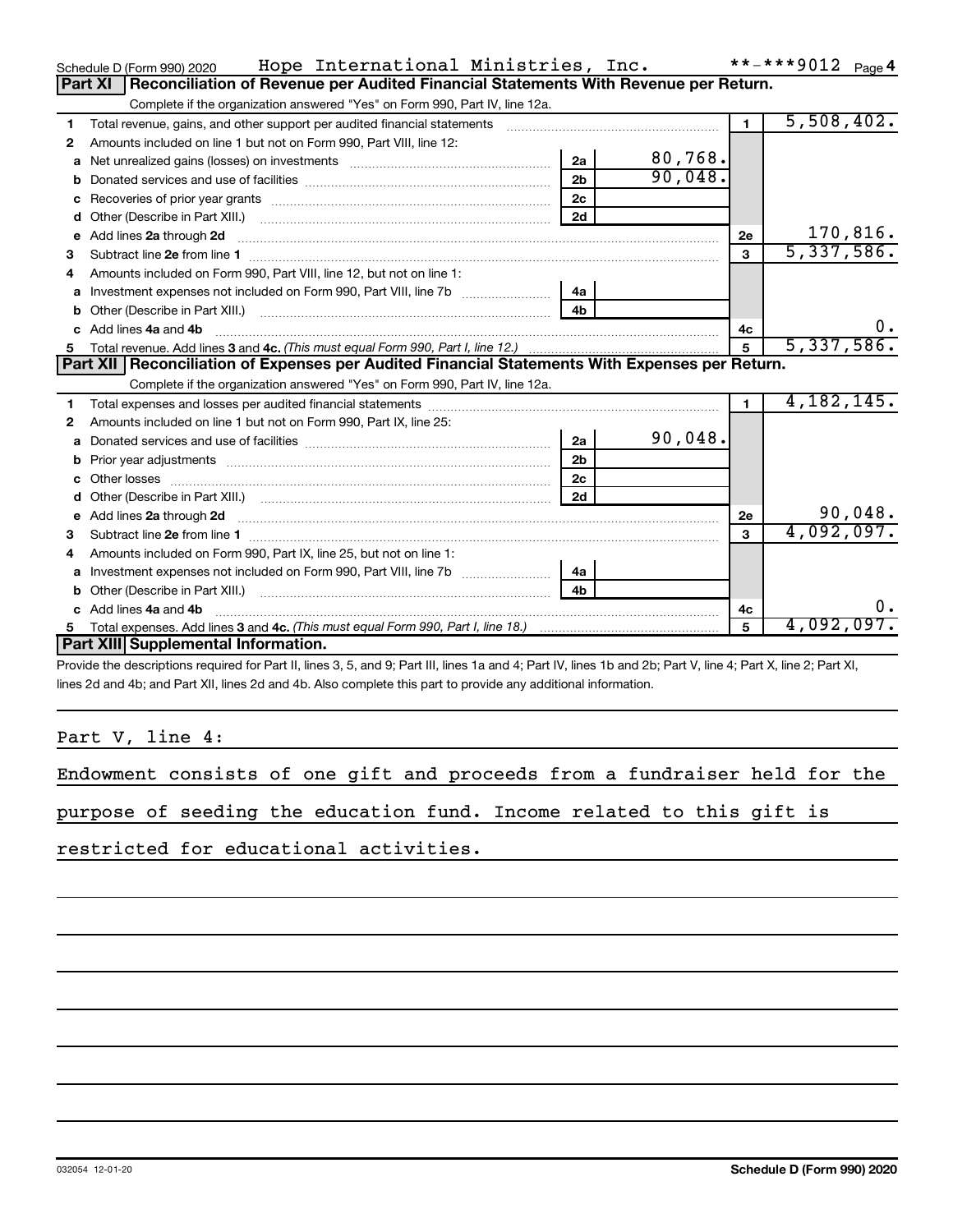Schedule D (Form 990) 2020 Hope International Ministries, Inc. **-***9012 Page 4

## Part XI Reconciliation of Revenue per Audited Financial Statements With Revenue per Return.

Complete if the organization answered "Yes" on Form 990, Part IV, line 12a.

| | | | | | |
|---|---|---|---|---|---|
| 1 | Total revenue, gains, and other support per audited financial statements | | | 1 | 5,508,402. |
| 2 | Amounts included on line 1 but not on Form 990, Part VIII, line 12: | | | | |
| a | Net unrealized gains (losses) on investments | 2a | 80,768. | | |
| b | Donated services and use of facilities | 2b | 90,048. | | |
| c | Recoveries of prior year grants | 2c | | | |
| d | Other (Describe in Part XIII.) | 2d | | | |
| e | Add lines 2a through 2d | | | 2e | 170,816. |
| 3 | Subtract line 2e from line 1 | | | 3 | 5,337,586. |
| 4 | Amounts included on Form 990, Part VIII, line 12, but not on line 1: | | | | |
| a | Investment expenses not included on Form 990, Part VIII, line 7b | 4a | | | |
| b | Other (Describe in Part XIII.) | 4b | | | |
| c | Add lines 4a and 4b | | | 4c | 0. |
| 5 | Total revenue. Add lines 3 and 4c. *(This must equal Form 990, Part I, line 12.)* | | | 5 | 5,337,586. |

## Part XII Reconciliation of Expenses per Audited Financial Statements With Expenses per Return.

Complete if the organization answered "Yes" on Form 990, Part IV, line 12a.

| | | | | | |
|---|---|---|---|---|---|
| 1 | Total expenses and losses per audited financial statements | | | 1 | 4,182,145. |
| 2 | Amounts included on line 1 but not on Form 990, Part IX, line 25: | | | | |
| a | Donated services and use of facilities | 2a | 90,048. | | |
| b | Prior year adjustments | 2b | | | |
| c | Other losses | 2c | | | |
| d | Other (Describe in Part XIII.) | 2d | | | |
| e | Add lines 2a through 2d | | | 2e | 90,048. |
| 3 | Subtract line 2e from line 1 | | | 3 | 4,092,097. |
| 4 | Amounts included on Form 990, Part IX, line 25, but not on line 1: | | | | |
| a | Investment expenses not included on Form 990, Part VIII, line 7b | 4a | | | |
| b | Other (Describe in Part XIII.) | 4b | | | |
| c | Add lines 4a and 4b | | | 4c | 0. |
| 5 | Total expenses. Add lines 3 and 4c. *(This must equal Form 990, Part I, line 18.)* | | | 5 | 4,092,097. |

## Part XIII Supplemental Information.

Provide the descriptions required for Part II, lines 3, 5, and 9; Part III, lines 1a and 4; Part IV, lines 1b and 2b; Part V, line 4; Part X, line 2; Part XI, lines 2d and 4b; and Part XII, lines 2d and 4b. Also complete this part to provide any additional information.

Part V, line 4:

Endowment consists of one gift and proceeds from a fundraiser held for the purpose of seeding the education fund. Income related to this gift is restricted for educational activities.

032054 12-01-20 **Schedule D (Form 990) 2020**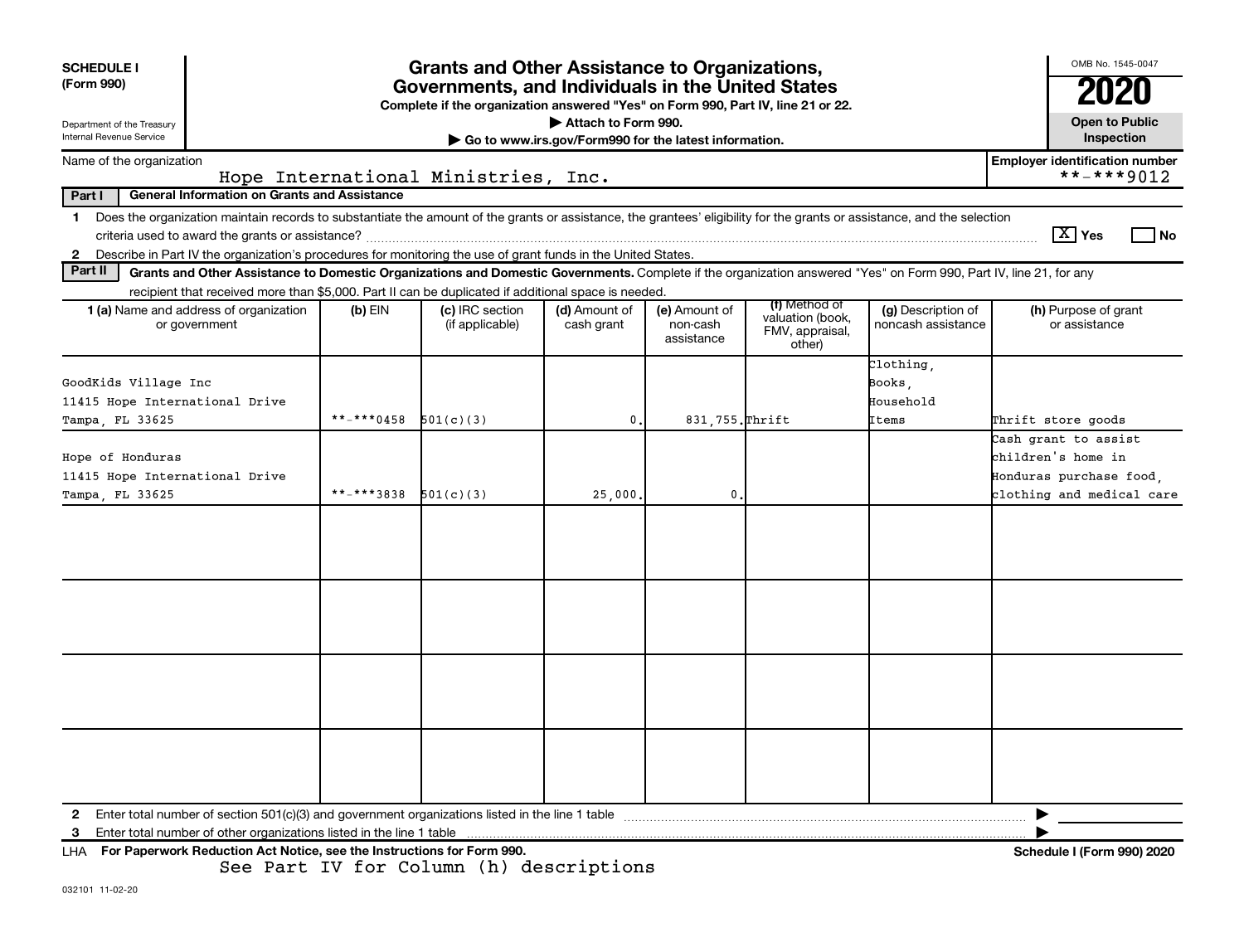**SCHEDULE I**
**(Form 990)**

Department of the Treasury
Internal Revenue Service

# Grants and Other Assistance to Organizations, Governments, and Individuals in the United States

**Complete if the organization answered "Yes" on Form 990, Part IV, line 21 or 22.**
▶ Attach to Form 990.
▶ Go to www.irs.gov/Form990 for the latest information.

OMB No. 1545-0047
**2020**
**Open to Public Inspection**

Name of the organization: Hope International Ministries, Inc.
**Employer identification number**: **-***9012

**Part I — General Information on Grants and Assistance**

1 Does the organization maintain records to substantiate the amount of the grants or assistance, the grantees' eligibility for the grants or assistance, and the selection criteria used to award the grants or assistance? [X] Yes [ ] No

2 Describe in Part IV the organization's procedures for monitoring the use of grant funds in the United States.

**Part II — Grants and Other Assistance to Domestic Organizations and Domestic Governments.** Complete if the organization answered "Yes" on Form 990, Part IV, line 21, for any recipient that received more than $5,000. Part II can be duplicated if additional space is needed.

| 1 (a) Name and address of organization or government | (b) EIN | (c) IRC section (if applicable) | (d) Amount of cash grant | (e) Amount of non-cash assistance | (f) Method of valuation (book, FMV, appraisal, other) | (g) Description of noncash assistance | (h) Purpose of grant or assistance |
|---|---|---|---|---|---|---|---|
| GoodKids Village Inc<br>11415 Hope International Drive<br>Tampa, FL 33625 | **-***0458 | 501(c)(3) | 0. | 831,755. | Thrift | Clothing, Books, Household Items | Thrift store goods |
| Hope of Honduras<br>11415 Hope International Drive<br>Tampa, FL 33625 | **-***3838 | 501(c)(3) | 25,000. | 0. | | | Cash grant to assist children's home in Honduras purchase food, clothing and medical care |
| | | | | | | | |
| | | | | | | | |
| | | | | | | | |
| | | | | | | | |

2 Enter total number of section 501(c)(3) and government organizations listed in the line 1 table ▶

3 Enter total number of other organizations listed in the line 1 table ▶

LHA **For Paperwork Reduction Act Notice, see the Instructions for Form 990.** **Schedule I (Form 990) 2020**

See Part IV for Column (h) descriptions

032101 11-02-20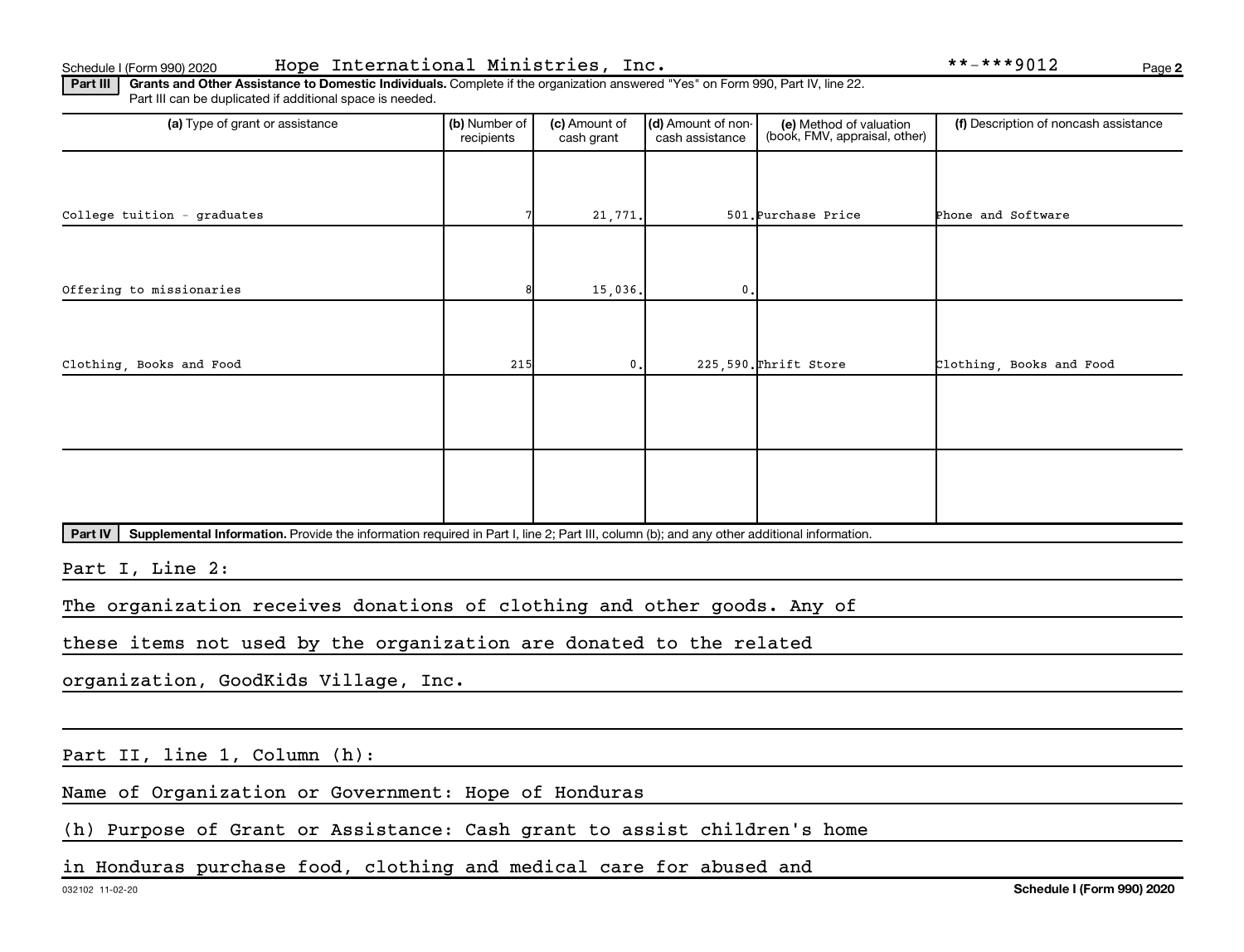Schedule I (Form 990) 2020 Hope International Ministries, Inc. **-***9012

**Part III** **Grants and Other Assistance to Domestic Individuals.** Complete if the organization answered "Yes" on Form 990, Part IV, line 22. Part III can be duplicated if additional space is needed.

| (a) Type of grant or assistance | (b) Number of recipients | (c) Amount of cash grant | (d) Amount of non-cash assistance | (e) Method of valuation (book, FMV, appraisal, other) | (f) Description of noncash assistance |
|---|---|---|---|---|---|
| College tuition - graduates | 7 | 21,771. | 501. | Purchase Price | Phone and Software |
| Offering to missionaries | 8 | 15,036. | 0. | | |
| Clothing, Books and Food | 215 | 0. | 225,590. | Thrift Store | Clothing, Books and Food |
| | | | | | |
| | | | | | |

**Part IV** **Supplemental Information.** Provide the information required in Part I, line 2; Part III, column (b); and any other additional information.

Part I, Line 2:

The organization receives donations of clothing and other goods. Any of these items not used by the organization are donated to the related organization, GoodKids Village, Inc.

Part II, line 1, Column (h):

Name of Organization or Government: Hope of Honduras

(h) Purpose of Grant or Assistance: Cash grant to assist children's home in Honduras purchase food, clothing and medical care for abused and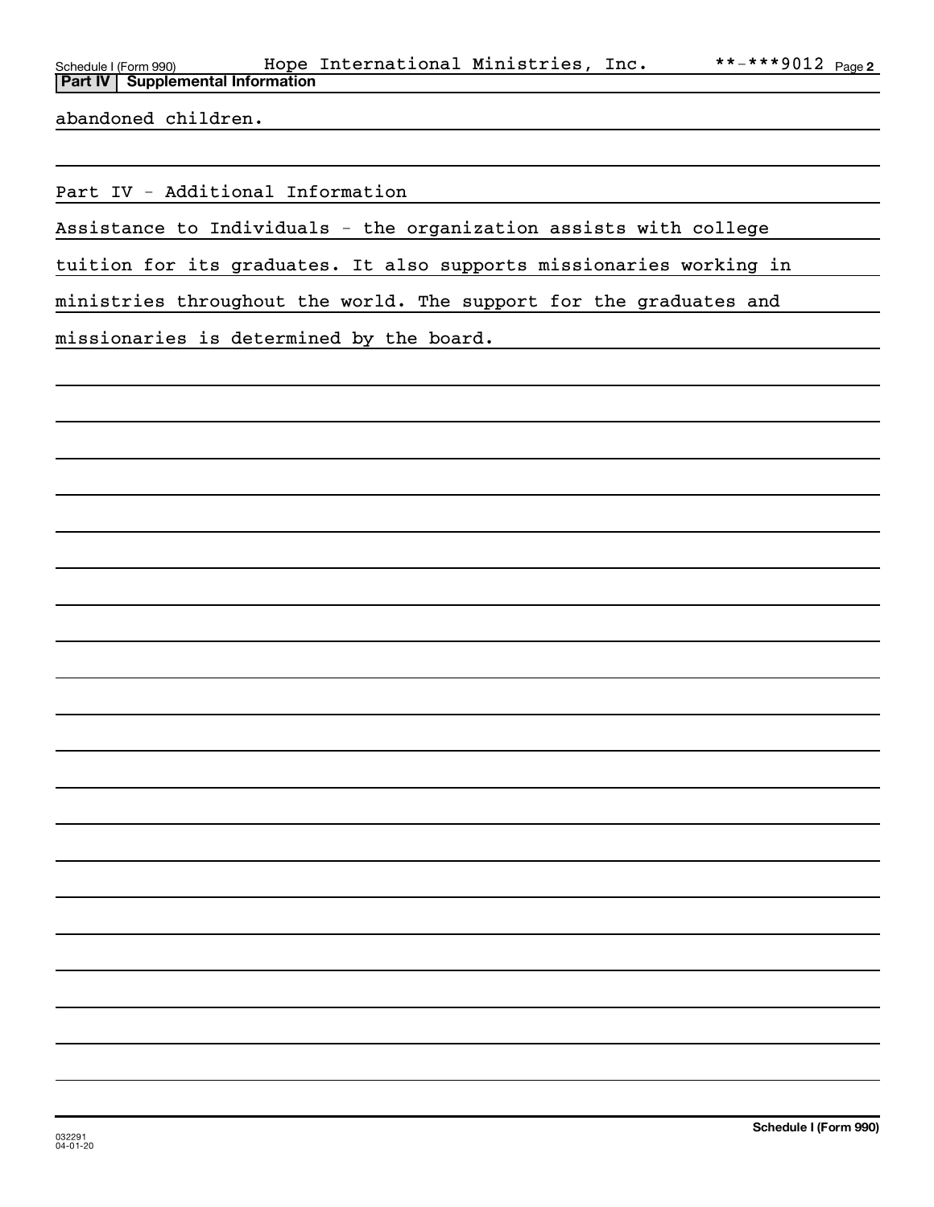## Part IV | Supplemental Information

abandoned children.

Part IV - Additional Information

Assistance to Individuals - the organization assists with college tuition for its graduates. It also supports missionaries working in ministries throughout the world. The support for the graduates and missionaries is determined by the board.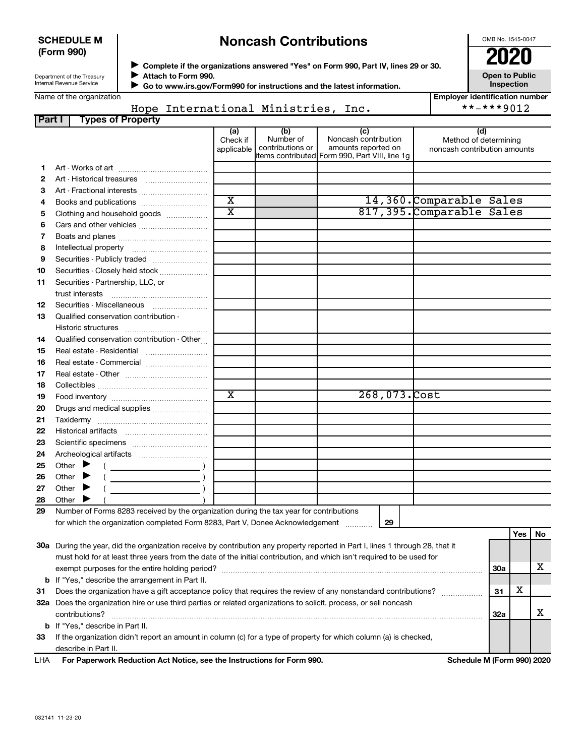**SCHEDULE M (Form 990)**

Department of the Treasury
Internal Revenue Service

# Noncash Contributions

▶ Complete if the organizations answered "Yes" on Form 990, Part IV, lines 29 or 30.
▶ Attach to Form 990.
▶ Go to www.irs.gov/Form990 for instructions and the latest information.

OMB No. 1545-0047

**2020**

**Open to Public Inspection**

Name of the organization: Hope International Ministries, Inc.

Employer identification number: **-***9012

**Part I Types of Property**

| | | (a) Check if applicable | (b) Number of contributions or items contributed | (c) Noncash contribution amounts reported on Form 990, Part VIII, line 1g | (d) Method of determining noncash contribution amounts |
|---|---|---|---|---|---|
| 1 | Art - Works of art | | | | |
| 2 | Art - Historical treasures | | | | |
| 3 | Art - Fractional interests | | | | |
| 4 | Books and publications | X | | 14,360. | Comparable Sales |
| 5 | Clothing and household goods | X | | 817,395. | Comparable Sales |
| 6 | Cars and other vehicles | | | | |
| 7 | Boats and planes | | | | |
| 8 | Intellectual property | | | | |
| 9 | Securities - Publicly traded | | | | |
| 10 | Securities - Closely held stock | | | | |
| 11 | Securities - Partnership, LLC, or trust interests | | | | |
| 12 | Securities - Miscellaneous | | | | |
| 13 | Qualified conservation contribution - Historic structures | | | | |
| 14 | Qualified conservation contribution - Other | | | | |
| 15 | Real estate - Residential | | | | |
| 16 | Real estate - Commercial | | | | |
| 17 | Real estate - Other | | | | |
| 18 | Collectibles | | | | |
| 19 | Food inventory | X | | 268,073. | Cost |
| 20 | Drugs and medical supplies | | | | |
| 21 | Taxidermy | | | | |
| 22 | Historical artifacts | | | | |
| 23 | Scientific specimens | | | | |
| 24 | Archeological artifacts | | | | |
| 25 | Other ▶ ( ) | | | | |
| 26 | Other ▶ ( ) | | | | |
| 27 | Other ▶ ( ) | | | | |
| 28 | Other ▶ ( ) | | | | |

29 Number of Forms 8283 received by the organization during the tax year for contributions for which the organization completed Form 8283, Part V, Donee Acknowledgement ..... 29

| | | | Yes | No |
|---|---|---|---|---|
| 30a | During the year, did the organization receive by contribution any property reported in Part I, lines 1 through 28, that it must hold for at least three years from the date of the initial contribution, and which isn't required to be used for exempt purposes for the entire holding period? | 30a | | X |
| b | If "Yes," describe the arrangement in Part II. | | | |
| 31 | Does the organization have a gift acceptance policy that requires the review of any nonstandard contributions? | 31 | X | |
| 32a | Does the organization hire or use third parties or related organizations to solicit, process, or sell noncash contributions? | 32a | | X |
| b | If "Yes," describe in Part II. | | | |
| 33 | If the organization didn't report an amount in column (c) for a type of property for which column (a) is checked, describe in Part II. | | | |

LHA For Paperwork Reduction Act Notice, see the Instructions for Form 990. Schedule M (Form 990) 2020

032141 11-23-20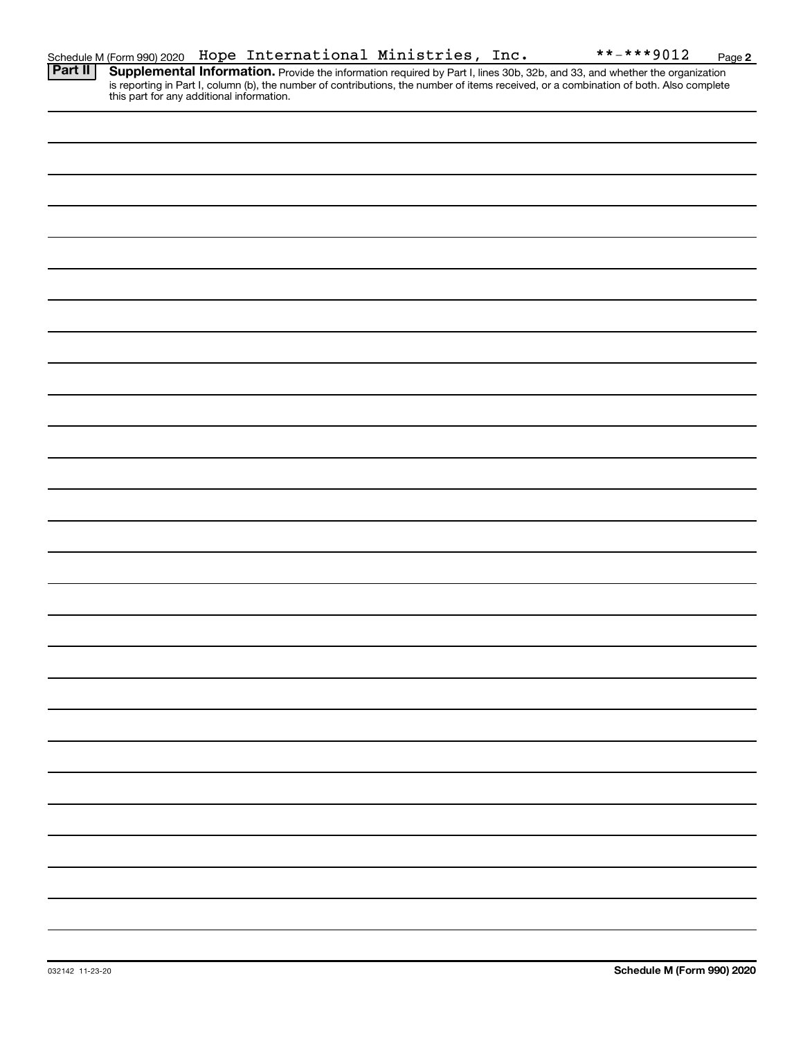Schedule M (Form 990) 2020 Hope International Ministries, Inc. **-***9012

**Part II** **Supplemental Information.** Provide the information required by Part I, lines 30b, 32b, and 33, and whether the organization is reporting in Part I, column (b), the number of contributions, the number of items received, or a combination of both. Also complete this part for any additional information.

032142 11-23-20

**Schedule M (Form 990) 2020**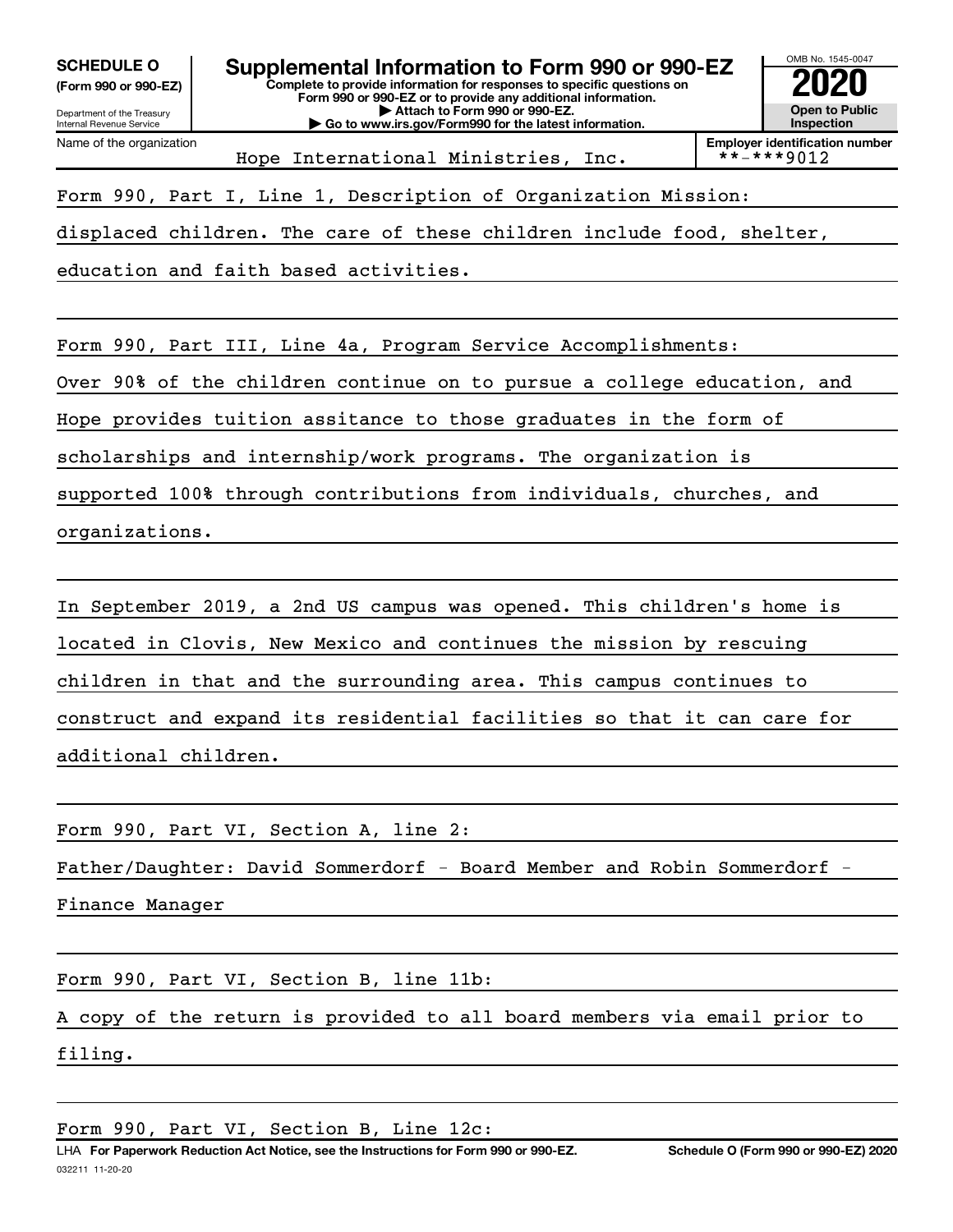**SCHEDULE O**
**(Form 990 or 990-EZ)**

Department of the Treasury
Internal Revenue Service

# Supplemental Information to Form 990 or 990-EZ

**Complete to provide information for responses to specific questions on Form 990 or 990-EZ or to provide any additional information.**
**▶ Attach to Form 990 or 990-EZ.**
**▶ Go to www.irs.gov/Form990 for the latest information.**

OMB No. 1545-0047
**2020**
**Open to Public Inspection**

| Name of the organization | Employer identification number |
|---|---|
| Hope International Ministries, Inc. | **-***9012 |

Form 990, Part I, Line 1, Description of Organization Mission:
displaced children. The care of these children include food, shelter, education and faith based activities.

Form 990, Part III, Line 4a, Program Service Accomplishments:
Over 90% of the children continue on to pursue a college education, and Hope provides tuition assitance to those graduates in the form of scholarships and internship/work programs. The organization is supported 100% through contributions from individuals, churches, and organizations.

In September 2019, a 2nd US campus was opened. This children's home is located in Clovis, New Mexico and continues the mission by rescuing children in that and the surrounding area. This campus continues to construct and expand its residential facilities so that it can care for additional children.

Form 990, Part VI, Section A, line 2:
Father/Daughter: David Sommerdorf - Board Member and Robin Sommerdorf - Finance Manager

Form 990, Part VI, Section B, line 11b:
A copy of the return is provided to all board members via email prior to filing.

Form 990, Part VI, Section B, Line 12c:

LHA **For Paperwork Reduction Act Notice, see the Instructions for Form 990 or 990-EZ.** **Schedule O (Form 990 or 990-EZ) 2020**
032211 11-20-20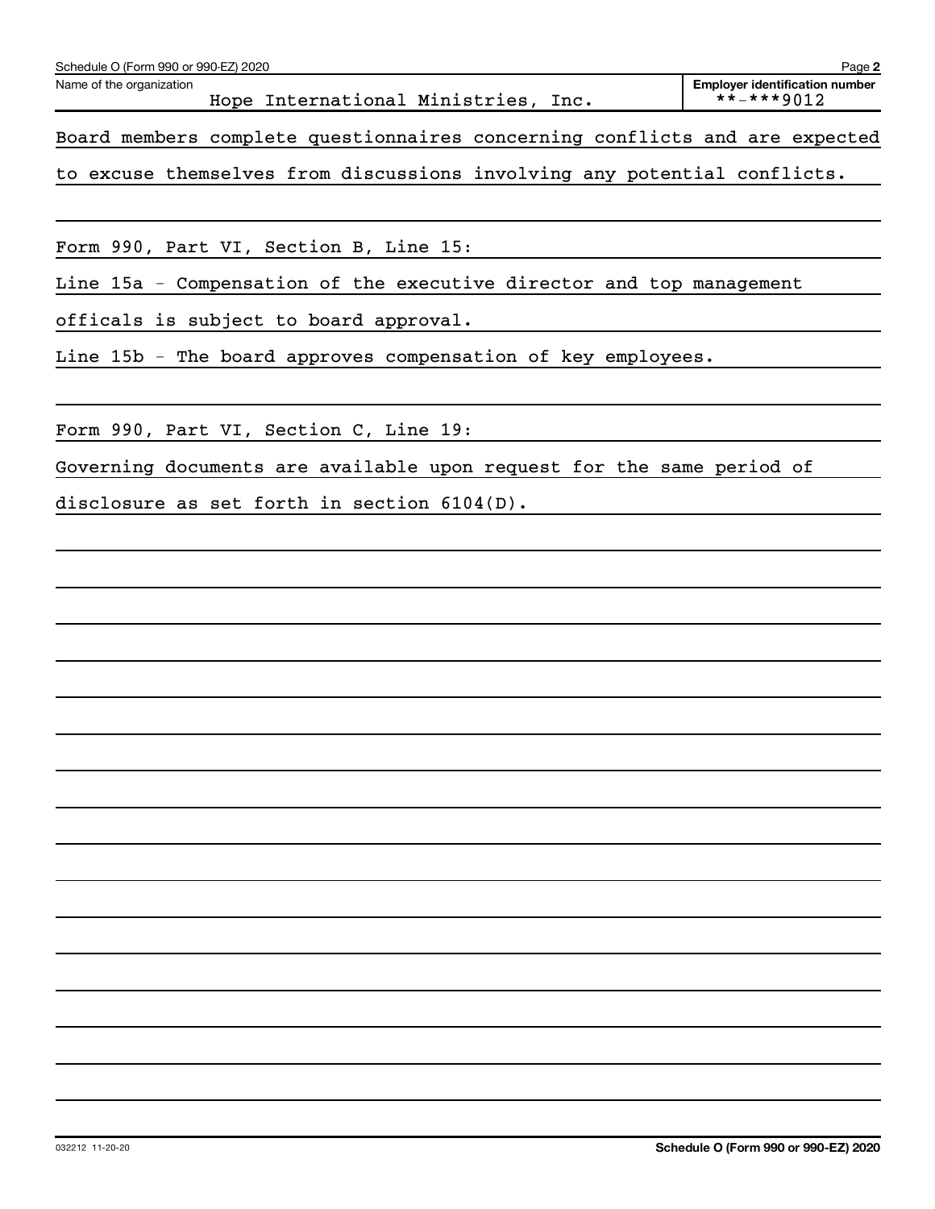Name of the organization: Hope International Ministries, Inc.

Employer identification number: **-***9012

Board members complete questionnaires concerning conflicts and are expected to excuse themselves from discussions involving any potential conflicts.

Form 990, Part VI, Section B, Line 15:

Line 15a - Compensation of the executive director and top management officals is subject to board approval.

Line 15b - The board approves compensation of key employees.

Form 990, Part VI, Section C, Line 19:

Governing documents are available upon request for the same period of disclosure as set forth in section 6104(D).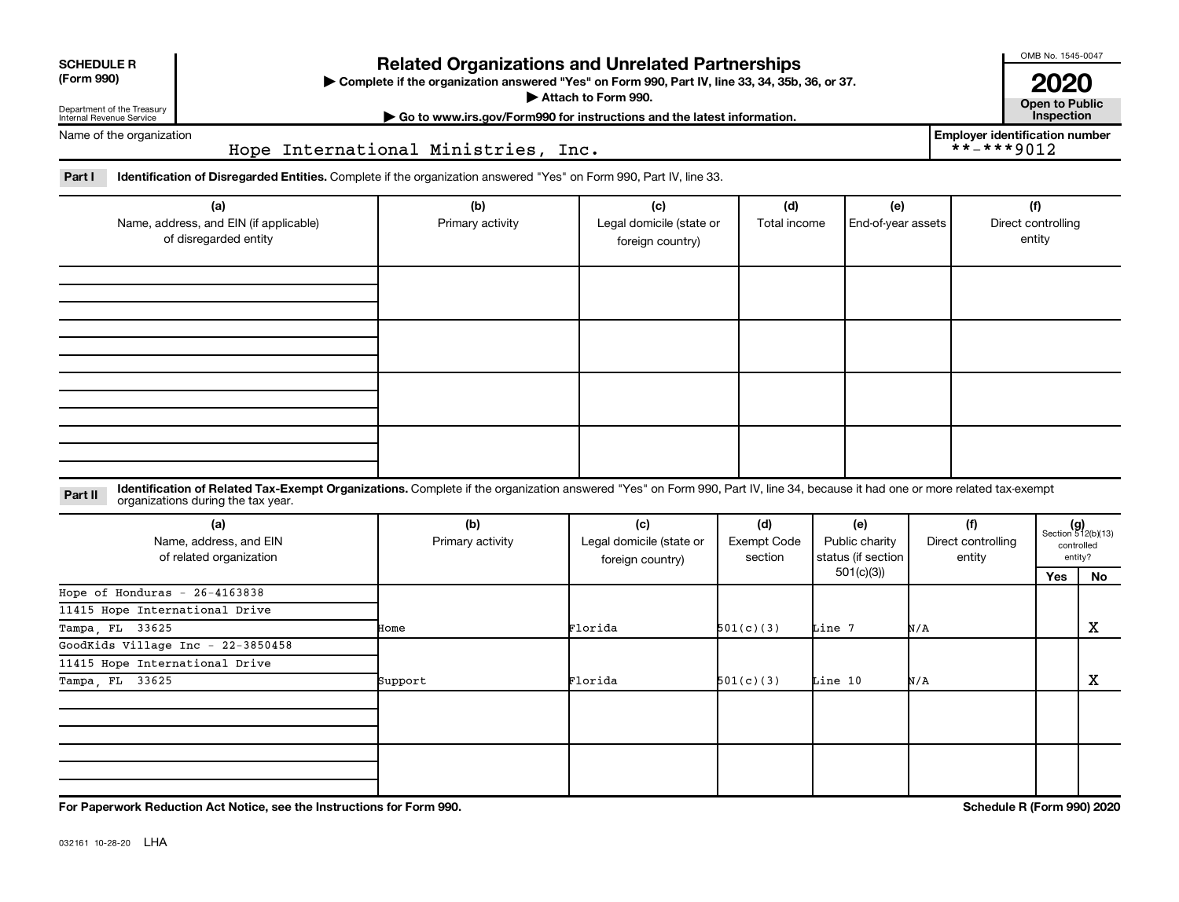**SCHEDULE R (Form 990)**

Department of the Treasury
Internal Revenue Service

# Related Organizations and Unrelated Partnerships

▶ Complete if the organization answered "Yes" on Form 990, Part IV, line 33, 34, 35b, 36, or 37.
▶ Attach to Form 990.
▶ Go to www.irs.gov/Form990 for instructions and the latest information.

OMB No. 1545-0047

**2020**

**Open to Public Inspection**

Name of the organization: Hope International Ministries, Inc.

Employer identification number: **-***9012

**Part I — Identification of Disregarded Entities.** Complete if the organization answered "Yes" on Form 990, Part IV, line 33.

| (a) Name, address, and EIN (if applicable) of disregarded entity | (b) Primary activity | (c) Legal domicile (state or foreign country) | (d) Total income | (e) End-of-year assets | (f) Direct controlling entity |
|---|---|---|---|---|---|
| | | | | | |
| | | | | | |
| | | | | | |
| | | | | | |

**Part II — Identification of Related Tax-Exempt Organizations.** Complete if the organization answered "Yes" on Form 990, Part IV, line 34, because it had one or more related tax-exempt organizations during the tax year.

| (a) Name, address, and EIN of related organization | (b) Primary activity | (c) Legal domicile (state or foreign country) | (d) Exempt Code section | (e) Public charity status (if section 501(c)(3)) | (f) Direct controlling entity | (g) Section 512(b)(13) controlled entity? Yes | No |
|---|---|---|---|---|---|---|---|
| Hope of Honduras - 26-4163838<br>11415 Hope International Drive<br>Tampa, FL 33625 | Home | Florida | 501(c)(3) | Line 7 | N/A | | X |
| GoodKids Village Inc - 22-3850458<br>11415 Hope International Drive<br>Tampa, FL 33625 | Support | Florida | 501(c)(3) | Line 10 | N/A | | X |
| | | | | | | | |
| | | | | | | | |

**For Paperwork Reduction Act Notice, see the Instructions for Form 990.**

**Schedule R (Form 990) 2020**

032161 10-28-20 LHA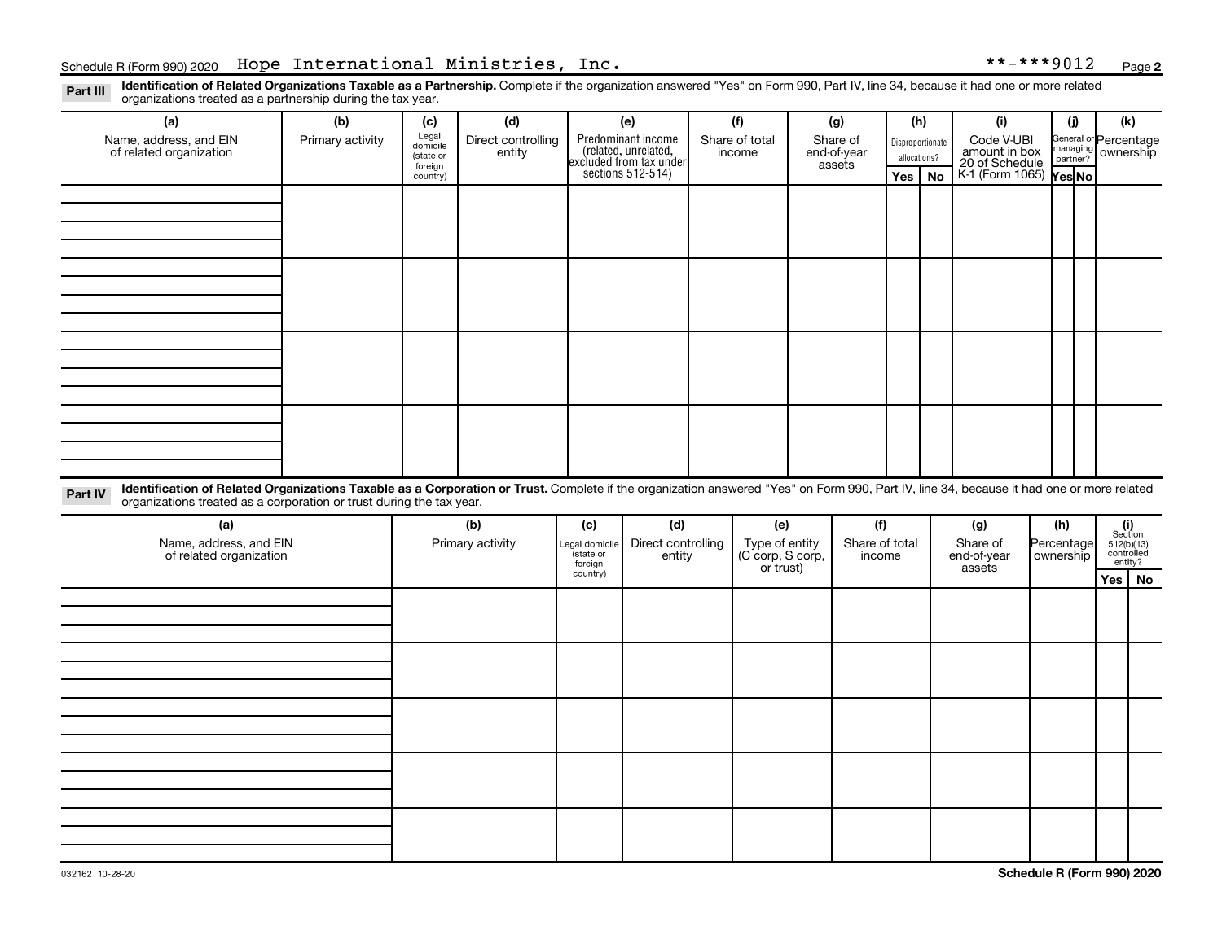Schedule R (Form 990) 2020 Hope International Ministries, Inc. **-***9012 Page 2

**Part III** **Identification of Related Organizations Taxable as a Partnership.** Complete if the organization answered "Yes" on Form 990, Part IV, line 34, because it had one or more related organizations treated as a partnership during the tax year.

| (a) Name, address, and EIN of related organization | (b) Primary activity | (c) Legal domicile (state or foreign country) | (d) Direct controlling entity | (e) Predominant income (related, unrelated, excluded from tax under sections 512-514) | (f) Share of total income | (g) Share of end-of-year assets | (h) Disproportionate allocations? | | (i) Code V-UBI amount in box 20 of Schedule K-1 (Form 1065) | (j) General or managing partner? | | (k) Percentage ownership |
|---|---|---|---|---|---|---|---|---|---|---|---|---|
| | | | | | | | Yes | No | | Yes | No | |
| | | | | | | | | | | | | |
| | | | | | | | | | | | | |
| | | | | | | | | | | | | |
| | | | | | | | | | | | | |

**Part IV** **Identification of Related Organizations Taxable as a Corporation or Trust.** Complete if the organization answered "Yes" on Form 990, Part IV, line 34, because it had one or more related organizations treated as a corporation or trust during the tax year.

| (a) Name, address, and EIN of related organization | (b) Primary activity | (c) Legal domicile (state or foreign country) | (d) Direct controlling entity | (e) Type of entity (C corp, S corp, or trust) | (f) Share of total income | (g) Share of end-of-year assets | (h) Percentage ownership | (i) Section 512(b)(13) controlled entity? | |
|---|---|---|---|---|---|---|---|---|---|
| | | | | | | | | Yes | No |
| | | | | | | | | | |
| | | | | | | | | | |
| | | | | | | | | | |
| | | | | | | | | | |
| | | | | | | | | | |

032162 10-28-20 **Schedule R (Form 990) 2020**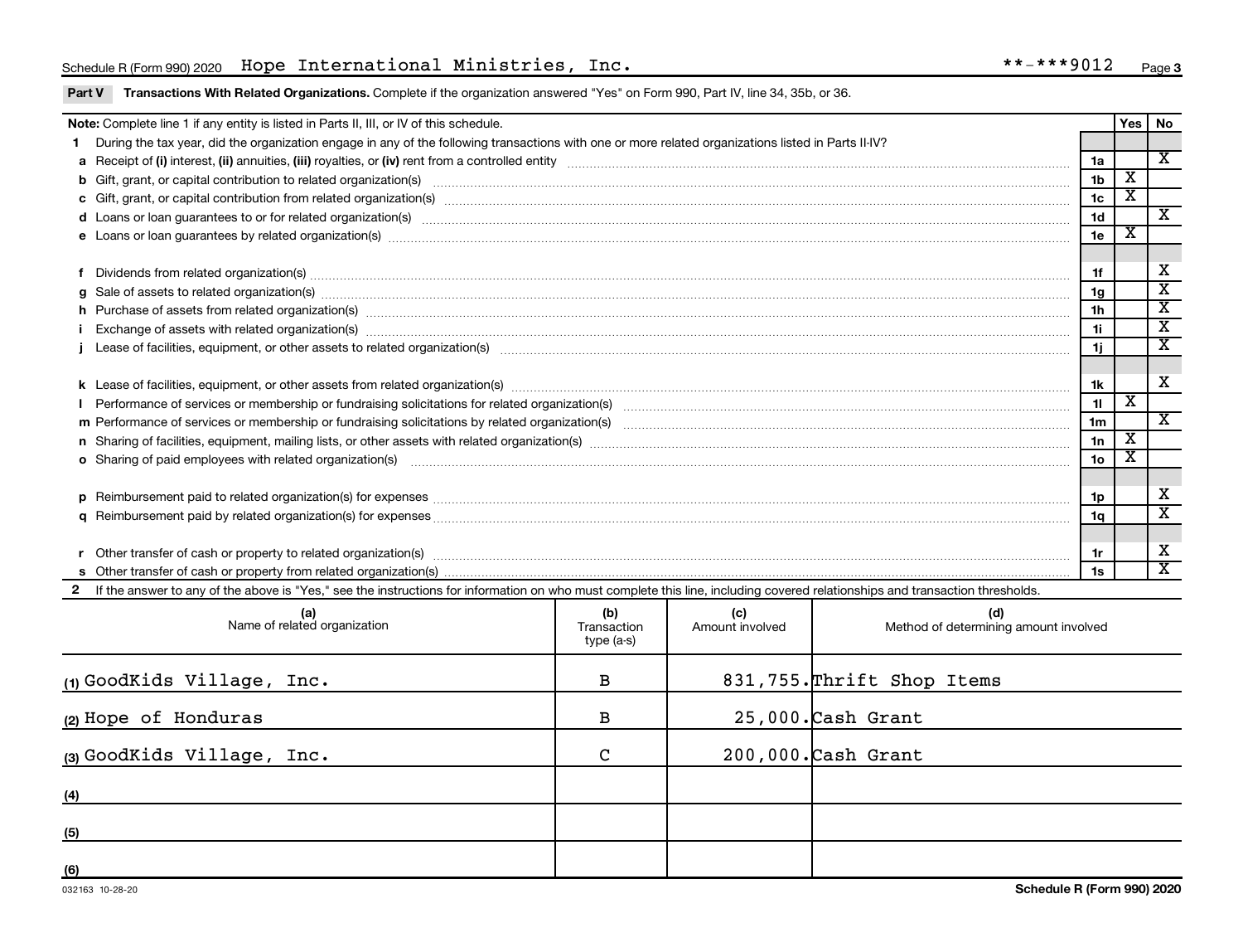Schedule R (Form 990) 2020 Hope International Ministries, Inc. **-***9012

**Part V Transactions With Related Organizations.** Complete if the organization answered "Yes" on Form 990, Part IV, line 34, 35b, or 36.

| **Note:** Complete line 1 if any entity is listed in Parts II, III, or IV of this schedule. | | Yes | No |
|---|---|---|---|
| **1** During the tax year, did the organization engage in any of the following transactions with one or more related organizations listed in Parts II-IV? | | | |
| **a** Receipt of **(i)** interest, **(ii)** annuities, **(iii)** royalties, or **(iv)** rent from a controlled entity | 1a | | X |
| **b** Gift, grant, or capital contribution to related organization(s) | 1b | X | |
| **c** Gift, grant, or capital contribution from related organization(s) | 1c | X | |
| **d** Loans or loan guarantees to or for related organization(s) | 1d | | X |
| **e** Loans or loan guarantees by related organization(s) | 1e | X | |
| **f** Dividends from related organization(s) | 1f | | X |
| **g** Sale of assets to related organization(s) | 1g | | X |
| **h** Purchase of assets from related organization(s) | 1h | | X |
| **i** Exchange of assets with related organization(s) | 1i | | X |
| **j** Lease of facilities, equipment, or other assets to related organization(s) | 1j | | X |
| **k** Lease of facilities, equipment, or other assets from related organization(s) | 1k | | X |
| **l** Performance of services or membership or fundraising solicitations for related organization(s) | 1l | X | |
| **m** Performance of services or membership or fundraising solicitations by related organization(s) | 1m | | X |
| **n** Sharing of facilities, equipment, mailing lists, or other assets with related organization(s) | 1n | X | |
| **o** Sharing of paid employees with related organization(s) | 1o | X | |
| **p** Reimbursement paid to related organization(s) for expenses | 1p | | X |
| **q** Reimbursement paid by related organization(s) for expenses | 1q | | X |
| **r** Other transfer of cash or property to related organization(s) | 1r | | X |
| **s** Other transfer of cash or property from related organization(s) | 1s | | X |

**2** If the answer to any of the above is "Yes," see the instructions for information on who must complete this line, including covered relationships and transaction thresholds.

| (a) Name of related organization | (b) Transaction type (a-s) | (c) Amount involved | (d) Method of determining amount involved |
|---|---|---|---|
| (1) GoodKids Village, Inc. | B | 831,755. | Thrift Shop Items |
| (2) Hope of Honduras | B | 25,000. | Cash Grant |
| (3) GoodKids Village, Inc. | C | 200,000. | Cash Grant |
| (4) | | | |
| (5) | | | |
| (6) | | | |

032163 10-28-20 **Schedule R (Form 990) 2020**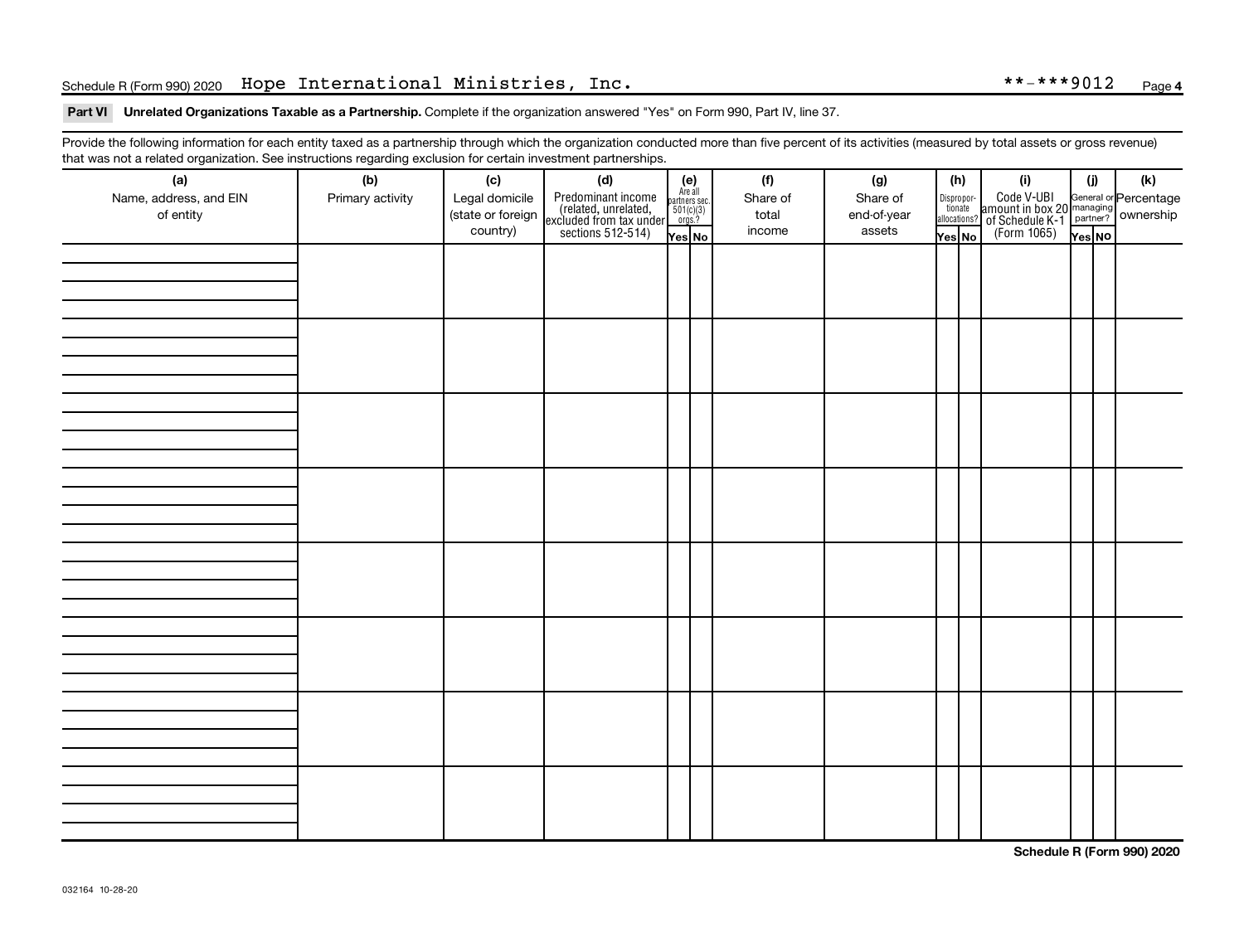Schedule R (Form 990) 2020 Hope International Ministries, Inc. **-***9012

**Part VI Unrelated Organizations Taxable as a Partnership.** Complete if the organization answered "Yes" on Form 990, Part IV, line 37.

Provide the following information for each entity taxed as a partnership through which the organization conducted more than five percent of its activities (measured by total assets or gross revenue) that was not a related organization. See instructions regarding exclusion for certain investment partnerships.

| (a) Name, address, and EIN of entity | (b) Primary activity | (c) Legal domicile (state or foreign country) | (d) Predominant income (related, unrelated, excluded from tax under sections 512-514) | (e) Are all partners sec. 501(c)(3) orgs.? Yes | (e) No | (f) Share of total income | (g) Share of end-of-year assets | (h) Disproportionate allocations? Yes | (h) No | (i) Code V-UBI amount in box 20 of Schedule K-1 (Form 1065) | (j) General or managing partner? Yes | (j) No | (k) Percentage ownership |
|---|---|---|---|---|---|---|---|---|---|---|---|---|---|
| | | | | | | | | | | | | | |
| | | | | | | | | | | | | | |
| | | | | | | | | | | | | | |
| | | | | | | | | | | | | | |
| | | | | | | | | | | | | | |
| | | | | | | | | | | | | | |
| | | | | | | | | | | | | | |
| | | | | | | | | | | | | | |

Schedule R (Form 990) 2020

032164 10-28-20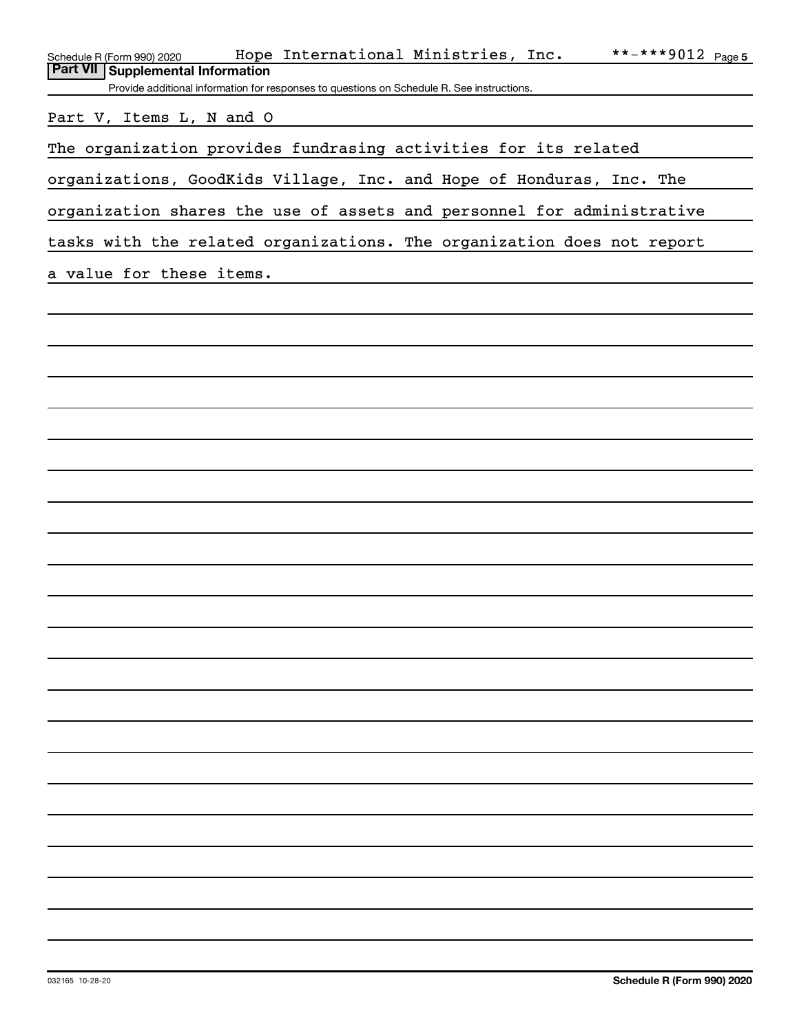## Part VII Supplemental Information

Provide additional information for responses to questions on Schedule R. See instructions.

Part V, Items L, N and O

The organization provides fundrasing activities for its related organizations, GoodKids Village, Inc. and Hope of Honduras, Inc. The organization shares the use of assets and personnel for administrative tasks with the related organizations. The organization does not report a value for these items.